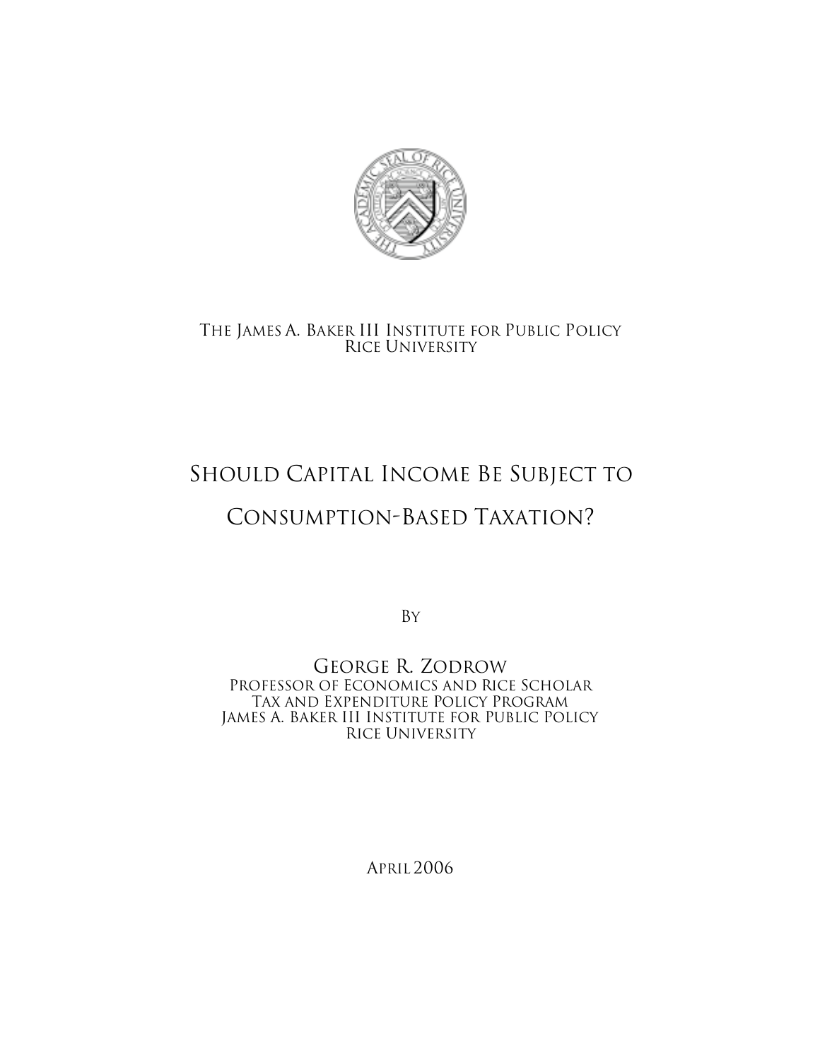The James A. Baker III Institute for Public Policy
Rice University

# Should Capital Income Be Subject to Consumption-Based Taxation?

By

George R. Zodrow
Professor of Economics and Rice Scholar
Tax and Expenditure Policy Program
James A. Baker III Institute for Public Policy
Rice University

April 2006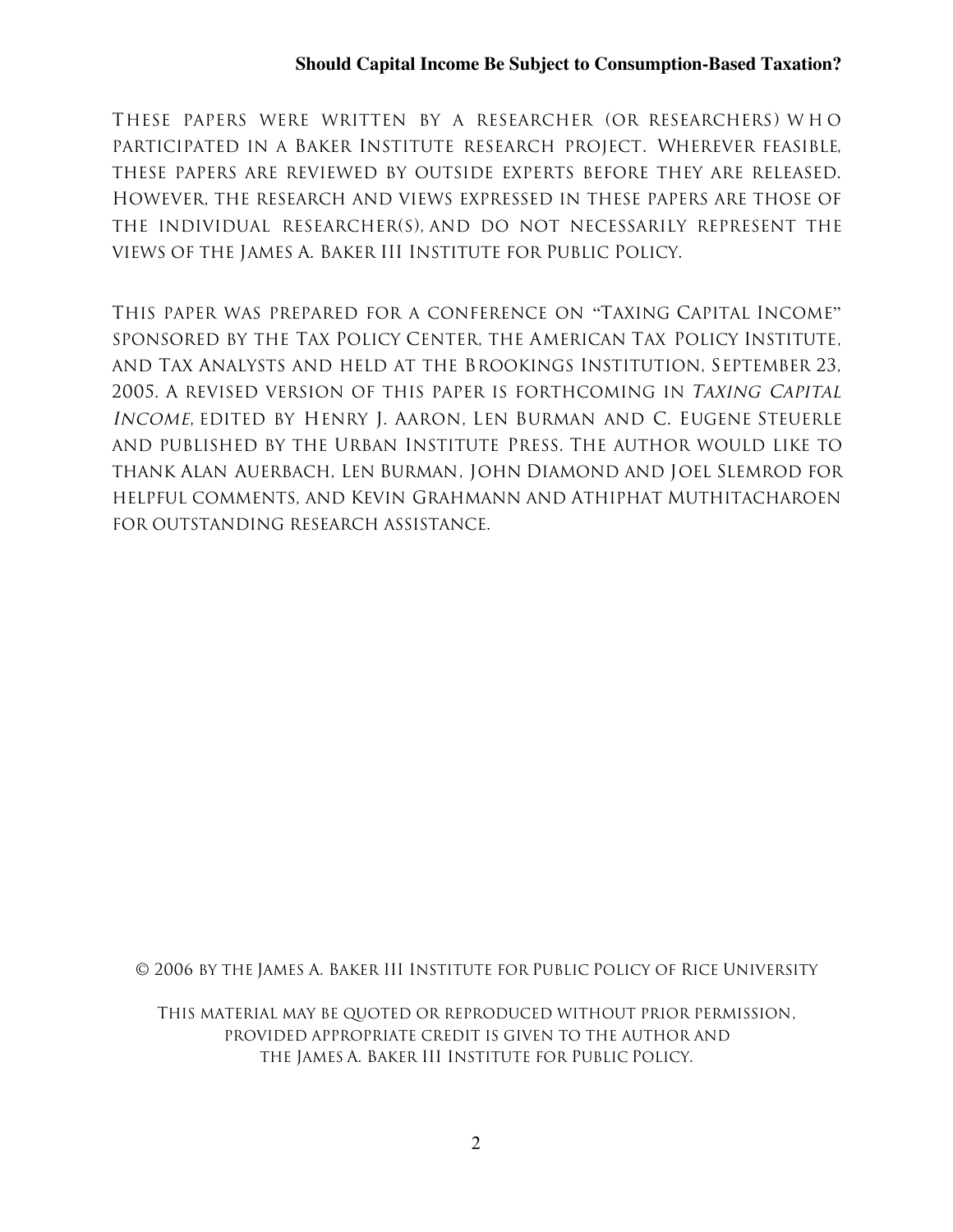These papers were written by a researcher (or researchers) who participated in a Baker Institute research project. Wherever feasible, these papers are reviewed by outside experts before they are released. However, the research and views expressed in these papers are those of the individual researcher(s), and do not necessarily represent the views of the James A. Baker III Institute for Public Policy.

This paper was prepared for a conference on "Taxing Capital Income" sponsored by the Tax Policy Center, the American Tax Policy Institute, and Tax Analysts and held at the Brookings Institution, September 23, 2005. A revised version of this paper is forthcoming in *Taxing Capital Income*, edited by Henry J. Aaron, Len Burman and C. Eugene Steuerle and published by the Urban Institute Press. The author would like to thank Alan Auerbach, Len Burman, John Diamond and Joel Slemrod for helpful comments, and Kevin Grahmann and Athiphat Muthitacharoen for outstanding research assistance.

© 2006 by the James A. Baker III Institute for Public Policy of Rice University

This material may be quoted or reproduced without prior permission, provided appropriate credit is given to the author and the James A. Baker III Institute for Public Policy.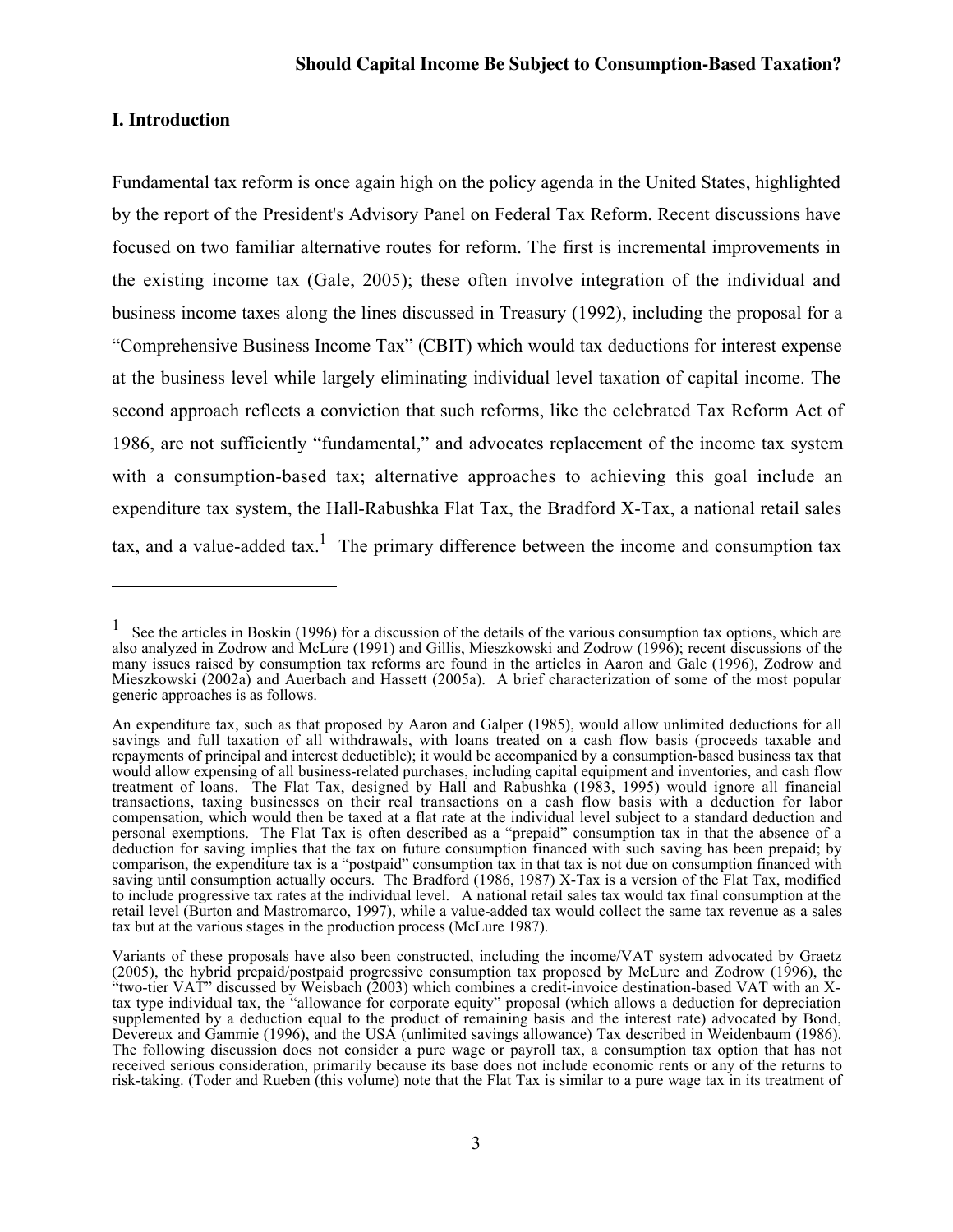## I. Introduction

Fundamental tax reform is once again high on the policy agenda in the United States, highlighted by the report of the President's Advisory Panel on Federal Tax Reform. Recent discussions have focused on two familiar alternative routes for reform. The first is incremental improvements in the existing income tax (Gale, 2005); these often involve integration of the individual and business income taxes along the lines discussed in Treasury (1992), including the proposal for a "Comprehensive Business Income Tax" (CBIT) which would tax deductions for interest expense at the business level while largely eliminating individual level taxation of capital income. The second approach reflects a conviction that such reforms, like the celebrated Tax Reform Act of 1986, are not sufficiently "fundamental," and advocates replacement of the income tax system with a consumption-based tax; alternative approaches to achieving this goal include an expenditure tax system, the Hall-Rabushka Flat Tax, the Bradford X-Tax, a national retail sales tax, and a value-added tax.[1] The primary difference between the income and consumption tax

---

[1] See the articles in Boskin (1996) for a discussion of the details of the various consumption tax options, which are also analyzed in Zodrow and McLure (1991) and Gillis, Mieszkowski and Zodrow (1996); recent discussions of the many issues raised by consumption tax reforms are found in the articles in Aaron and Gale (1996), Zodrow and Mieszkowski (2002a) and Auerbach and Hassett (2005a). A brief characterization of some of the most popular generic approaches is as follows.

An expenditure tax, such as that proposed by Aaron and Galper (1985), would allow unlimited deductions for all savings and full taxation of all withdrawals, with loans treated on a cash flow basis (proceeds taxable and repayments of principal and interest deductible); it would be accompanied by a consumption-based business tax that would allow expensing of all business-related purchases, including capital equipment and inventories, and cash flow treatment of loans. The Flat Tax, designed by Hall and Rabushka (1983, 1995) would ignore all financial transactions, taxing businesses on their real transactions on a cash flow basis with a deduction for labor compensation, which would then be taxed at a flat rate at the individual level subject to a standard deduction and personal exemptions. The Flat Tax is often described as a "prepaid" consumption tax in that the absence of a deduction for saving implies that the tax on future consumption financed with such saving has been prepaid; by comparison, the expenditure tax is a "postpaid" consumption tax in that tax is not due on consumption financed with saving until consumption actually occurs. The Bradford (1986, 1987) X-Tax is a version of the Flat Tax, modified to include progressive tax rates at the individual level. A national retail sales tax would tax final consumption at the retail level (Burton and Mastromarco, 1997), while a value-added tax would collect the same tax revenue as a sales tax but at the various stages in the production process (McLure 1987).

Variants of these proposals have also been constructed, including the income/VAT system advocated by Graetz (2005), the hybrid prepaid/postpaid progressive consumption tax proposed by McLure and Zodrow (1996), the "two-tier VAT" discussed by Weisbach (2003) which combines a credit-invoice destination-based VAT with an X-tax type individual tax, the "allowance for corporate equity" proposal (which allows a deduction for depreciation supplemented by a deduction equal to the product of remaining basis and the interest rate) advocated by Bond, Devereux and Gammie (1996), and the USA (unlimited savings allowance) Tax described in Weidenbaum (1986). The following discussion does not consider a pure wage or payroll tax, a consumption tax option that has not received serious consideration, primarily because its base does not include economic rents or any of the returns to risk-taking. (Toder and Rueben (this volume) note that the Flat Tax is similar to a pure wage tax in its treatment of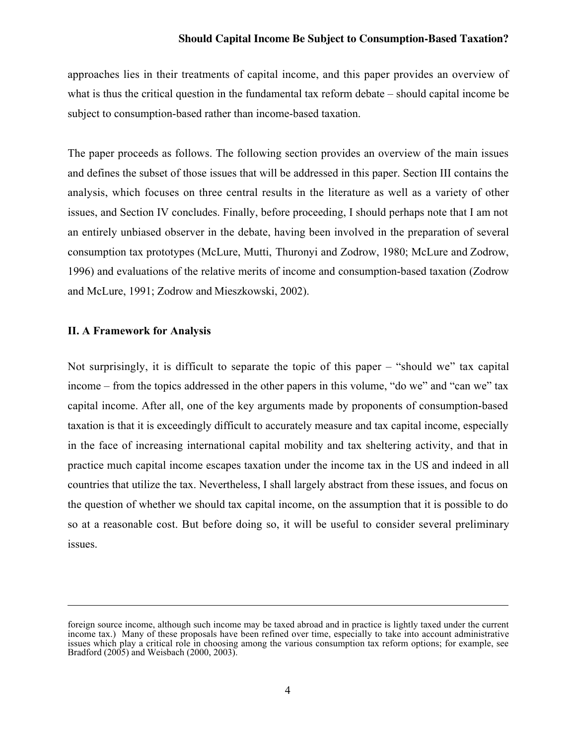approaches lies in their treatments of capital income, and this paper provides an overview of what is thus the critical question in the fundamental tax reform debate – should capital income be subject to consumption-based rather than income-based taxation.

The paper proceeds as follows. The following section provides an overview of the main issues and defines the subset of those issues that will be addressed in this paper. Section III contains the analysis, which focuses on three central results in the literature as well as a variety of other issues, and Section IV concludes. Finally, before proceeding, I should perhaps note that I am not an entirely unbiased observer in the debate, having been involved in the preparation of several consumption tax prototypes (McLure, Mutti, Thuronyi and Zodrow, 1980; McLure and Zodrow, 1996) and evaluations of the relative merits of income and consumption-based taxation (Zodrow and McLure, 1991; Zodrow and Mieszkowski, 2002).

## II. A Framework for Analysis

Not surprisingly, it is difficult to separate the topic of this paper – "should we" tax capital income – from the topics addressed in the other papers in this volume, "do we" and "can we" tax capital income. After all, one of the key arguments made by proponents of consumption-based taxation is that it is exceedingly difficult to accurately measure and tax capital income, especially in the face of increasing international capital mobility and tax sheltering activity, and that in practice much capital income escapes taxation under the income tax in the US and indeed in all countries that utilize the tax. Nevertheless, I shall largely abstract from these issues, and focus on the question of whether we should tax capital income, on the assumption that it is possible to do so at a reasonable cost. But before doing so, it will be useful to consider several preliminary issues.

---

foreign source income, although such income may be taxed abroad and in practice is lightly taxed under the current income tax.) Many of these proposals have been refined over time, especially to take into account administrative issues which play a critical role in choosing among the various consumption tax reform options; for example, see Bradford (2005) and Weisbach (2000, 2003).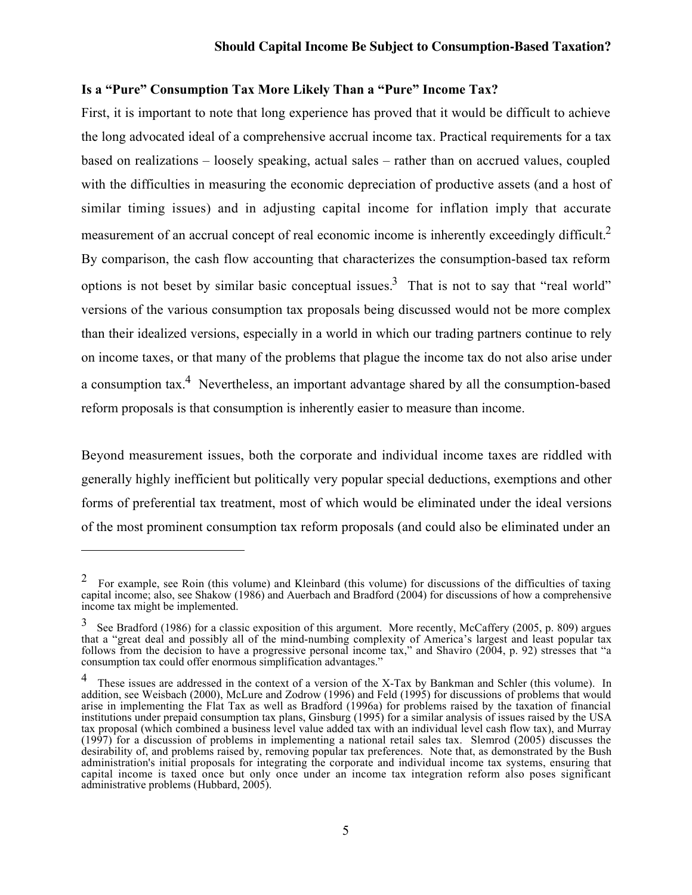**Is a "Pure" Consumption Tax More Likely Than a "Pure" Income Tax?**

First, it is important to note that long experience has proved that it would be difficult to achieve the long advocated ideal of a comprehensive accrual income tax. Practical requirements for a tax based on realizations – loosely speaking, actual sales – rather than on accrued values, coupled with the difficulties in measuring the economic depreciation of productive assets (and a host of similar timing issues) and in adjusting capital income for inflation imply that accurate measurement of an accrual concept of real economic income is inherently exceedingly difficult.[2] By comparison, the cash flow accounting that characterizes the consumption-based tax reform options is not beset by similar basic conceptual issues.[3] That is not to say that "real world" versions of the various consumption tax proposals being discussed would not be more complex than their idealized versions, especially in a world in which our trading partners continue to rely on income taxes, or that many of the problems that plague the income tax do not also arise under a consumption tax.[4] Nevertheless, an important advantage shared by all the consumption-based reform proposals is that consumption is inherently easier to measure than income.

Beyond measurement issues, both the corporate and individual income taxes are riddled with generally highly inefficient but politically very popular special deductions, exemptions and other forms of preferential tax treatment, most of which would be eliminated under the ideal versions of the most prominent consumption tax reform proposals (and could also be eliminated under an

---

[2] For example, see Roin (this volume) and Kleinbard (this volume) for discussions of the difficulties of taxing capital income; also, see Shakow (1986) and Auerbach and Bradford (2004) for discussions of how a comprehensive income tax might be implemented.

[3] See Bradford (1986) for a classic exposition of this argument. More recently, McCaffery (2005, p. 809) argues that a "great deal and possibly all of the mind-numbing complexity of America's largest and least popular tax follows from the decision to have a progressive personal income tax," and Shaviro (2004, p. 92) stresses that "a consumption tax could offer enormous simplification advantages."

[4] These issues are addressed in the context of a version of the X-Tax by Bankman and Schler (this volume). In addition, see Weisbach (2000), McLure and Zodrow (1996) and Feld (1995) for discussions of problems that would arise in implementing the Flat Tax as well as Bradford (1996a) for problems raised by the taxation of financial institutions under prepaid consumption tax plans, Ginsburg (1995) for a similar analysis of issues raised by the USA tax proposal (which combined a business level value added tax with an individual level cash flow tax), and Murray (1997) for a discussion of problems in implementing a national retail sales tax. Slemrod (2005) discusses the desirability of, and problems raised by, removing popular tax preferences. Note that, as demonstrated by the Bush administration's initial proposals for integrating the corporate and individual income tax systems, ensuring that capital income is taxed once but only once under an income tax integration reform also poses significant administrative problems (Hubbard, 2005).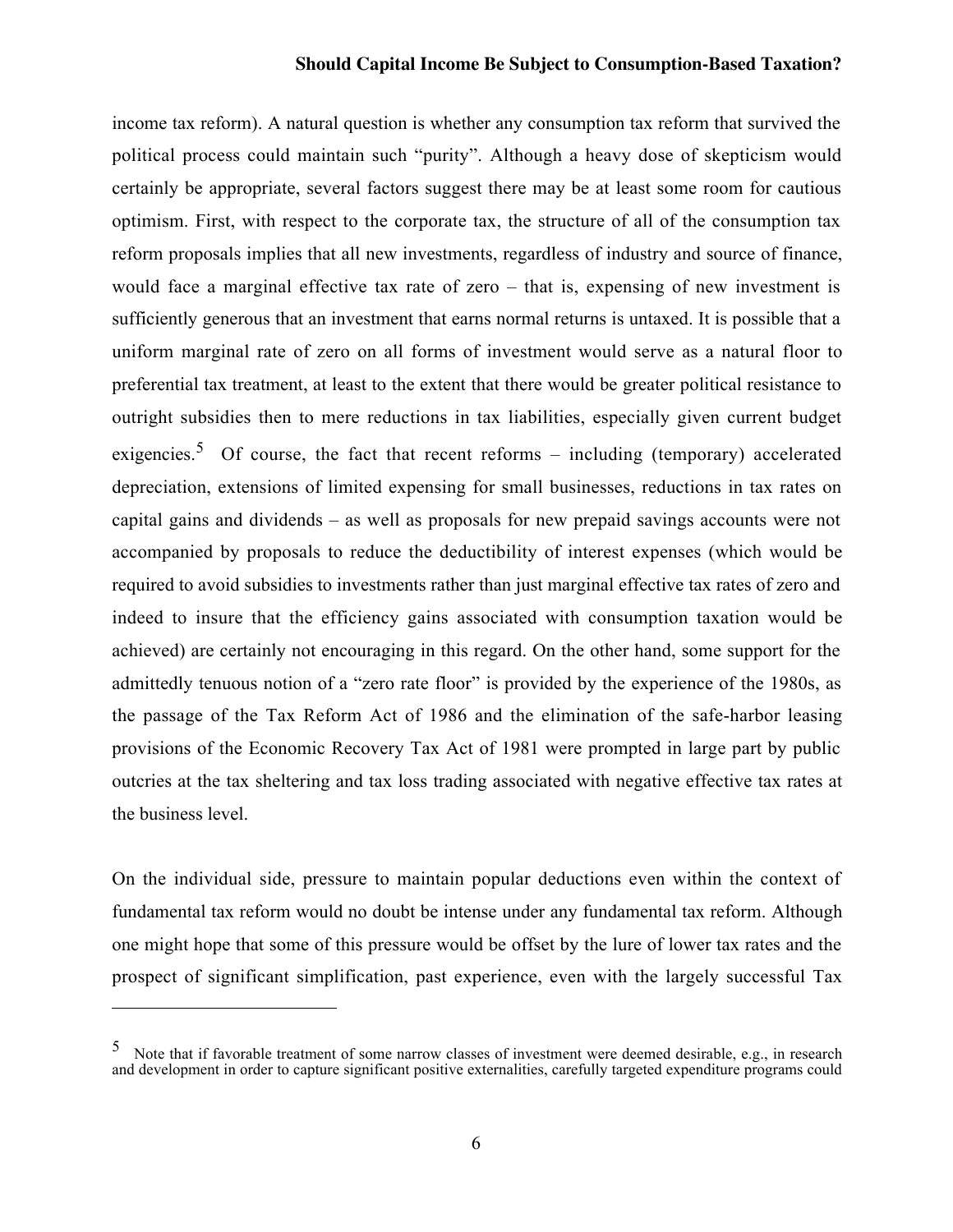income tax reform). A natural question is whether any consumption tax reform that survived the political process could maintain such "purity". Although a heavy dose of skepticism would certainly be appropriate, several factors suggest there may be at least some room for cautious optimism. First, with respect to the corporate tax, the structure of all of the consumption tax reform proposals implies that all new investments, regardless of industry and source of finance, would face a marginal effective tax rate of zero – that is, expensing of new investment is sufficiently generous that an investment that earns normal returns is untaxed. It is possible that a uniform marginal rate of zero on all forms of investment would serve as a natural floor to preferential tax treatment, at least to the extent that there would be greater political resistance to outright subsidies then to mere reductions in tax liabilities, especially given current budget exigencies.[5] Of course, the fact that recent reforms – including (temporary) accelerated depreciation, extensions of limited expensing for small businesses, reductions in tax rates on capital gains and dividends – as well as proposals for new prepaid savings accounts were not accompanied by proposals to reduce the deductibility of interest expenses (which would be required to avoid subsidies to investments rather than just marginal effective tax rates of zero and indeed to insure that the efficiency gains associated with consumption taxation would be achieved) are certainly not encouraging in this regard. On the other hand, some support for the admittedly tenuous notion of a "zero rate floor" is provided by the experience of the 1980s, as the passage of the Tax Reform Act of 1986 and the elimination of the safe-harbor leasing provisions of the Economic Recovery Tax Act of 1981 were prompted in large part by public outcries at the tax sheltering and tax loss trading associated with negative effective tax rates at the business level.

On the individual side, pressure to maintain popular deductions even within the context of fundamental tax reform would no doubt be intense under any fundamental tax reform. Although one might hope that some of this pressure would be offset by the lure of lower tax rates and the prospect of significant simplification, past experience, even with the largely successful Tax

---

[5] Note that if favorable treatment of some narrow classes of investment were deemed desirable, e.g., in research and development in order to capture significant positive externalities, carefully targeted expenditure programs could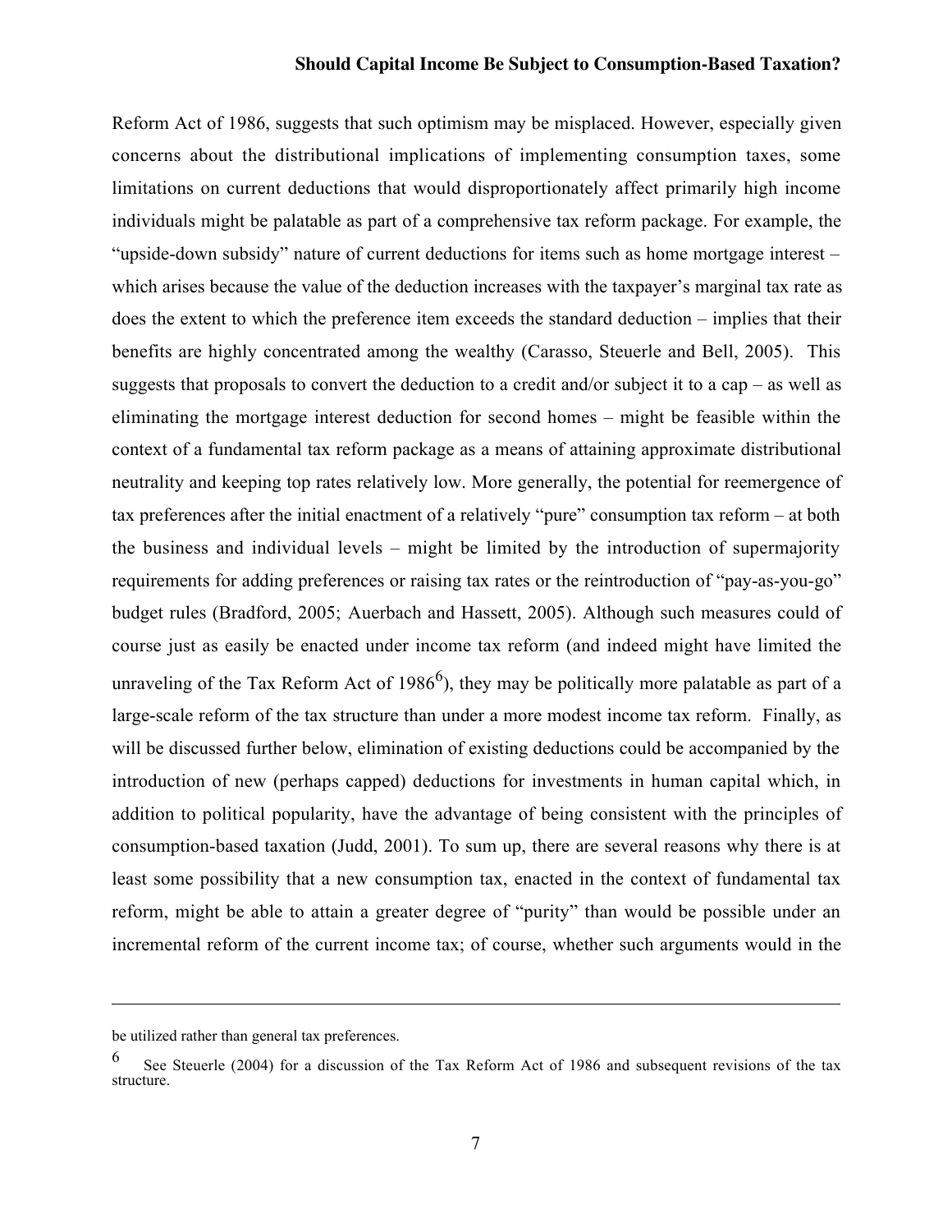Reform Act of 1986, suggests that such optimism may be misplaced. However, especially given concerns about the distributional implications of implementing consumption taxes, some limitations on current deductions that would disproportionately affect primarily high income individuals might be palatable as part of a comprehensive tax reform package. For example, the "upside-down subsidy" nature of current deductions for items such as home mortgage interest – which arises because the value of the deduction increases with the taxpayer's marginal tax rate as does the extent to which the preference item exceeds the standard deduction – implies that their benefits are highly concentrated among the wealthy (Carasso, Steuerle and Bell, 2005). This suggests that proposals to convert the deduction to a credit and/or subject it to a cap – as well as eliminating the mortgage interest deduction for second homes – might be feasible within the context of a fundamental tax reform package as a means of attaining approximate distributional neutrality and keeping top rates relatively low. More generally, the potential for reemergence of tax preferences after the initial enactment of a relatively "pure" consumption tax reform – at both the business and individual levels – might be limited by the introduction of supermajority requirements for adding preferences or raising tax rates or the reintroduction of "pay-as-you-go" budget rules (Bradford, 2005; Auerbach and Hassett, 2005). Although such measures could of course just as easily be enacted under income tax reform (and indeed might have limited the unraveling of the Tax Reform Act of 1986[6]), they may be politically more palatable as part of a large-scale reform of the tax structure than under a more modest income tax reform. Finally, as will be discussed further below, elimination of existing deductions could be accompanied by the introduction of new (perhaps capped) deductions for investments in human capital which, in addition to political popularity, have the advantage of being consistent with the principles of consumption-based taxation (Judd, 2001). To sum up, there are several reasons why there is at least some possibility that a new consumption tax, enacted in the context of fundamental tax reform, might be able to attain a greater degree of "purity" than would be possible under an incremental reform of the current income tax; of course, whether such arguments would in the

---

be utilized rather than general tax preferences.

[6] See Steuerle (2004) for a discussion of the Tax Reform Act of 1986 and subsequent revisions of the tax structure.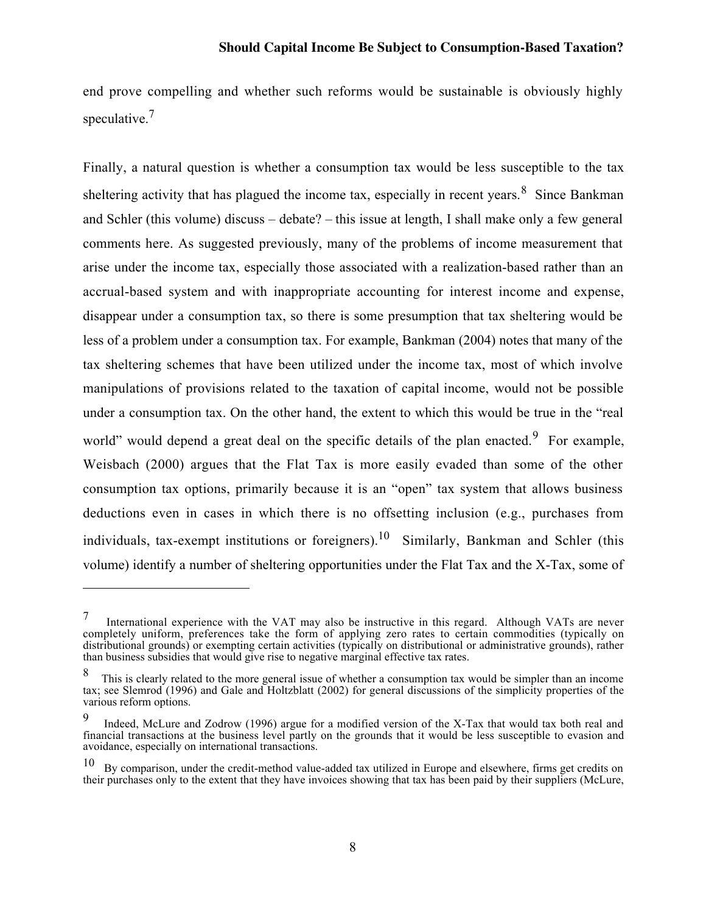end prove compelling and whether such reforms would be sustainable is obviously highly speculative.[7]

Finally, a natural question is whether a consumption tax would be less susceptible to the tax sheltering activity that has plagued the income tax, especially in recent years.[8] Since Bankman and Schler (this volume) discuss – debate? – this issue at length, I shall make only a few general comments here. As suggested previously, many of the problems of income measurement that arise under the income tax, especially those associated with a realization-based rather than an accrual-based system and with inappropriate accounting for interest income and expense, disappear under a consumption tax, so there is some presumption that tax sheltering would be less of a problem under a consumption tax. For example, Bankman (2004) notes that many of the tax sheltering schemes that have been utilized under the income tax, most of which involve manipulations of provisions related to the taxation of capital income, would not be possible under a consumption tax. On the other hand, the extent to which this would be true in the "real world" would depend a great deal on the specific details of the plan enacted.[9] For example, Weisbach (2000) argues that the Flat Tax is more easily evaded than some of the other consumption tax options, primarily because it is an "open" tax system that allows business deductions even in cases in which there is no offsetting inclusion (e.g., purchases from individuals, tax-exempt institutions or foreigners).[10] Similarly, Bankman and Schler (this volume) identify a number of sheltering opportunities under the Flat Tax and the X-Tax, some of

---

[7] International experience with the VAT may also be instructive in this regard. Although VATs are never completely uniform, preferences take the form of applying zero rates to certain commodities (typically on distributional grounds) or exempting certain activities (typically on distributional or administrative grounds), rather than business subsidies that would give rise to negative marginal effective tax rates.

[8] This is clearly related to the more general issue of whether a consumption tax would be simpler than an income tax; see Slemrod (1996) and Gale and Holtzblatt (2002) for general discussions of the simplicity properties of the various reform options.

[9] Indeed, McLure and Zodrow (1996) argue for a modified version of the X-Tax that would tax both real and financial transactions at the business level partly on the grounds that it would be less susceptible to evasion and avoidance, especially on international transactions.

[10] By comparison, under the credit-method value-added tax utilized in Europe and elsewhere, firms get credits on their purchases only to the extent that they have invoices showing that tax has been paid by their suppliers (McLure,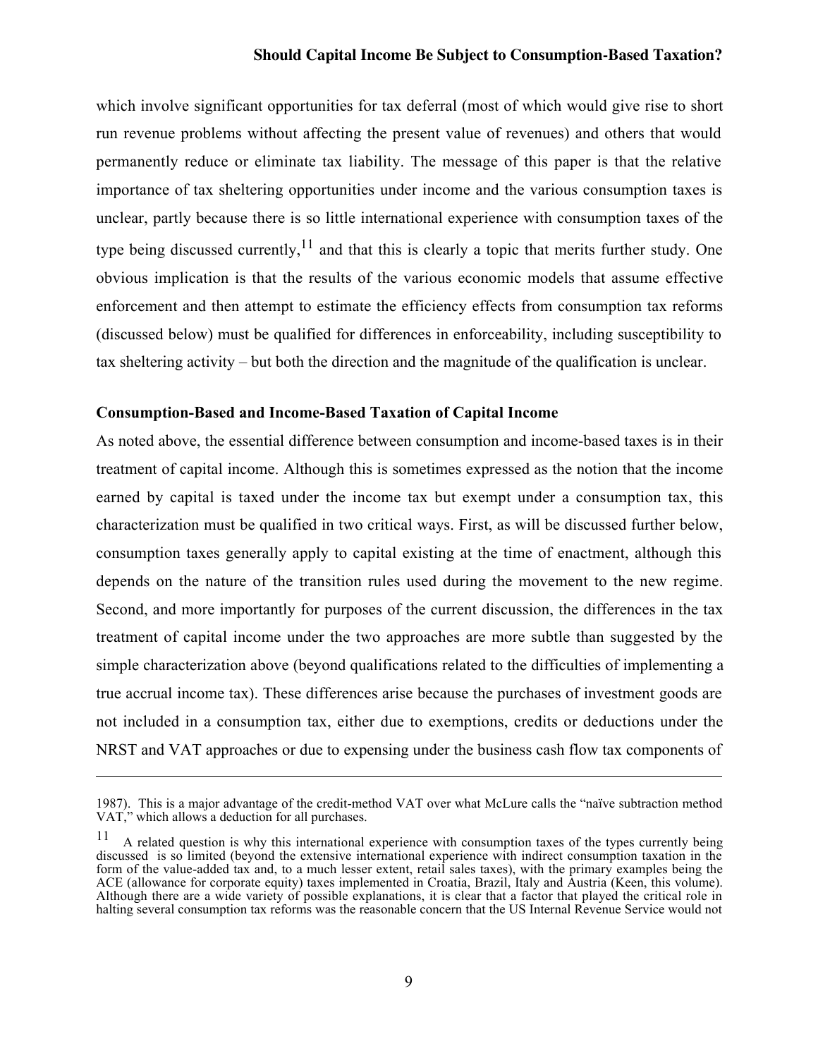which involve significant opportunities for tax deferral (most of which would give rise to short run revenue problems without affecting the present value of revenues) and others that would permanently reduce or eliminate tax liability. The message of this paper is that the relative importance of tax sheltering opportunities under income and the various consumption taxes is unclear, partly because there is so little international experience with consumption taxes of the type being discussed currently,[11] and that this is clearly a topic that merits further study. One obvious implication is that the results of the various economic models that assume effective enforcement and then attempt to estimate the efficiency effects from consumption tax reforms (discussed below) must be qualified for differences in enforceability, including susceptibility to tax sheltering activity – but both the direction and the magnitude of the qualification is unclear.

**Consumption-Based and Income-Based Taxation of Capital Income**

As noted above, the essential difference between consumption and income-based taxes is in their treatment of capital income. Although this is sometimes expressed as the notion that the income earned by capital is taxed under the income tax but exempt under a consumption tax, this characterization must be qualified in two critical ways. First, as will be discussed further below, consumption taxes generally apply to capital existing at the time of enactment, although this depends on the nature of the transition rules used during the movement to the new regime. Second, and more importantly for purposes of the current discussion, the differences in the tax treatment of capital income under the two approaches are more subtle than suggested by the simple characterization above (beyond qualifications related to the difficulties of implementing a true accrual income tax). These differences arise because the purchases of investment goods are not included in a consumption tax, either due to exemptions, credits or deductions under the NRST and VAT approaches or due to expensing under the business cash flow tax components of

---

1987). This is a major advantage of the credit-method VAT over what McLure calls the "naïve subtraction method VAT," which allows a deduction for all purchases.

[11] A related question is why this international experience with consumption taxes of the types currently being discussed is so limited (beyond the extensive international experience with indirect consumption taxation in the form of the value-added tax and, to a much lesser extent, retail sales taxes), with the primary examples being the ACE (allowance for corporate equity) taxes implemented in Croatia, Brazil, Italy and Austria (Keen, this volume). Although there are a wide variety of possible explanations, it is clear that a factor that played the critical role in halting several consumption tax reforms was the reasonable concern that the US Internal Revenue Service would not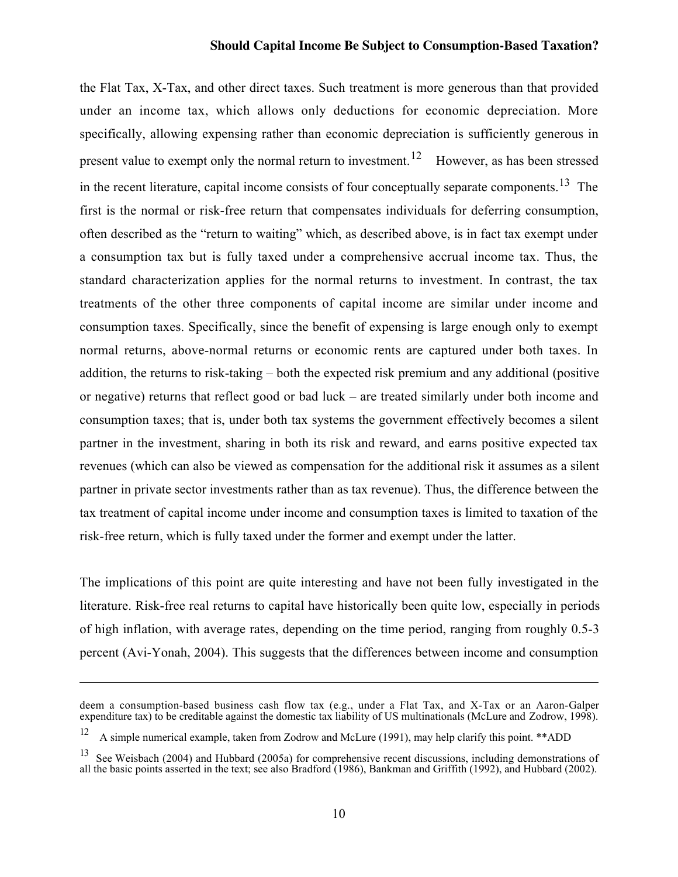the Flat Tax, X-Tax, and other direct taxes. Such treatment is more generous than that provided under an income tax, which allows only deductions for economic depreciation. More specifically, allowing expensing rather than economic depreciation is sufficiently generous in present value to exempt only the normal return to investment.[12] However, as has been stressed in the recent literature, capital income consists of four conceptually separate components.[13] The first is the normal or risk-free return that compensates individuals for deferring consumption, often described as the "return to waiting" which, as described above, is in fact tax exempt under a consumption tax but is fully taxed under a comprehensive accrual income tax. Thus, the standard characterization applies for the normal returns to investment. In contrast, the tax treatments of the other three components of capital income are similar under income and consumption taxes. Specifically, since the benefit of expensing is large enough only to exempt normal returns, above-normal returns or economic rents are captured under both taxes. In addition, the returns to risk-taking – both the expected risk premium and any additional (positive or negative) returns that reflect good or bad luck – are treated similarly under both income and consumption taxes; that is, under both tax systems the government effectively becomes a silent partner in the investment, sharing in both its risk and reward, and earns positive expected tax revenues (which can also be viewed as compensation for the additional risk it assumes as a silent partner in private sector investments rather than as tax revenue). Thus, the difference between the tax treatment of capital income under income and consumption taxes is limited to taxation of the risk-free return, which is fully taxed under the former and exempt under the latter.

The implications of this point are quite interesting and have not been fully investigated in the literature. Risk-free real returns to capital have historically been quite low, especially in periods of high inflation, with average rates, depending on the time period, ranging from roughly 0.5-3 percent (Avi-Yonah, 2004). This suggests that the differences between income and consumption

---

deem a consumption-based business cash flow tax (e.g., under a Flat Tax, and X-Tax or an Aaron-Galper expenditure tax) to be creditable against the domestic tax liability of US multinationals (McLure and Zodrow, 1998).

[12] A simple numerical example, taken from Zodrow and McLure (1991), may help clarify this point. **ADD

[13] See Weisbach (2004) and Hubbard (2005a) for comprehensive recent discussions, including demonstrations of all the basic points asserted in the text; see also Bradford (1986), Bankman and Griffith (1992), and Hubbard (2002).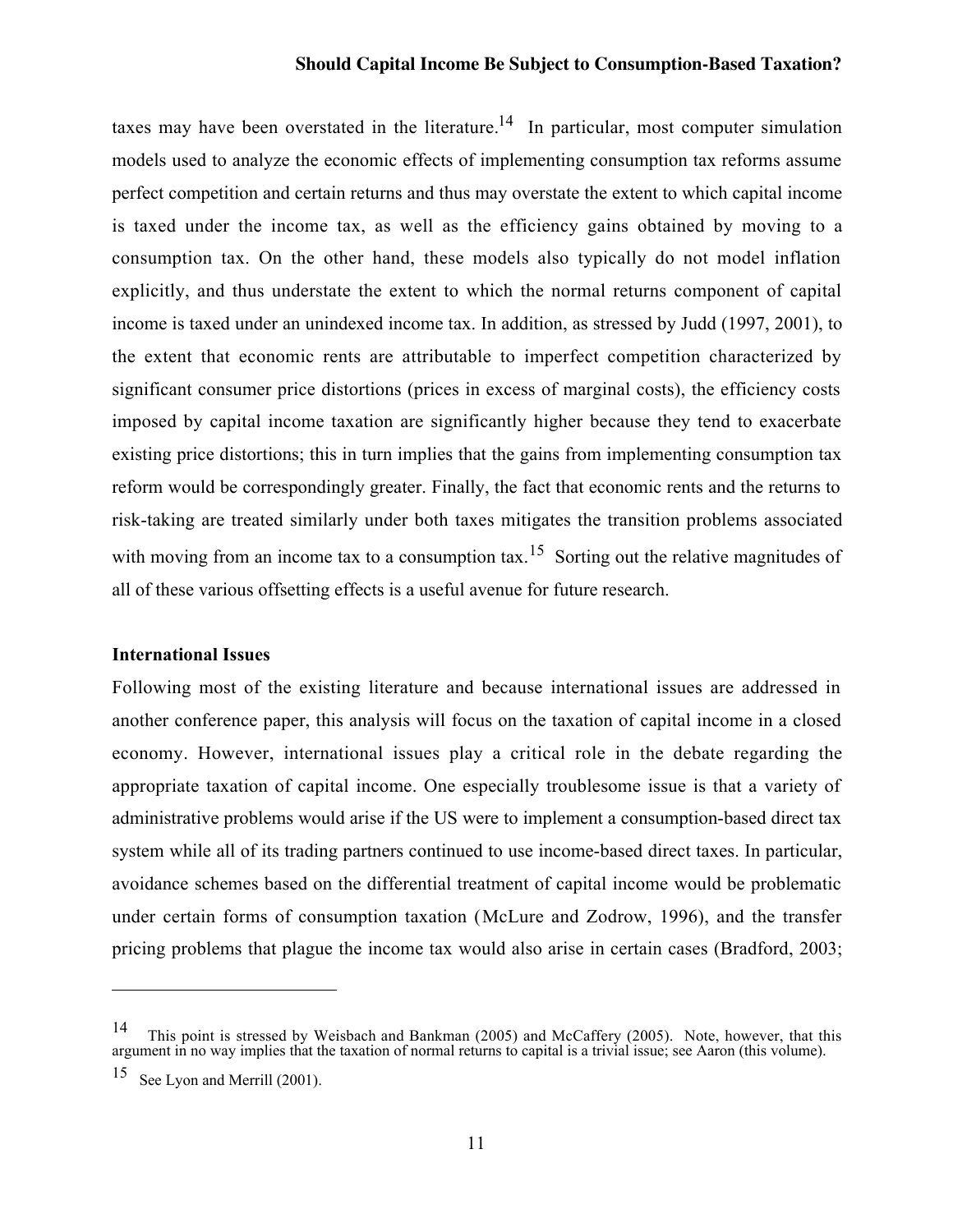taxes may have been overstated in the literature.[14] In particular, most computer simulation models used to analyze the economic effects of implementing consumption tax reforms assume perfect competition and certain returns and thus may overstate the extent to which capital income is taxed under the income tax, as well as the efficiency gains obtained by moving to a consumption tax. On the other hand, these models also typically do not model inflation explicitly, and thus understate the extent to which the normal returns component of capital income is taxed under an unindexed income tax. In addition, as stressed by Judd (1997, 2001), to the extent that economic rents are attributable to imperfect competition characterized by significant consumer price distortions (prices in excess of marginal costs), the efficiency costs imposed by capital income taxation are significantly higher because they tend to exacerbate existing price distortions; this in turn implies that the gains from implementing consumption tax reform would be correspondingly greater. Finally, the fact that economic rents and the returns to risk-taking are treated similarly under both taxes mitigates the transition problems associated with moving from an income tax to a consumption tax.[15] Sorting out the relative magnitudes of all of these various offsetting effects is a useful avenue for future research.

**International Issues**

Following most of the existing literature and because international issues are addressed in another conference paper, this analysis will focus on the taxation of capital income in a closed economy. However, international issues play a critical role in the debate regarding the appropriate taxation of capital income. One especially troublesome issue is that a variety of administrative problems would arise if the US were to implement a consumption-based direct tax system while all of its trading partners continued to use income-based direct taxes. In particular, avoidance schemes based on the differential treatment of capital income would be problematic under certain forms of consumption taxation (McLure and Zodrow, 1996), and the transfer pricing problems that plague the income tax would also arise in certain cases (Bradford, 2003;

---

[14] This point is stressed by Weisbach and Bankman (2005) and McCaffery (2005). Note, however, that this argument in no way implies that the taxation of normal returns to capital is a trivial issue; see Aaron (this volume).

[15] See Lyon and Merrill (2001).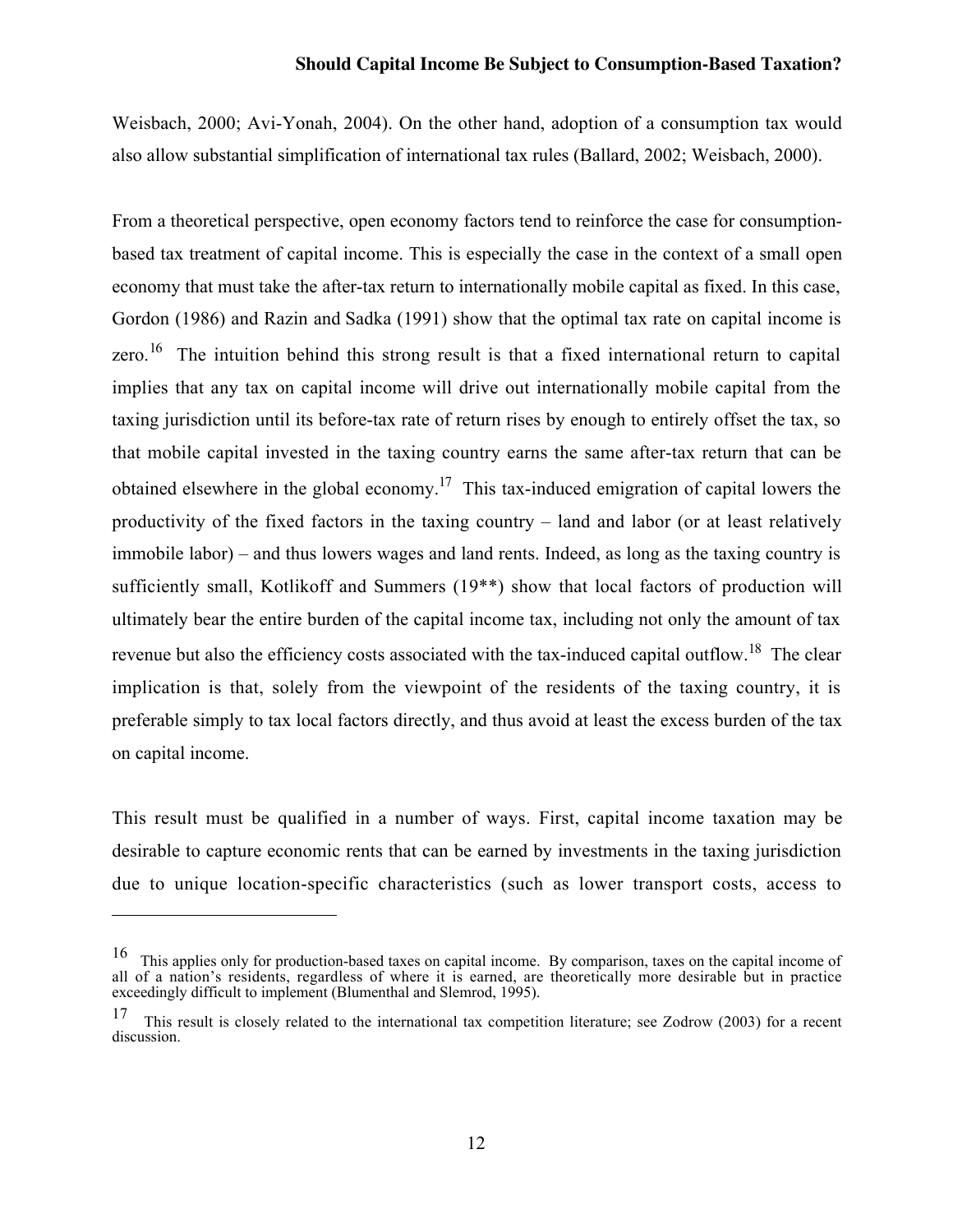Weisbach, 2000; Avi-Yonah, 2004). On the other hand, adoption of a consumption tax would also allow substantial simplification of international tax rules (Ballard, 2002; Weisbach, 2000).

From a theoretical perspective, open economy factors tend to reinforce the case for consumption-based tax treatment of capital income. This is especially the case in the context of a small open economy that must take the after-tax return to internationally mobile capital as fixed. In this case, Gordon (1986) and Razin and Sadka (1991) show that the optimal tax rate on capital income is zero.[16] The intuition behind this strong result is that a fixed international return to capital implies that any tax on capital income will drive out internationally mobile capital from the taxing jurisdiction until its before-tax rate of return rises by enough to entirely offset the tax, so that mobile capital invested in the taxing country earns the same after-tax return that can be obtained elsewhere in the global economy.[17] This tax-induced emigration of capital lowers the productivity of the fixed factors in the taxing country – land and labor (or at least relatively immobile labor) – and thus lowers wages and land rents. Indeed, as long as the taxing country is sufficiently small, Kotlikoff and Summers (19**) show that local factors of production will ultimately bear the entire burden of the capital income tax, including not only the amount of tax revenue but also the efficiency costs associated with the tax-induced capital outflow.[18] The clear implication is that, solely from the viewpoint of the residents of the taxing country, it is preferable simply to tax local factors directly, and thus avoid at least the excess burden of the tax on capital income.

This result must be qualified in a number of ways. First, capital income taxation may be desirable to capture economic rents that can be earned by investments in the taxing jurisdiction due to unique location-specific characteristics (such as lower transport costs, access to

---

[16] This applies only for production-based taxes on capital income. By comparison, taxes on the capital income of all of a nation's residents, regardless of where it is earned, are theoretically more desirable but in practice exceedingly difficult to implement (Blumenthal and Slemrod, 1995).

[17] This result is closely related to the international tax competition literature; see Zodrow (2003) for a recent discussion.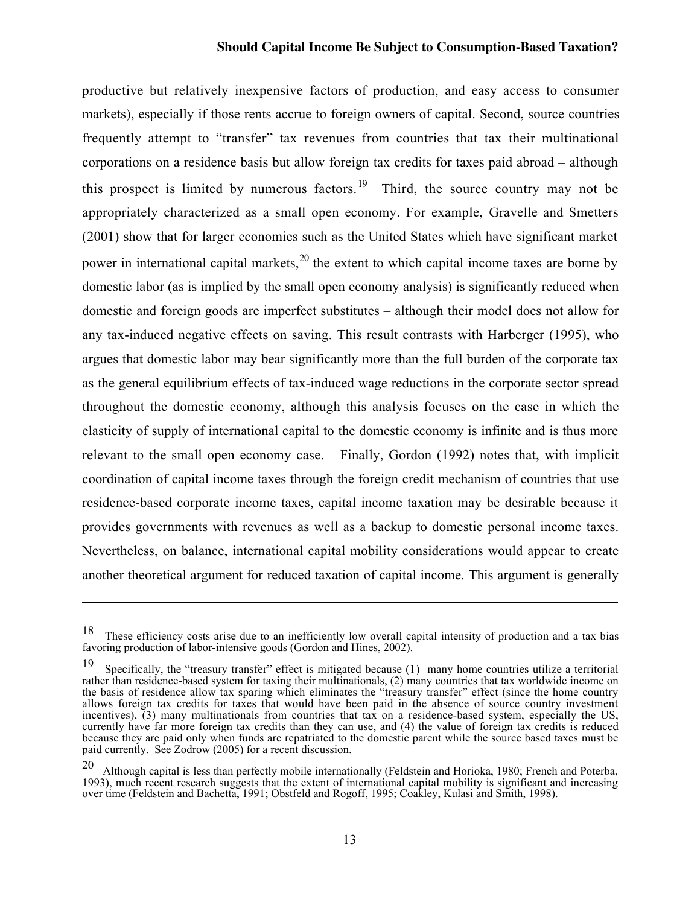productive but relatively inexpensive factors of production, and easy access to consumer markets), especially if those rents accrue to foreign owners of capital. Second, source countries frequently attempt to "transfer" tax revenues from countries that tax their multinational corporations on a residence basis but allow foreign tax credits for taxes paid abroad – although this prospect is limited by numerous factors.[19] Third, the source country may not be appropriately characterized as a small open economy. For example, Gravelle and Smetters (2001) show that for larger economies such as the United States which have significant market power in international capital markets,[20] the extent to which capital income taxes are borne by domestic labor (as is implied by the small open economy analysis) is significantly reduced when domestic and foreign goods are imperfect substitutes – although their model does not allow for any tax-induced negative effects on saving. This result contrasts with Harberger (1995), who argues that domestic labor may bear significantly more than the full burden of the corporate tax as the general equilibrium effects of tax-induced wage reductions in the corporate sector spread throughout the domestic economy, although this analysis focuses on the case in which the elasticity of supply of international capital to the domestic economy is infinite and is thus more relevant to the small open economy case. Finally, Gordon (1992) notes that, with implicit coordination of capital income taxes through the foreign credit mechanism of countries that use residence-based corporate income taxes, capital income taxation may be desirable because it provides governments with revenues as well as a backup to domestic personal income taxes. Nevertheless, on balance, international capital mobility considerations would appear to create another theoretical argument for reduced taxation of capital income. This argument is generally

---

[18] These efficiency costs arise due to an inefficiently low overall capital intensity of production and a tax bias favoring production of labor-intensive goods (Gordon and Hines, 2002).

[19] Specifically, the "treasury transfer" effect is mitigated because (1) many home countries utilize a territorial rather than residence-based system for taxing their multinationals, (2) many countries that tax worldwide income on the basis of residence allow tax sparing which eliminates the "treasury transfer" effect (since the home country allows foreign tax credits for taxes that would have been paid in the absence of source country investment incentives), (3) many multinationals from countries that tax on a residence-based system, especially the US, currently have far more foreign tax credits than they can use, and (4) the value of foreign tax credits is reduced because they are paid only when funds are repatriated to the domestic parent while the source based taxes must be paid currently. See Zodrow (2005) for a recent discussion.

[20] Although capital is less than perfectly mobile internationally (Feldstein and Horioka, 1980; French and Poterba, 1993), much recent research suggests that the extent of international capital mobility is significant and increasing over time (Feldstein and Bachetta, 1991; Obstfeld and Rogoff, 1995; Coakley, Kulasi and Smith, 1998).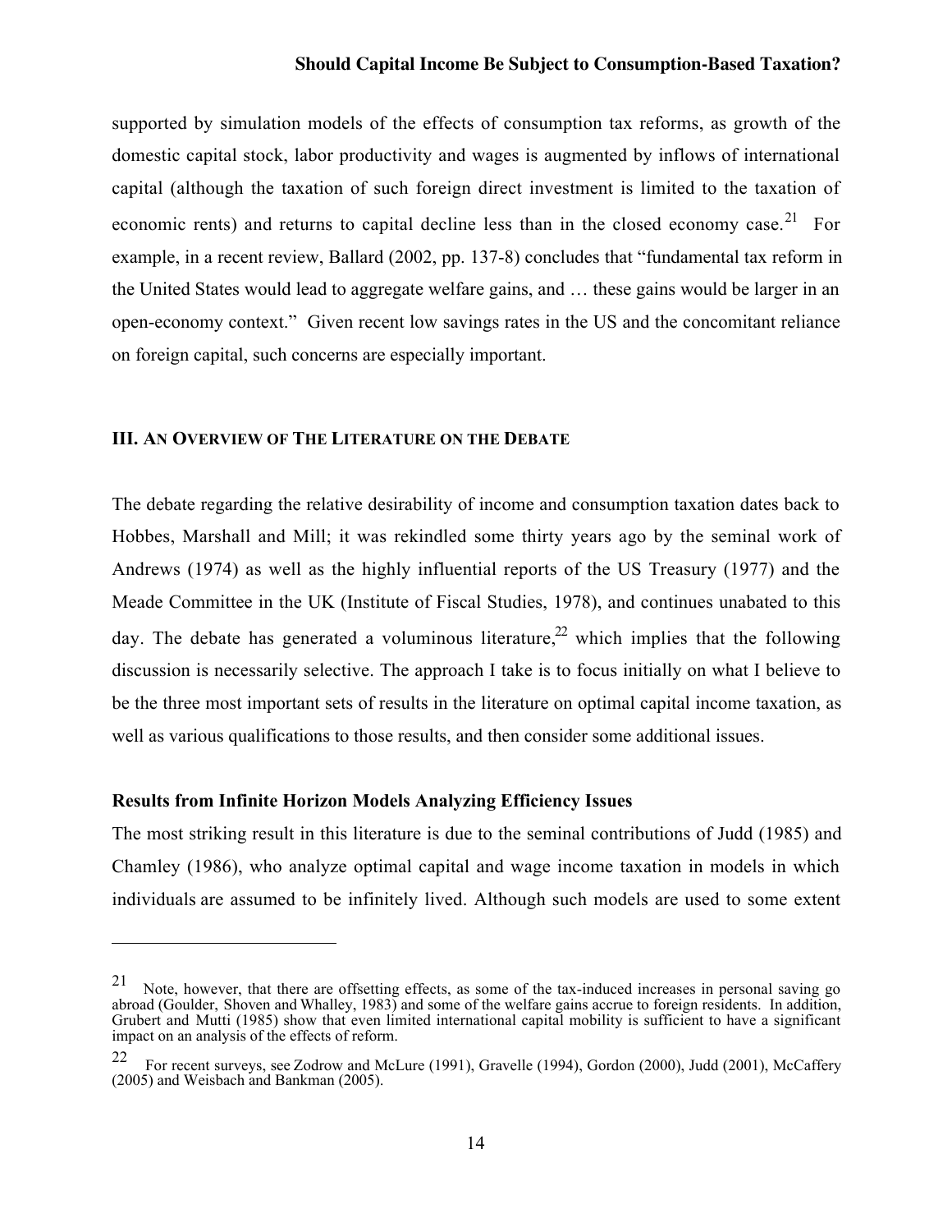supported by simulation models of the effects of consumption tax reforms, as growth of the domestic capital stock, labor productivity and wages is augmented by inflows of international capital (although the taxation of such foreign direct investment is limited to the taxation of economic rents) and returns to capital decline less than in the closed economy case.[21] For example, in a recent review, Ballard (2002, pp. 137-8) concludes that "fundamental tax reform in the United States would lead to aggregate welfare gains, and … these gains would be larger in an open-economy context." Given recent low savings rates in the US and the concomitant reliance on foreign capital, such concerns are especially important.

## III. An Overview of The Literature on the Debate

The debate regarding the relative desirability of income and consumption taxation dates back to Hobbes, Marshall and Mill; it was rekindled some thirty years ago by the seminal work of Andrews (1974) as well as the highly influential reports of the US Treasury (1977) and the Meade Committee in the UK (Institute of Fiscal Studies, 1978), and continues unabated to this day. The debate has generated a voluminous literature,[22] which implies that the following discussion is necessarily selective. The approach I take is to focus initially on what I believe to be the three most important sets of results in the literature on optimal capital income taxation, as well as various qualifications to those results, and then consider some additional issues.

### Results from Infinite Horizon Models Analyzing Efficiency Issues

The most striking result in this literature is due to the seminal contributions of Judd (1985) and Chamley (1986), who analyze optimal capital and wage income taxation in models in which individuals are assumed to be infinitely lived. Although such models are used to some extent

---

[21] Note, however, that there are offsetting effects, as some of the tax-induced increases in personal saving go abroad (Goulder, Shoven and Whalley, 1983) and some of the welfare gains accrue to foreign residents. In addition, Grubert and Mutti (1985) show that even limited international capital mobility is sufficient to have a significant impact on an analysis of the effects of reform.

[22] For recent surveys, see Zodrow and McLure (1991), Gravelle (1994), Gordon (2000), Judd (2001), McCaffery (2005) and Weisbach and Bankman (2005).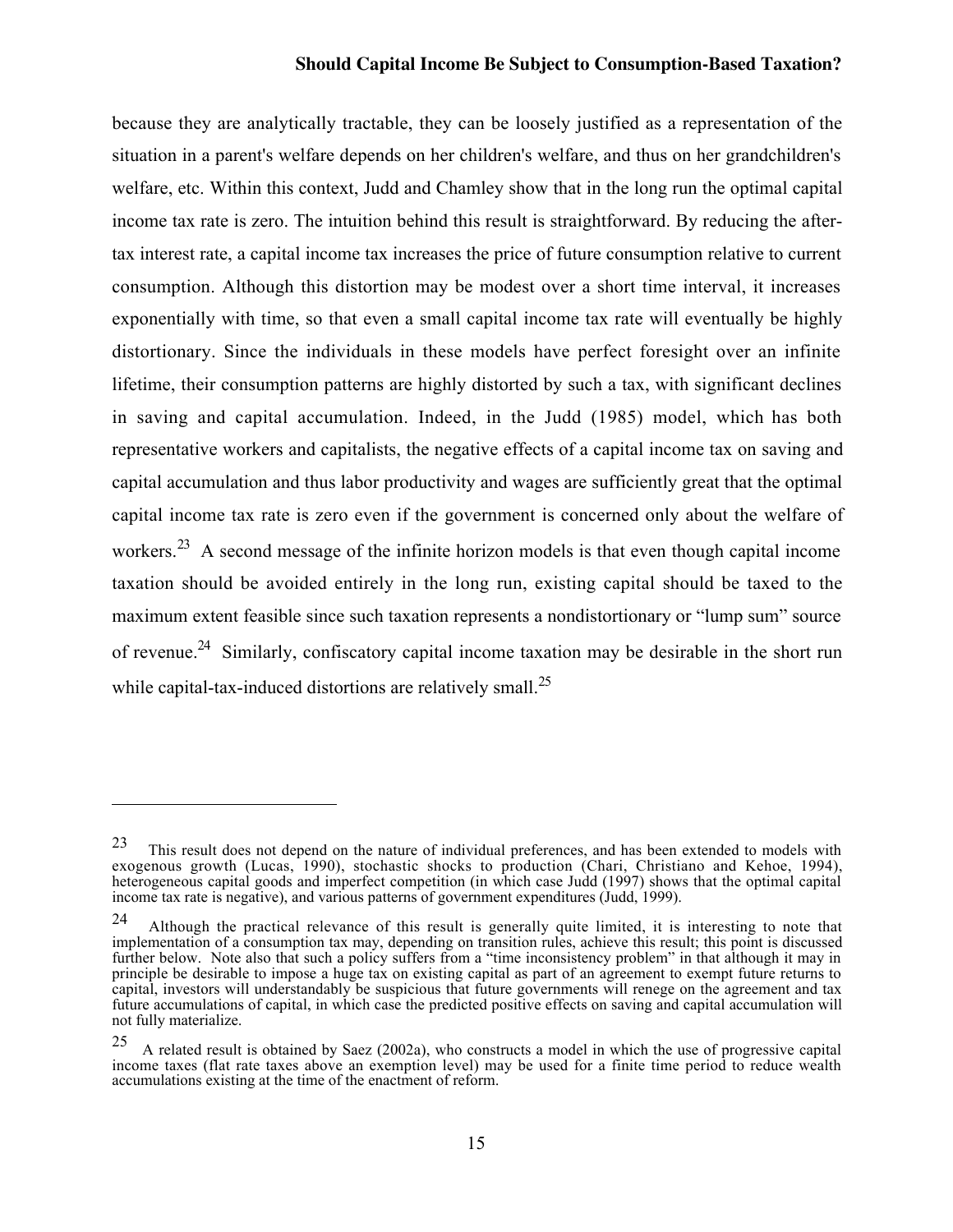because they are analytically tractable, they can be loosely justified as a representation of the situation in a parent's welfare depends on her children's welfare, and thus on her grandchildren's welfare, etc. Within this context, Judd and Chamley show that in the long run the optimal capital income tax rate is zero. The intuition behind this result is straightforward. By reducing the after-tax interest rate, a capital income tax increases the price of future consumption relative to current consumption. Although this distortion may be modest over a short time interval, it increases exponentially with time, so that even a small capital income tax rate will eventually be highly distortionary. Since the individuals in these models have perfect foresight over an infinite lifetime, their consumption patterns are highly distorted by such a tax, with significant declines in saving and capital accumulation. Indeed, in the Judd (1985) model, which has both representative workers and capitalists, the negative effects of a capital income tax on saving and capital accumulation and thus labor productivity and wages are sufficiently great that the optimal capital income tax rate is zero even if the government is concerned only about the welfare of workers.[23] A second message of the infinite horizon models is that even though capital income taxation should be avoided entirely in the long run, existing capital should be taxed to the maximum extent feasible since such taxation represents a nondistortionary or "lump sum" source of revenue.[24] Similarly, confiscatory capital income taxation may be desirable in the short run while capital-tax-induced distortions are relatively small.[25]

---

[23] This result does not depend on the nature of individual preferences, and has been extended to models with exogenous growth (Lucas, 1990), stochastic shocks to production (Chari, Christiano and Kehoe, 1994), heterogeneous capital goods and imperfect competition (in which case Judd (1997) shows that the optimal capital income tax rate is negative), and various patterns of government expenditures (Judd, 1999).

[24] Although the practical relevance of this result is generally quite limited, it is interesting to note that implementation of a consumption tax may, depending on transition rules, achieve this result; this point is discussed further below. Note also that such a policy suffers from a "time inconsistency problem" in that although it may in principle be desirable to impose a huge tax on existing capital as part of an agreement to exempt future returns to capital, investors will understandably be suspicious that future governments will renege on the agreement and tax future accumulations of capital, in which case the predicted positive effects on saving and capital accumulation will not fully materialize.

[25] A related result is obtained by Saez (2002a), who constructs a model in which the use of progressive capital income taxes (flat rate taxes above an exemption level) may be used for a finite time period to reduce wealth accumulations existing at the time of the enactment of reform.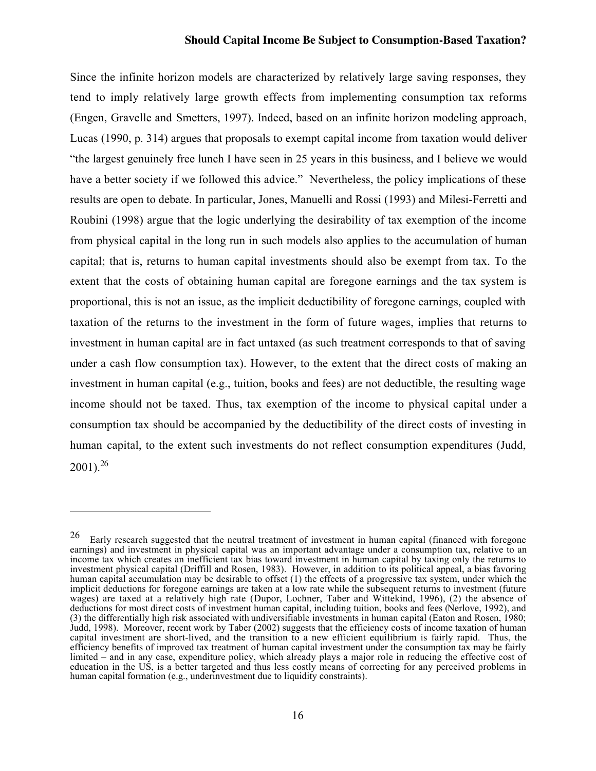Since the infinite horizon models are characterized by relatively large saving responses, they tend to imply relatively large growth effects from implementing consumption tax reforms (Engen, Gravelle and Smetters, 1997). Indeed, based on an infinite horizon modeling approach, Lucas (1990, p. 314) argues that proposals to exempt capital income from taxation would deliver "the largest genuinely free lunch I have seen in 25 years in this business, and I believe we would have a better society if we followed this advice." Nevertheless, the policy implications of these results are open to debate. In particular, Jones, Manuelli and Rossi (1993) and Milesi-Ferretti and Roubini (1998) argue that the logic underlying the desirability of tax exemption of the income from physical capital in the long run in such models also applies to the accumulation of human capital; that is, returns to human capital investments should also be exempt from tax. To the extent that the costs of obtaining human capital are foregone earnings and the tax system is proportional, this is not an issue, as the implicit deductibility of foregone earnings, coupled with taxation of the returns to the investment in the form of future wages, implies that returns to investment in human capital are in fact untaxed (as such treatment corresponds to that of saving under a cash flow consumption tax). However, to the extent that the direct costs of making an investment in human capital (e.g., tuition, books and fees) are not deductible, the resulting wage income should not be taxed. Thus, tax exemption of the income to physical capital under a consumption tax should be accompanied by the deductibility of the direct costs of investing in human capital, to the extent such investments do not reflect consumption expenditures (Judd, 2001).[26]

---

[26] Early research suggested that the neutral treatment of investment in human capital (financed with foregone earnings) and investment in physical capital was an important advantage under a consumption tax, relative to an income tax which creates an inefficient tax bias toward investment in human capital by taxing only the returns to investment physical capital (Driffill and Rosen, 1983). However, in addition to its political appeal, a bias favoring human capital accumulation may be desirable to offset (1) the effects of a progressive tax system, under which the implicit deductions for foregone earnings are taken at a low rate while the subsequent returns to investment (future wages) are taxed at a relatively high rate (Dupor, Lochner, Taber and Wittekind, 1996), (2) the absence of deductions for most direct costs of investment human capital, including tuition, books and fees (Nerlove, 1992), and (3) the differentially high risk associated with undiversifiable investments in human capital (Eaton and Rosen, 1980; Judd, 1998). Moreover, recent work by Taber (2002) suggests that the efficiency costs of income taxation of human capital investment are short-lived, and the transition to a new efficient equilibrium is fairly rapid. Thus, the efficiency benefits of improved tax treatment of human capital investment under the consumption tax may be fairly limited – and in any case, expenditure policy, which already plays a major role in reducing the effective cost of education in the US, is a better targeted and thus less costly means of correcting for any perceived problems in human capital formation (e.g., underinvestment due to liquidity constraints).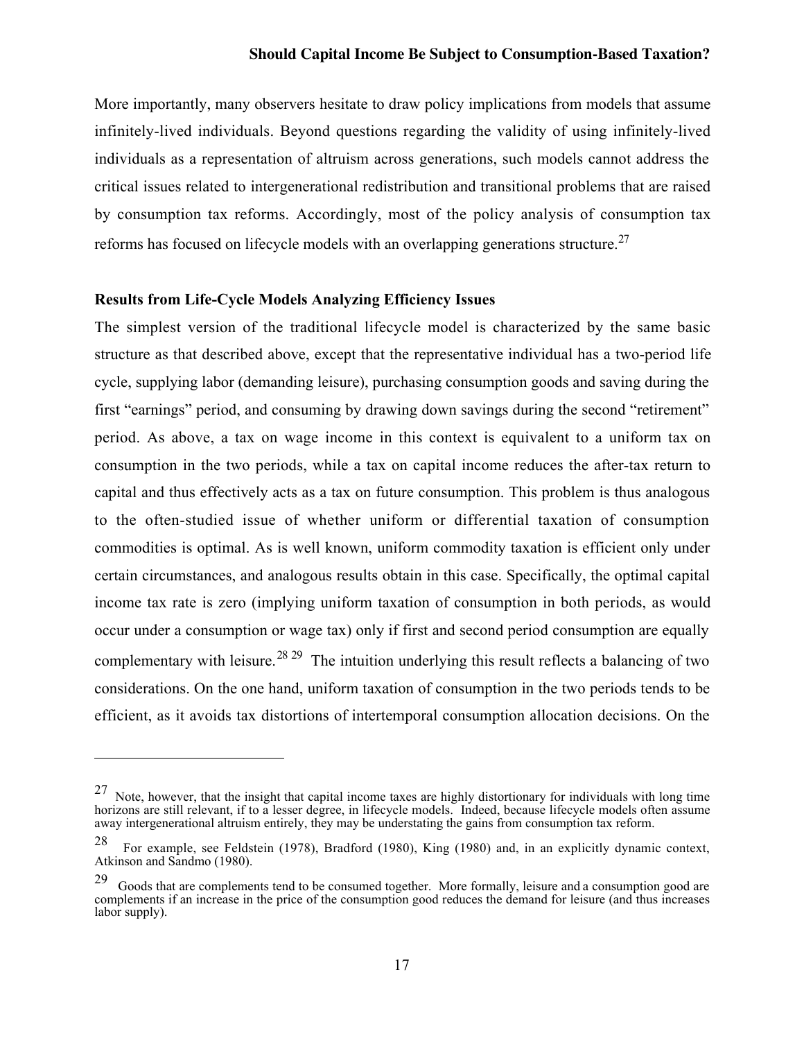More importantly, many observers hesitate to draw policy implications from models that assume infinitely-lived individuals. Beyond questions regarding the validity of using infinitely-lived individuals as a representation of altruism across generations, such models cannot address the critical issues related to intergenerational redistribution and transitional problems that are raised by consumption tax reforms. Accordingly, most of the policy analysis of consumption tax reforms has focused on lifecycle models with an overlapping generations structure.[27]

### Results from Life-Cycle Models Analyzing Efficiency Issues

The simplest version of the traditional lifecycle model is characterized by the same basic structure as that described above, except that the representative individual has a two-period life cycle, supplying labor (demanding leisure), purchasing consumption goods and saving during the first "earnings" period, and consuming by drawing down savings during the second "retirement" period. As above, a tax on wage income in this context is equivalent to a uniform tax on consumption in the two periods, while a tax on capital income reduces the after-tax return to capital and thus effectively acts as a tax on future consumption. This problem is thus analogous to the often-studied issue of whether uniform or differential taxation of consumption commodities is optimal. As is well known, uniform commodity taxation is efficient only under certain circumstances, and analogous results obtain in this case. Specifically, the optimal capital income tax rate is zero (implying uniform taxation of consumption in both periods, as would occur under a consumption or wage tax) only if first and second period consumption are equally complementary with leisure.[28] [29] The intuition underlying this result reflects a balancing of two considerations. On the one hand, uniform taxation of consumption in the two periods tends to be efficient, as it avoids tax distortions of intertemporal consumption allocation decisions. On the

---

[27] Note, however, that the insight that capital income taxes are highly distortionary for individuals with long time horizons are still relevant, if to a lesser degree, in lifecycle models. Indeed, because lifecycle models often assume away intergenerational altruism entirely, they may be understating the gains from consumption tax reform.

[28] For example, see Feldstein (1978), Bradford (1980), King (1980) and, in an explicitly dynamic context, Atkinson and Sandmo (1980).

[29] Goods that are complements tend to be consumed together. More formally, leisure and a consumption good are complements if an increase in the price of the consumption good reduces the demand for leisure (and thus increases labor supply).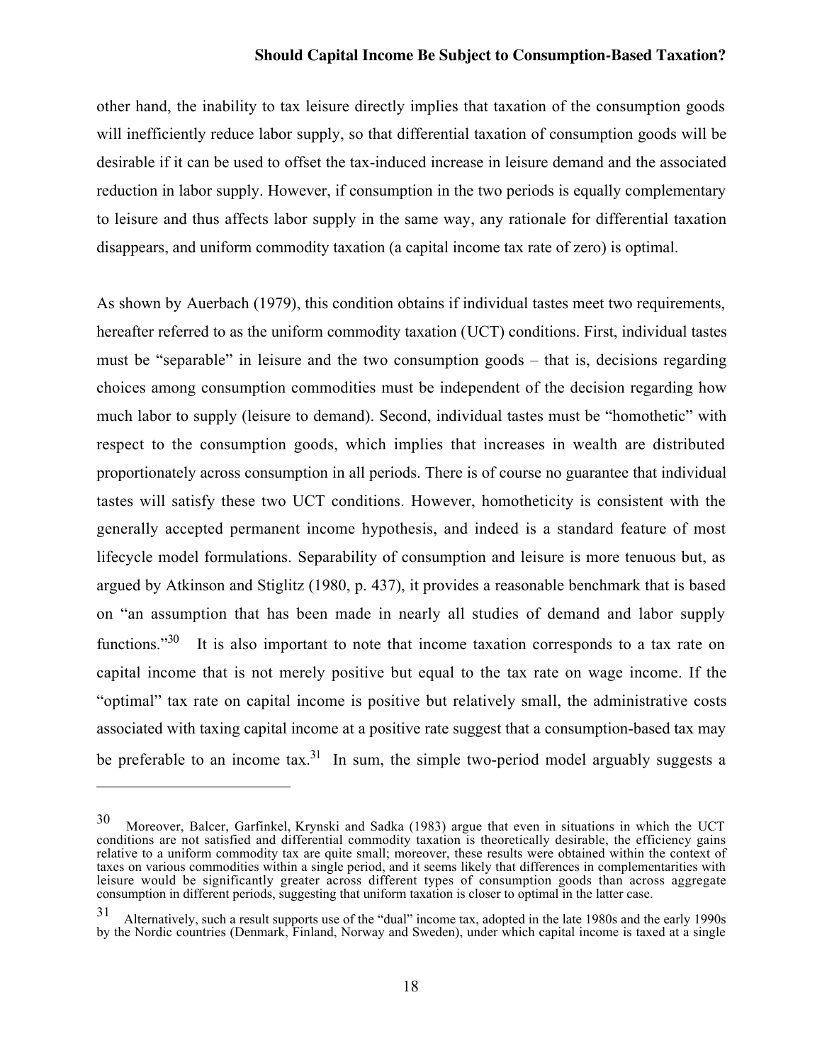other hand, the inability to tax leisure directly implies that taxation of the consumption goods will inefficiently reduce labor supply, so that differential taxation of consumption goods will be desirable if it can be used to offset the tax-induced increase in leisure demand and the associated reduction in labor supply. However, if consumption in the two periods is equally complementary to leisure and thus affects labor supply in the same way, any rationale for differential taxation disappears, and uniform commodity taxation (a capital income tax rate of zero) is optimal.

As shown by Auerbach (1979), this condition obtains if individual tastes meet two requirements, hereafter referred to as the uniform commodity taxation (UCT) conditions. First, individual tastes must be "separable" in leisure and the two consumption goods – that is, decisions regarding choices among consumption commodities must be independent of the decision regarding how much labor to supply (leisure to demand). Second, individual tastes must be "homothetic" with respect to the consumption goods, which implies that increases in wealth are distributed proportionately across consumption in all periods. There is of course no guarantee that individual tastes will satisfy these two UCT conditions. However, homotheticity is consistent with the generally accepted permanent income hypothesis, and indeed is a standard feature of most lifecycle model formulations. Separability of consumption and leisure is more tenuous but, as argued by Atkinson and Stiglitz (1980, p. 437), it provides a reasonable benchmark that is based on "an assumption that has been made in nearly all studies of demand and labor supply functions."[30] It is also important to note that income taxation corresponds to a tax rate on capital income that is not merely positive but equal to the tax rate on wage income. If the "optimal" tax rate on capital income is positive but relatively small, the administrative costs associated with taxing capital income at a positive rate suggest that a consumption-based tax may be preferable to an income tax.[31] In sum, the simple two-period model arguably suggests a

---

[30] Moreover, Balcer, Garfinkel, Krynski and Sadka (1983) argue that even in situations in which the UCT conditions are not satisfied and differential commodity taxation is theoretically desirable, the efficiency gains relative to a uniform commodity tax are quite small; moreover, these results were obtained within the context of taxes on various commodities within a single period, and it seems likely that differences in complementarities with leisure would be significantly greater across different types of consumption goods than across aggregate consumption in different periods, suggesting that uniform taxation is closer to optimal in the latter case.

[31] Alternatively, such a result supports use of the "dual" income tax, adopted in the late 1980s and the early 1990s by the Nordic countries (Denmark, Finland, Norway and Sweden), under which capital income is taxed at a single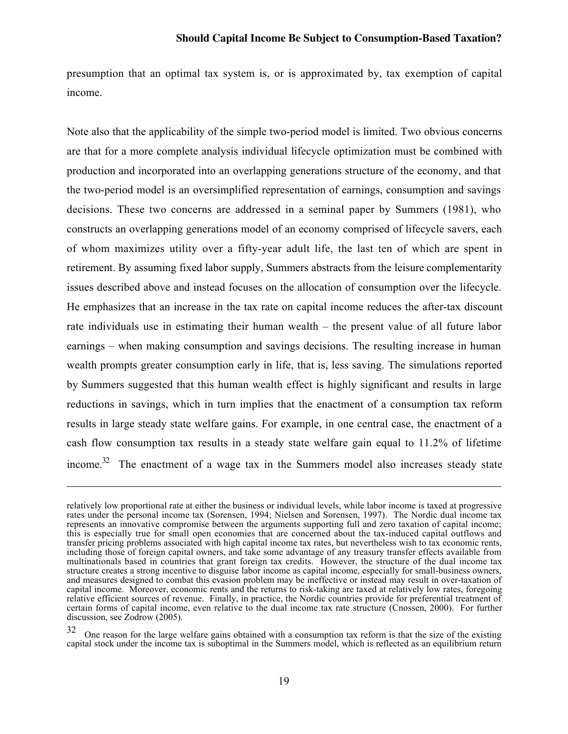presumption that an optimal tax system is, or is approximated by, tax exemption of capital income.

Note also that the applicability of the simple two-period model is limited. Two obvious concerns are that for a more complete analysis individual lifecycle optimization must be combined with production and incorporated into an overlapping generations structure of the economy, and that the two-period model is an oversimplified representation of earnings, consumption and savings decisions. These two concerns are addressed in a seminal paper by Summers (1981), who constructs an overlapping generations model of an economy comprised of lifecycle savers, each of whom maximizes utility over a fifty-year adult life, the last ten of which are spent in retirement. By assuming fixed labor supply, Summers abstracts from the leisure complementarity issues described above and instead focuses on the allocation of consumption over the lifecycle. He emphasizes that an increase in the tax rate on capital income reduces the after-tax discount rate individuals use in estimating their human wealth – the present value of all future labor earnings – when making consumption and savings decisions. The resulting increase in human wealth prompts greater consumption early in life, that is, less saving. The simulations reported by Summers suggested that this human wealth effect is highly significant and results in large reductions in savings, which in turn implies that the enactment of a consumption tax reform results in large steady state welfare gains. For example, in one central case, the enactment of a cash flow consumption tax results in a steady state welfare gain equal to 11.2% of lifetime income.[32] The enactment of a wage tax in the Summers model also increases steady state

---

relatively low proportional rate at either the business or individual levels, while labor income is taxed at progressive rates under the personal income tax (Sorensen, 1994; Nielsen and Sorensen, 1997). The Nordic dual income tax represents an innovative compromise between the arguments supporting full and zero taxation of capital income; this is especially true for small open economies that are concerned about the tax-induced capital outflows and transfer pricing problems associated with high capital income tax rates, but nevertheless wish to tax economic rents, including those of foreign capital owners, and take some advantage of any treasury transfer effects available from multinationals based in countries that grant foreign tax credits. However, the structure of the dual income tax structure creates a strong incentive to disguise labor income as capital income, especially for small-business owners, and measures designed to combat this evasion problem may be ineffective or instead may result in over-taxation of capital income. Moreover, economic rents and the returns to risk-taking are taxed at relatively low rates, foregoing relative efficient sources of revenue. Finally, in practice, the Nordic countries provide for preferential treatment of certain forms of capital income, even relative to the dual income tax rate structure (Cnossen, 2000). For further discussion, see Zodrow (2005).

[32] One reason for the large welfare gains obtained with a consumption tax reform is that the size of the existing capital stock under the income tax is suboptimal in the Summers model, which is reflected as an equilibrium return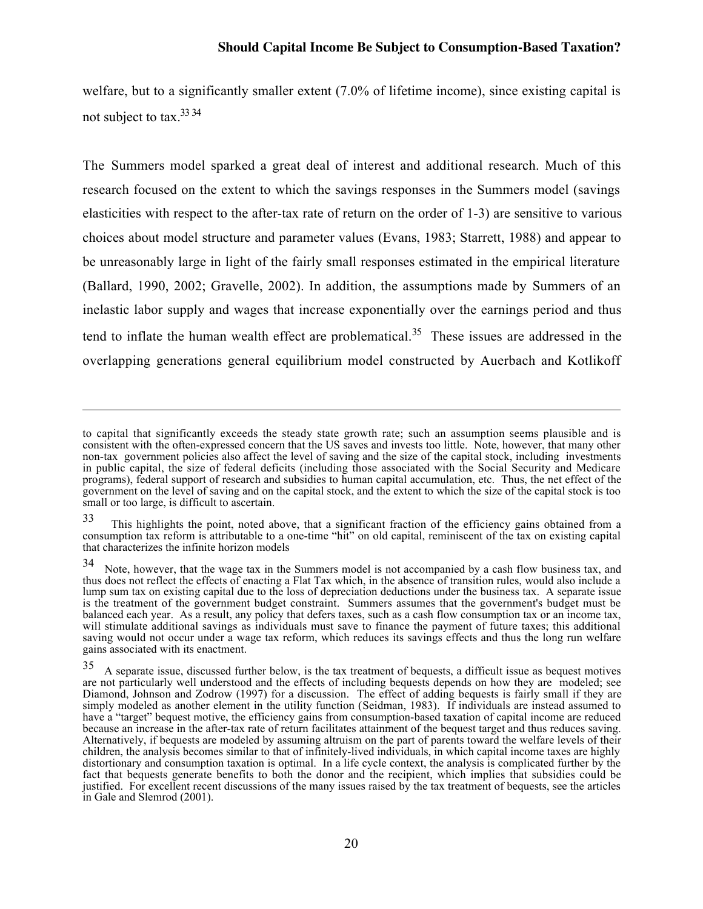welfare, but to a significantly smaller extent (7.0% of lifetime income), since existing capital is not subject to tax.[33] [34]

The Summers model sparked a great deal of interest and additional research. Much of this research focused on the extent to which the savings responses in the Summers model (savings elasticities with respect to the after-tax rate of return on the order of 1-3) are sensitive to various choices about model structure and parameter values (Evans, 1983; Starrett, 1988) and appear to be unreasonably large in light of the fairly small responses estimated in the empirical literature (Ballard, 1990, 2002; Gravelle, 2002). In addition, the assumptions made by Summers of an inelastic labor supply and wages that increase exponentially over the earnings period and thus tend to inflate the human wealth effect are problematical.[35] These issues are addressed in the overlapping generations general equilibrium model constructed by Auerbach and Kotlikoff

---

to capital that significantly exceeds the steady state growth rate; such an assumption seems plausible and is consistent with the often-expressed concern that the US saves and invests too little. Note, however, that many other non-tax government policies also affect the level of saving and the size of the capital stock, including investments in public capital, the size of federal deficits (including those associated with the Social Security and Medicare programs), federal support of research and subsidies to human capital accumulation, etc. Thus, the net effect of the government on the level of saving and on the capital stock, and the extent to which the size of the capital stock is too small or too large, is difficult to ascertain.

[33] This highlights the point, noted above, that a significant fraction of the efficiency gains obtained from a consumption tax reform is attributable to a one-time "hit" on old capital, reminiscent of the tax on existing capital that characterizes the infinite horizon models

[34] Note, however, that the wage tax in the Summers model is not accompanied by a cash flow business tax, and thus does not reflect the effects of enacting a Flat Tax which, in the absence of transition rules, would also include a lump sum tax on existing capital due to the loss of depreciation deductions under the business tax. A separate issue is the treatment of the government budget constraint. Summers assumes that the government's budget must be balanced each year. As a result, any policy that defers taxes, such as a cash flow consumption tax or an income tax, will stimulate additional savings as individuals must save to finance the payment of future taxes; this additional saving would not occur under a wage tax reform, which reduces its savings effects and thus the long run welfare gains associated with its enactment.

[35] A separate issue, discussed further below, is the tax treatment of bequests, a difficult issue as bequest motives are not particularly well understood and the effects of including bequests depends on how they are modeled; see Diamond, Johnson and Zodrow (1997) for a discussion. The effect of adding bequests is fairly small if they are simply modeled as another element in the utility function (Seidman, 1983). If individuals are instead assumed to have a "target" bequest motive, the efficiency gains from consumption-based taxation of capital income are reduced because an increase in the after-tax rate of return facilitates attainment of the bequest target and thus reduces saving. Alternatively, if bequests are modeled by assuming altruism on the part of parents toward the welfare levels of their children, the analysis becomes similar to that of infinitely-lived individuals, in which capital income taxes are highly distortionary and consumption taxation is optimal. In a life cycle context, the analysis is complicated further by the fact that bequests generate benefits to both the donor and the recipient, which implies that subsidies could be justified. For excellent recent discussions of the many issues raised by the tax treatment of bequests, see the articles in Gale and Slemrod (2001).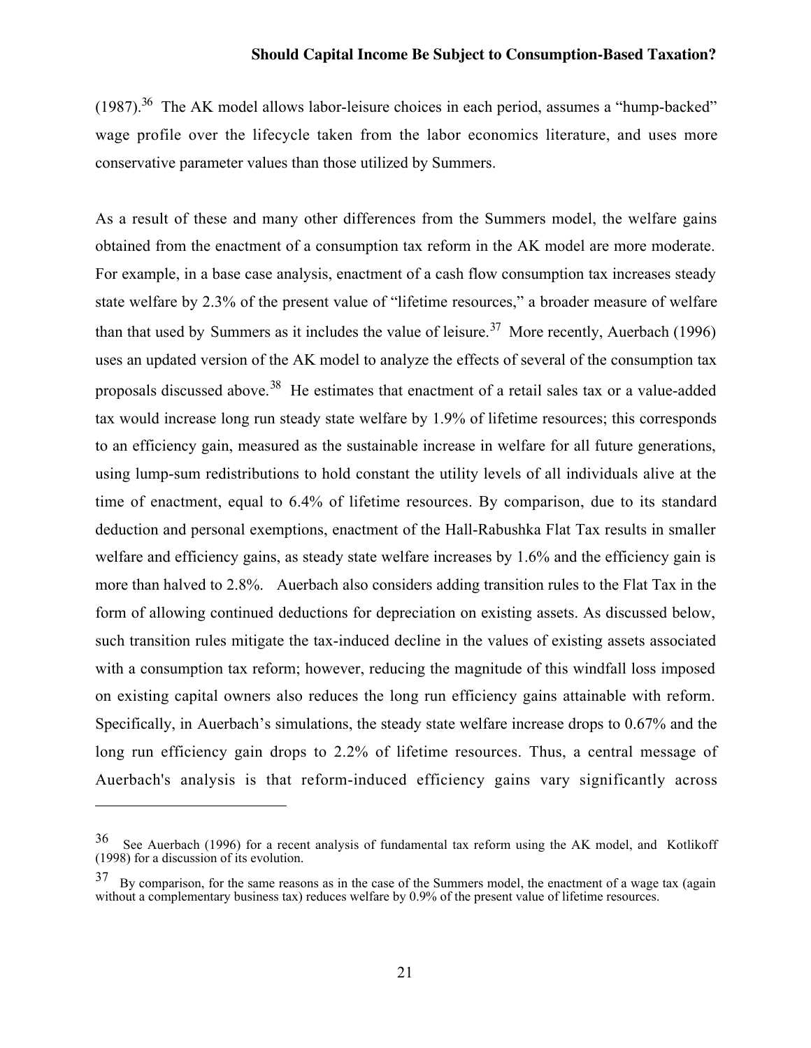(1987).[36] The AK model allows labor-leisure choices in each period, assumes a "hump-backed" wage profile over the lifecycle taken from the labor economics literature, and uses more conservative parameter values than those utilized by Summers.

As a result of these and many other differences from the Summers model, the welfare gains obtained from the enactment of a consumption tax reform in the AK model are more moderate. For example, in a base case analysis, enactment of a cash flow consumption tax increases steady state welfare by 2.3% of the present value of "lifetime resources," a broader measure of welfare than that used by Summers as it includes the value of leisure.[37] More recently, Auerbach (1996) uses an updated version of the AK model to analyze the effects of several of the consumption tax proposals discussed above.[38] He estimates that enactment of a retail sales tax or a value-added tax would increase long run steady state welfare by 1.9% of lifetime resources; this corresponds to an efficiency gain, measured as the sustainable increase in welfare for all future generations, using lump-sum redistributions to hold constant the utility levels of all individuals alive at the time of enactment, equal to 6.4% of lifetime resources. By comparison, due to its standard deduction and personal exemptions, enactment of the Hall-Rabushka Flat Tax results in smaller welfare and efficiency gains, as steady state welfare increases by 1.6% and the efficiency gain is more than halved to 2.8%. Auerbach also considers adding transition rules to the Flat Tax in the form of allowing continued deductions for depreciation on existing assets. As discussed below, such transition rules mitigate the tax-induced decline in the values of existing assets associated with a consumption tax reform; however, reducing the magnitude of this windfall loss imposed on existing capital owners also reduces the long run efficiency gains attainable with reform. Specifically, in Auerbach's simulations, the steady state welfare increase drops to 0.67% and the long run efficiency gain drops to 2.2% of lifetime resources. Thus, a central message of Auerbach's analysis is that reform-induced efficiency gains vary significantly across

---

[36] See Auerbach (1996) for a recent analysis of fundamental tax reform using the AK model, and Kotlikoff (1998) for a discussion of its evolution.

[37] By comparison, for the same reasons as in the case of the Summers model, the enactment of a wage tax (again without a complementary business tax) reduces welfare by 0.9% of the present value of lifetime resources.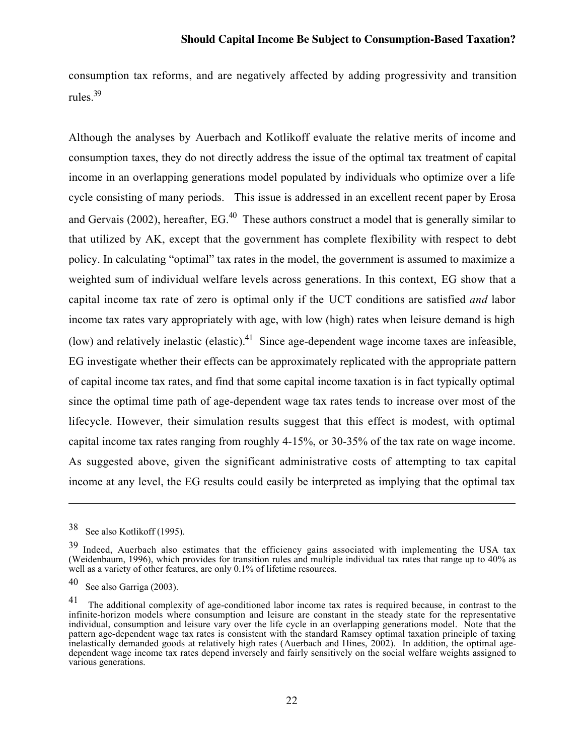consumption tax reforms, and are negatively affected by adding progressivity and transition rules.[39]

Although the analyses by Auerbach and Kotlikoff evaluate the relative merits of income and consumption taxes, they do not directly address the issue of the optimal tax treatment of capital income in an overlapping generations model populated by individuals who optimize over a life cycle consisting of many periods. This issue is addressed in an excellent recent paper by Erosa and Gervais (2002), hereafter, EG.[40] These authors construct a model that is generally similar to that utilized by AK, except that the government has complete flexibility with respect to debt policy. In calculating "optimal" tax rates in the model, the government is assumed to maximize a weighted sum of individual welfare levels across generations. In this context, EG show that a capital income tax rate of zero is optimal only if the UCT conditions are satisfied *and* labor income tax rates vary appropriately with age, with low (high) rates when leisure demand is high (low) and relatively inelastic (elastic).[41] Since age-dependent wage income taxes are infeasible, EG investigate whether their effects can be approximately replicated with the appropriate pattern of capital income tax rates, and find that some capital income taxation is in fact typically optimal since the optimal time path of age-dependent wage tax rates tends to increase over most of the lifecycle. However, their simulation results suggest that this effect is modest, with optimal capital income tax rates ranging from roughly 4-15%, or 30-35% of the tax rate on wage income. As suggested above, given the significant administrative costs of attempting to tax capital income at any level, the EG results could easily be interpreted as implying that the optimal tax

---

[38] See also Kotlikoff (1995).

[39] Indeed, Auerbach also estimates that the efficiency gains associated with implementing the USA tax (Weidenbaum, 1996), which provides for transition rules and multiple individual tax rates that range up to 40% as well as a variety of other features, are only 0.1% of lifetime resources.

[40] See also Garriga (2003).

[41] The additional complexity of age-conditioned labor income tax rates is required because, in contrast to the infinite-horizon models where consumption and leisure are constant in the steady state for the representative individual, consumption and leisure vary over the life cycle in an overlapping generations model. Note that the pattern age-dependent wage tax rates is consistent with the standard Ramsey optimal taxation principle of taxing inelastically demanded goods at relatively high rates (Auerbach and Hines, 2002). In addition, the optimal age-dependent wage income tax rates depend inversely and fairly sensitively on the social welfare weights assigned to various generations.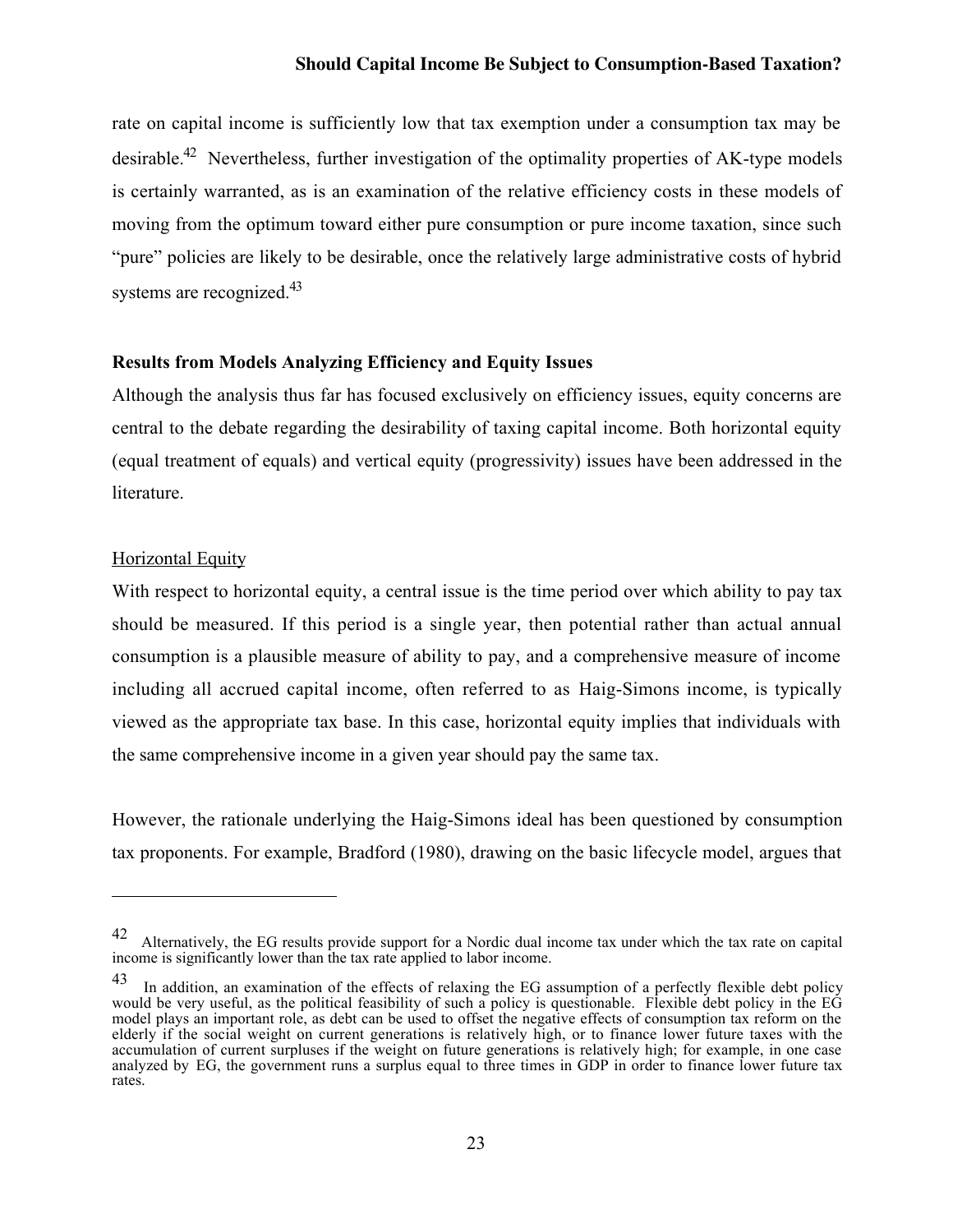rate on capital income is sufficiently low that tax exemption under a consumption tax may be desirable.[42] Nevertheless, further investigation of the optimality properties of AK-type models is certainly warranted, as is an examination of the relative efficiency costs in these models of moving from the optimum toward either pure consumption or pure income taxation, since such "pure" policies are likely to be desirable, once the relatively large administrative costs of hybrid systems are recognized.[43]

### Results from Models Analyzing Efficiency and Equity Issues

Although the analysis thus far has focused exclusively on efficiency issues, equity concerns are central to the debate regarding the desirability of taxing capital income. Both horizontal equity (equal treatment of equals) and vertical equity (progressivity) issues have been addressed in the literature.

#### Horizontal Equity

With respect to horizontal equity, a central issue is the time period over which ability to pay tax should be measured. If this period is a single year, then potential rather than actual annual consumption is a plausible measure of ability to pay, and a comprehensive measure of income including all accrued capital income, often referred to as Haig-Simons income, is typically viewed as the appropriate tax base. In this case, horizontal equity implies that individuals with the same comprehensive income in a given year should pay the same tax.

However, the rationale underlying the Haig-Simons ideal has been questioned by consumption tax proponents. For example, Bradford (1980), drawing on the basic lifecycle model, argues that

---

[42] Alternatively, the EG results provide support for a Nordic dual income tax under which the tax rate on capital income is significantly lower than the tax rate applied to labor income.

[43] In addition, an examination of the effects of relaxing the EG assumption of a perfectly flexible debt policy would be very useful, as the political feasibility of such a policy is questionable. Flexible debt policy in the EG model plays an important role, as debt can be used to offset the negative effects of consumption tax reform on the elderly if the social weight on current generations is relatively high, or to finance lower future taxes with the accumulation of current surpluses if the weight on future generations is relatively high; for example, in one case analyzed by EG, the government runs a surplus equal to three times in GDP in order to finance lower future tax rates.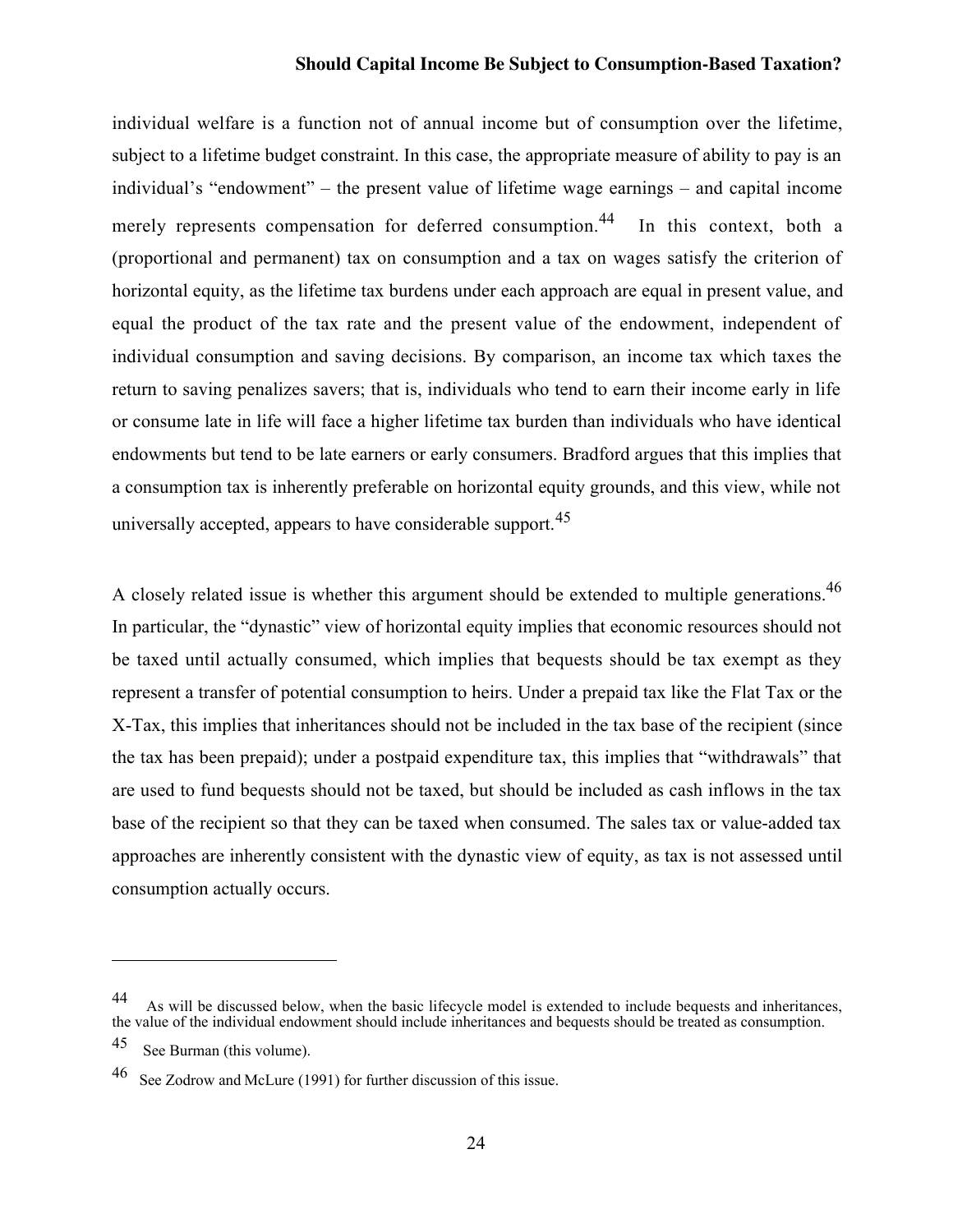individual welfare is a function not of annual income but of consumption over the lifetime, subject to a lifetime budget constraint. In this case, the appropriate measure of ability to pay is an individual's "endowment" – the present value of lifetime wage earnings – and capital income merely represents compensation for deferred consumption.[44] In this context, both a (proportional and permanent) tax on consumption and a tax on wages satisfy the criterion of horizontal equity, as the lifetime tax burdens under each approach are equal in present value, and equal the product of the tax rate and the present value of the endowment, independent of individual consumption and saving decisions. By comparison, an income tax which taxes the return to saving penalizes savers; that is, individuals who tend to earn their income early in life or consume late in life will face a higher lifetime tax burden than individuals who have identical endowments but tend to be late earners or early consumers. Bradford argues that this implies that a consumption tax is inherently preferable on horizontal equity grounds, and this view, while not universally accepted, appears to have considerable support.[45]

A closely related issue is whether this argument should be extended to multiple generations.[46] In particular, the "dynastic" view of horizontal equity implies that economic resources should not be taxed until actually consumed, which implies that bequests should be tax exempt as they represent a transfer of potential consumption to heirs. Under a prepaid tax like the Flat Tax or the X-Tax, this implies that inheritances should not be included in the tax base of the recipient (since the tax has been prepaid); under a postpaid expenditure tax, this implies that "withdrawals" that are used to fund bequests should not be taxed, but should be included as cash inflows in the tax base of the recipient so that they can be taxed when consumed. The sales tax or value-added tax approaches are inherently consistent with the dynastic view of equity, as tax is not assessed until consumption actually occurs.

---

[44] As will be discussed below, when the basic lifecycle model is extended to include bequests and inheritances, the value of the individual endowment should include inheritances and bequests should be treated as consumption.

[45] See Burman (this volume).

[46] See Zodrow and McLure (1991) for further discussion of this issue.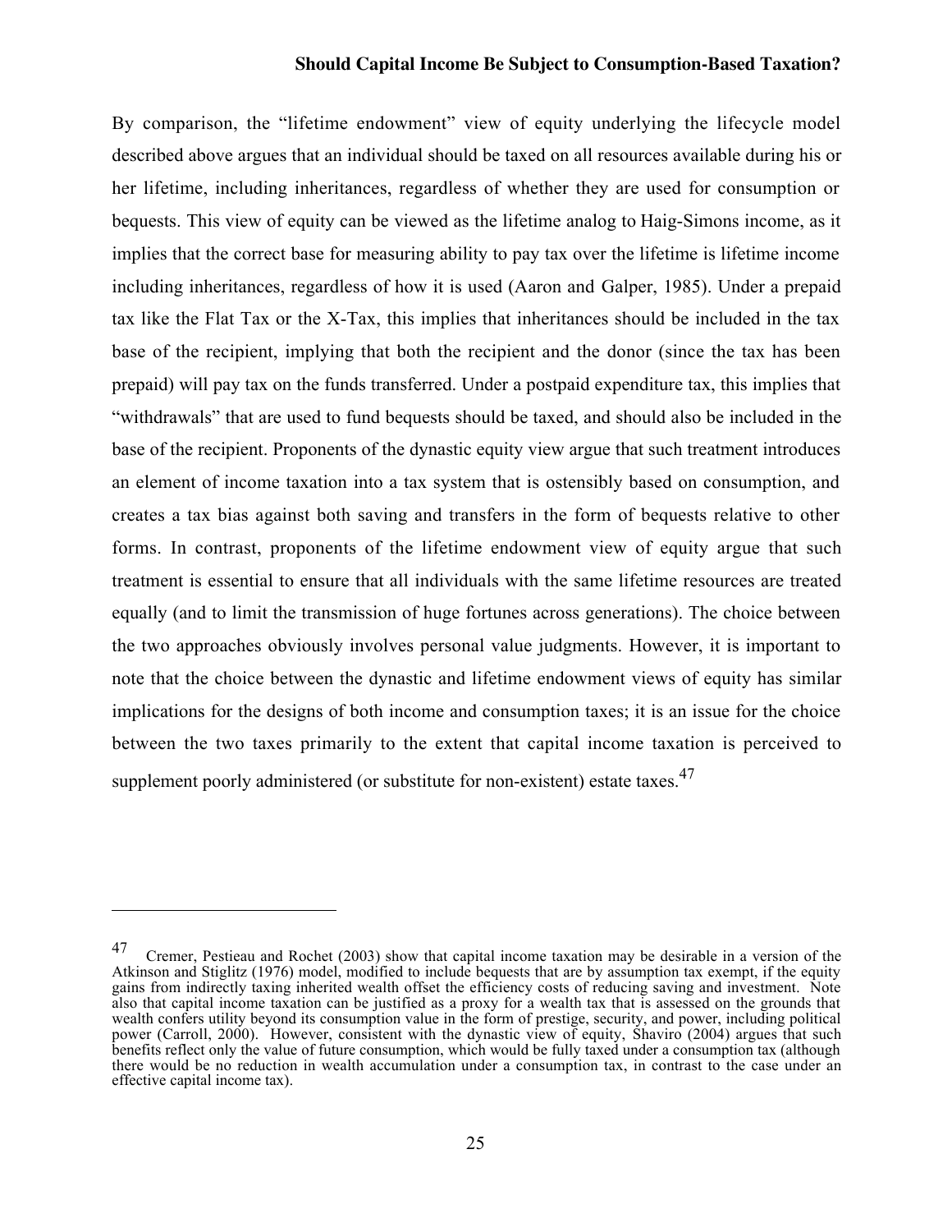By comparison, the "lifetime endowment" view of equity underlying the lifecycle model described above argues that an individual should be taxed on all resources available during his or her lifetime, including inheritances, regardless of whether they are used for consumption or bequests. This view of equity can be viewed as the lifetime analog to Haig-Simons income, as it implies that the correct base for measuring ability to pay tax over the lifetime is lifetime income including inheritances, regardless of how it is used (Aaron and Galper, 1985). Under a prepaid tax like the Flat Tax or the X-Tax, this implies that inheritances should be included in the tax base of the recipient, implying that both the recipient and the donor (since the tax has been prepaid) will pay tax on the funds transferred. Under a postpaid expenditure tax, this implies that "withdrawals" that are used to fund bequests should be taxed, and should also be included in the base of the recipient. Proponents of the dynastic equity view argue that such treatment introduces an element of income taxation into a tax system that is ostensibly based on consumption, and creates a tax bias against both saving and transfers in the form of bequests relative to other forms. In contrast, proponents of the lifetime endowment view of equity argue that such treatment is essential to ensure that all individuals with the same lifetime resources are treated equally (and to limit the transmission of huge fortunes across generations). The choice between the two approaches obviously involves personal value judgments. However, it is important to note that the choice between the dynastic and lifetime endowment views of equity has similar implications for the designs of both income and consumption taxes; it is an issue for the choice between the two taxes primarily to the extent that capital income taxation is perceived to supplement poorly administered (or substitute for non-existent) estate taxes.[47]

---

[47] Cremer, Pestieau and Rochet (2003) show that capital income taxation may be desirable in a version of the Atkinson and Stiglitz (1976) model, modified to include bequests that are by assumption tax exempt, if the equity gains from indirectly taxing inherited wealth offset the efficiency costs of reducing saving and investment. Note also that capital income taxation can be justified as a proxy for a wealth tax that is assessed on the grounds that wealth confers utility beyond its consumption value in the form of prestige, security, and power, including political power (Carroll, 2000). However, consistent with the dynastic view of equity, Shaviro (2004) argues that such benefits reflect only the value of future consumption, which would be fully taxed under a consumption tax (although there would be no reduction in wealth accumulation under a consumption tax, in contrast to the case under an effective capital income tax).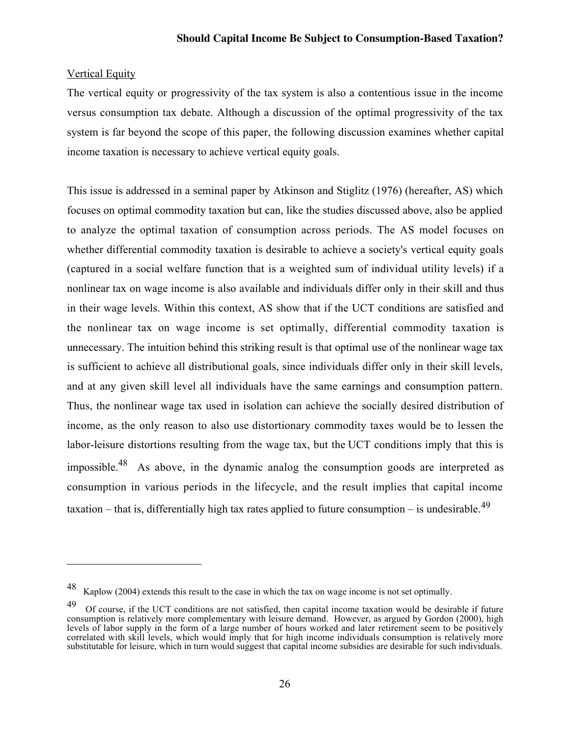Vertical Equity

The vertical equity or progressivity of the tax system is also a contentious issue in the income versus consumption tax debate. Although a discussion of the optimal progressivity of the tax system is far beyond the scope of this paper, the following discussion examines whether capital income taxation is necessary to achieve vertical equity goals.

This issue is addressed in a seminal paper by Atkinson and Stiglitz (1976) (hereafter, AS) which focuses on optimal commodity taxation but can, like the studies discussed above, also be applied to analyze the optimal taxation of consumption across periods. The AS model focuses on whether differential commodity taxation is desirable to achieve a society's vertical equity goals (captured in a social welfare function that is a weighted sum of individual utility levels) if a nonlinear tax on wage income is also available and individuals differ only in their skill and thus in their wage levels. Within this context, AS show that if the UCT conditions are satisfied and the nonlinear tax on wage income is set optimally, differential commodity taxation is unnecessary. The intuition behind this striking result is that optimal use of the nonlinear wage tax is sufficient to achieve all distributional goals, since individuals differ only in their skill levels, and at any given skill level all individuals have the same earnings and consumption pattern. Thus, the nonlinear wage tax used in isolation can achieve the socially desired distribution of income, as the only reason to also use distortionary commodity taxes would be to lessen the labor-leisure distortions resulting from the wage tax, but the UCT conditions imply that this is impossible.[48] As above, in the dynamic analog the consumption goods are interpreted as consumption in various periods in the lifecycle, and the result implies that capital income taxation – that is, differentially high tax rates applied to future consumption – is undesirable.[49]

---

[48] Kaplow (2004) extends this result to the case in which the tax on wage income is not set optimally.

[49] Of course, if the UCT conditions are not satisfied, then capital income taxation would be desirable if future consumption is relatively more complementary with leisure demand. However, as argued by Gordon (2000), high levels of labor supply in the form of a large number of hours worked and later retirement seem to be positively correlated with skill levels, which would imply that for high income individuals consumption is relatively more substitutable for leisure, which in turn would suggest that capital income subsidies are desirable for such individuals.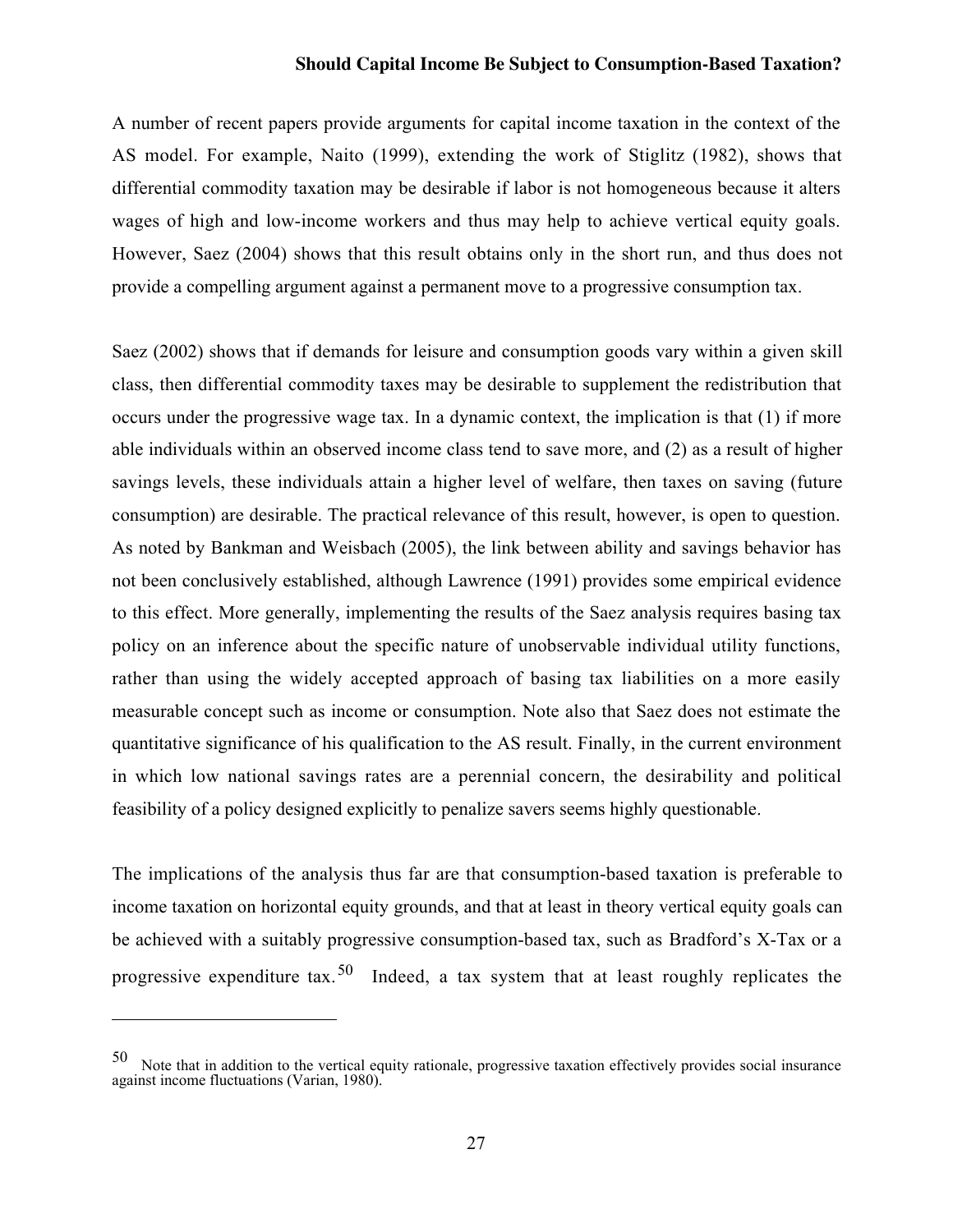A number of recent papers provide arguments for capital income taxation in the context of the AS model. For example, Naito (1999), extending the work of Stiglitz (1982), shows that differential commodity taxation may be desirable if labor is not homogeneous because it alters wages of high and low-income workers and thus may help to achieve vertical equity goals. However, Saez (2004) shows that this result obtains only in the short run, and thus does not provide a compelling argument against a permanent move to a progressive consumption tax.

Saez (2002) shows that if demands for leisure and consumption goods vary within a given skill class, then differential commodity taxes may be desirable to supplement the redistribution that occurs under the progressive wage tax. In a dynamic context, the implication is that (1) if more able individuals within an observed income class tend to save more, and (2) as a result of higher savings levels, these individuals attain a higher level of welfare, then taxes on saving (future consumption) are desirable. The practical relevance of this result, however, is open to question. As noted by Bankman and Weisbach (2005), the link between ability and savings behavior has not been conclusively established, although Lawrence (1991) provides some empirical evidence to this effect. More generally, implementing the results of the Saez analysis requires basing tax policy on an inference about the specific nature of unobservable individual utility functions, rather than using the widely accepted approach of basing tax liabilities on a more easily measurable concept such as income or consumption. Note also that Saez does not estimate the quantitative significance of his qualification to the AS result. Finally, in the current environment in which low national savings rates are a perennial concern, the desirability and political feasibility of a policy designed explicitly to penalize savers seems highly questionable.

The implications of the analysis thus far are that consumption-based taxation is preferable to income taxation on horizontal equity grounds, and that at least in theory vertical equity goals can be achieved with a suitably progressive consumption-based tax, such as Bradford's X-Tax or a progressive expenditure tax.[50] Indeed, a tax system that at least roughly replicates the

---

[50] Note that in addition to the vertical equity rationale, progressive taxation effectively provides social insurance against income fluctuations (Varian, 1980).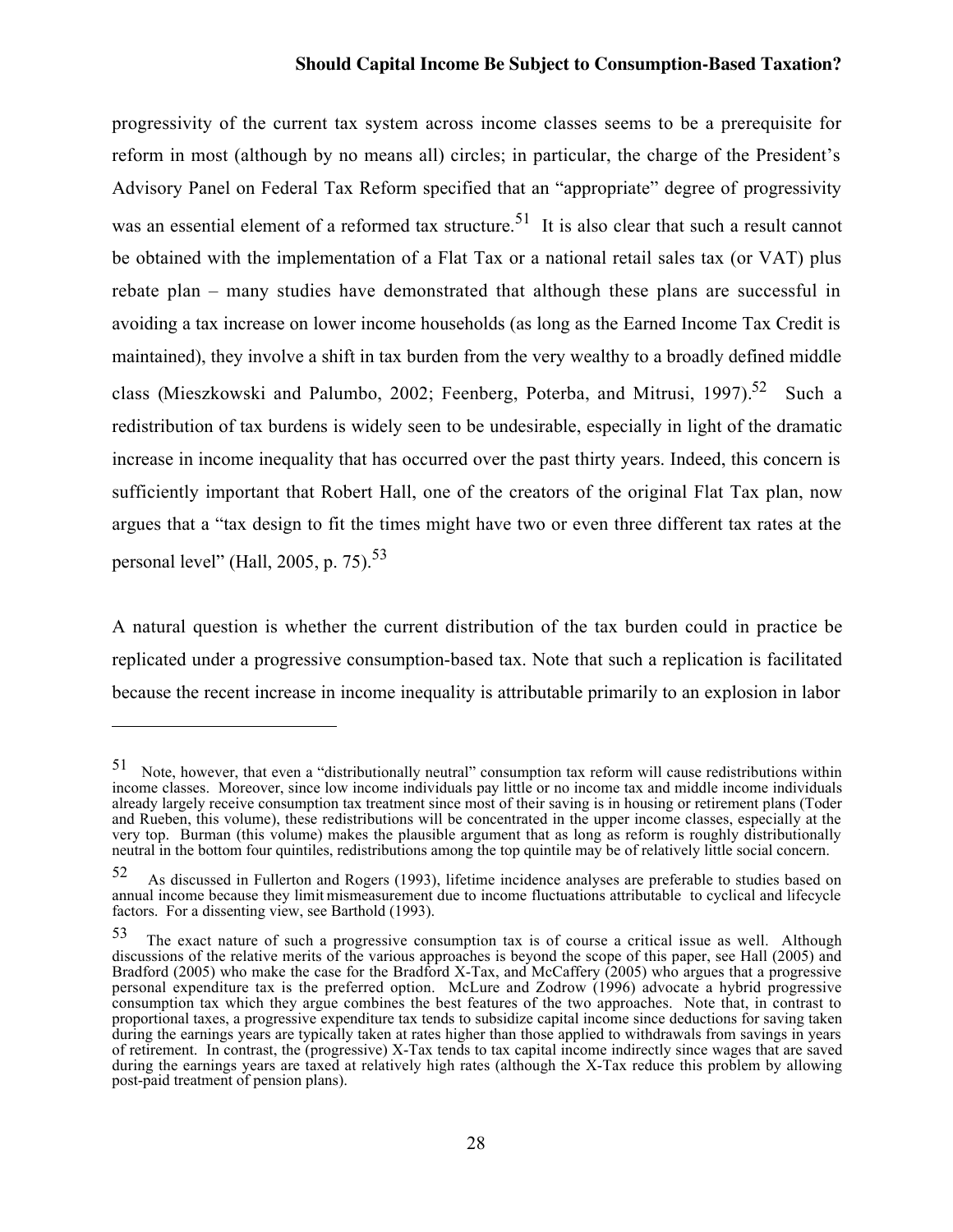progressivity of the current tax system across income classes seems to be a prerequisite for reform in most (although by no means all) circles; in particular, the charge of the President's Advisory Panel on Federal Tax Reform specified that an "appropriate" degree of progressivity was an essential element of a reformed tax structure.[51] It is also clear that such a result cannot be obtained with the implementation of a Flat Tax or a national retail sales tax (or VAT) plus rebate plan – many studies have demonstrated that although these plans are successful in avoiding a tax increase on lower income households (as long as the Earned Income Tax Credit is maintained), they involve a shift in tax burden from the very wealthy to a broadly defined middle class (Mieszkowski and Palumbo, 2002; Feenberg, Poterba, and Mitrusi, 1997).[52] Such a redistribution of tax burdens is widely seen to be undesirable, especially in light of the dramatic increase in income inequality that has occurred over the past thirty years. Indeed, this concern is sufficiently important that Robert Hall, one of the creators of the original Flat Tax plan, now argues that a "tax design to fit the times might have two or even three different tax rates at the personal level" (Hall, 2005, p. 75).[53]

A natural question is whether the current distribution of the tax burden could in practice be replicated under a progressive consumption-based tax. Note that such a replication is facilitated because the recent increase in income inequality is attributable primarily to an explosion in labor

---

[51] Note, however, that even a "distributionally neutral" consumption tax reform will cause redistributions within income classes. Moreover, since low income individuals pay little or no income tax and middle income individuals already largely receive consumption tax treatment since most of their saving is in housing or retirement plans (Toder and Rueben, this volume), these redistributions will be concentrated in the upper income classes, especially at the very top. Burman (this volume) makes the plausible argument that as long as reform is roughly distributionally neutral in the bottom four quintiles, redistributions among the top quintile may be of relatively little social concern.

[52] As discussed in Fullerton and Rogers (1993), lifetime incidence analyses are preferable to studies based on annual income because they limit mismeasurement due to income fluctuations attributable to cyclical and lifecycle factors. For a dissenting view, see Barthold (1993).

[53] The exact nature of such a progressive consumption tax is of course a critical issue as well. Although discussions of the relative merits of the various approaches is beyond the scope of this paper, see Hall (2005) and Bradford (2005) who make the case for the Bradford X-Tax, and McCaffery (2005) who argues that a progressive personal expenditure tax is the preferred option. McLure and Zodrow (1996) advocate a hybrid progressive consumption tax which they argue combines the best features of the two approaches. Note that, in contrast to proportional taxes, a progressive expenditure tax tends to subsidize capital income since deductions for saving taken during the earnings years are typically taken at rates higher than those applied to withdrawals from savings in years of retirement. In contrast, the (progressive) X-Tax tends to tax capital income indirectly since wages that are saved during the earnings years are taxed at relatively high rates (although the X-Tax reduce this problem by allowing post-paid treatment of pension plans).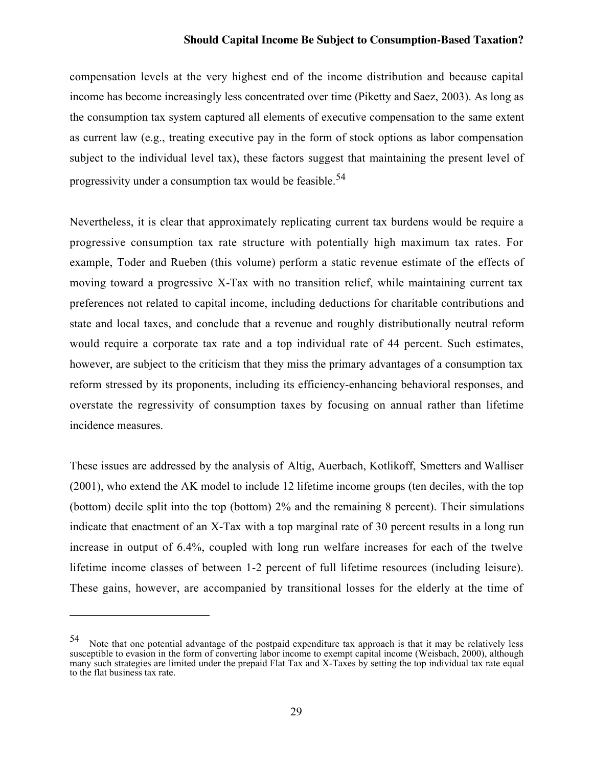compensation levels at the very highest end of the income distribution and because capital income has become increasingly less concentrated over time (Piketty and Saez, 2003). As long as the consumption tax system captured all elements of executive compensation to the same extent as current law (e.g., treating executive pay in the form of stock options as labor compensation subject to the individual level tax), these factors suggest that maintaining the present level of progressivity under a consumption tax would be feasible.[54]

Nevertheless, it is clear that approximately replicating current tax burdens would be require a progressive consumption tax rate structure with potentially high maximum tax rates. For example, Toder and Rueben (this volume) perform a static revenue estimate of the effects of moving toward a progressive X-Tax with no transition relief, while maintaining current tax preferences not related to capital income, including deductions for charitable contributions and state and local taxes, and conclude that a revenue and roughly distributionally neutral reform would require a corporate tax rate and a top individual rate of 44 percent. Such estimates, however, are subject to the criticism that they miss the primary advantages of a consumption tax reform stressed by its proponents, including its efficiency-enhancing behavioral responses, and overstate the regressivity of consumption taxes by focusing on annual rather than lifetime incidence measures.

These issues are addressed by the analysis of Altig, Auerbach, Kotlikoff, Smetters and Walliser (2001), who extend the AK model to include 12 lifetime income groups (ten deciles, with the top (bottom) decile split into the top (bottom) 2% and the remaining 8 percent). Their simulations indicate that enactment of an X-Tax with a top marginal rate of 30 percent results in a long run increase in output of 6.4%, coupled with long run welfare increases for each of the twelve lifetime income classes of between 1-2 percent of full lifetime resources (including leisure). These gains, however, are accompanied by transitional losses for the elderly at the time of

---

[54] Note that one potential advantage of the postpaid expenditure tax approach is that it may be relatively less susceptible to evasion in the form of converting labor income to exempt capital income (Weisbach, 2000), although many such strategies are limited under the prepaid Flat Tax and X-Taxes by setting the top individual tax rate equal to the flat business tax rate.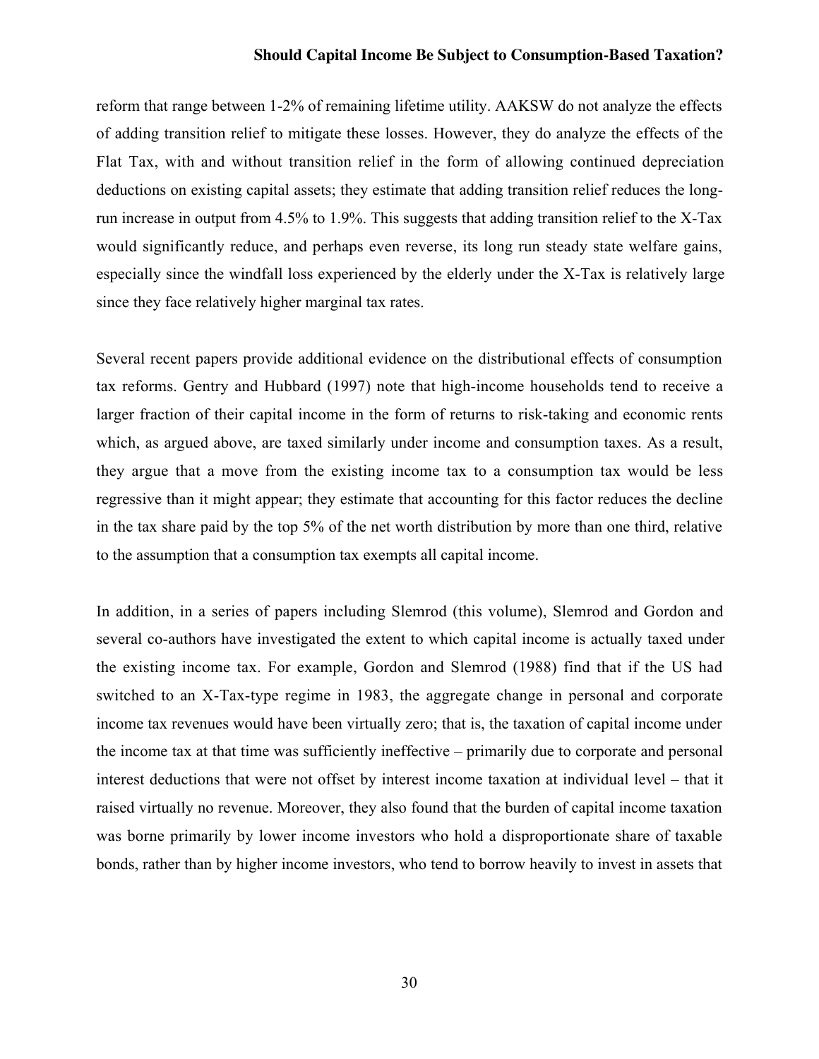reform that range between 1-2% of remaining lifetime utility. AAKSW do not analyze the effects of adding transition relief to mitigate these losses. However, they do analyze the effects of the Flat Tax, with and without transition relief in the form of allowing continued depreciation deductions on existing capital assets; they estimate that adding transition relief reduces the long-run increase in output from 4.5% to 1.9%. This suggests that adding transition relief to the X-Tax would significantly reduce, and perhaps even reverse, its long run steady state welfare gains, especially since the windfall loss experienced by the elderly under the X-Tax is relatively large since they face relatively higher marginal tax rates.

Several recent papers provide additional evidence on the distributional effects of consumption tax reforms. Gentry and Hubbard (1997) note that high-income households tend to receive a larger fraction of their capital income in the form of returns to risk-taking and economic rents which, as argued above, are taxed similarly under income and consumption taxes. As a result, they argue that a move from the existing income tax to a consumption tax would be less regressive than it might appear; they estimate that accounting for this factor reduces the decline in the tax share paid by the top 5% of the net worth distribution by more than one third, relative to the assumption that a consumption tax exempts all capital income.

In addition, in a series of papers including Slemrod (this volume), Slemrod and Gordon and several co-authors have investigated the extent to which capital income is actually taxed under the existing income tax. For example, Gordon and Slemrod (1988) find that if the US had switched to an X-Tax-type regime in 1983, the aggregate change in personal and corporate income tax revenues would have been virtually zero; that is, the taxation of capital income under the income tax at that time was sufficiently ineffective – primarily due to corporate and personal interest deductions that were not offset by interest income taxation at individual level – that it raised virtually no revenue. Moreover, they also found that the burden of capital income taxation was borne primarily by lower income investors who hold a disproportionate share of taxable bonds, rather than by higher income investors, who tend to borrow heavily to invest in assets that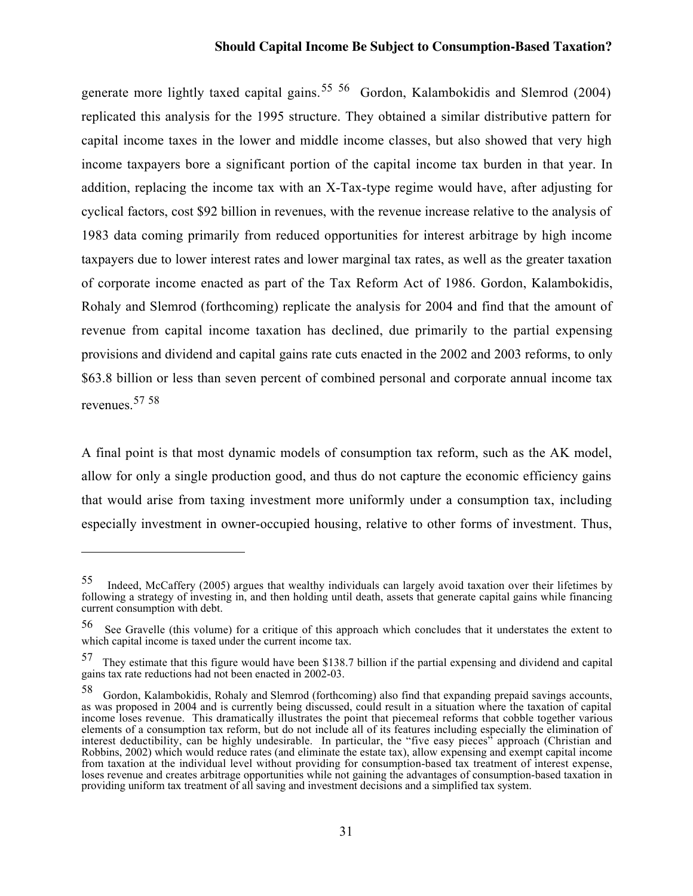generate more lightly taxed capital gains.[55] [56] Gordon, Kalambokidis and Slemrod (2004) replicated this analysis for the 1995 structure. They obtained a similar distributive pattern for capital income taxes in the lower and middle income classes, but also showed that very high income taxpayers bore a significant portion of the capital income tax burden in that year. In addition, replacing the income tax with an X-Tax-type regime would have, after adjusting for cyclical factors, cost $92 billion in revenues, with the revenue increase relative to the analysis of 1983 data coming primarily from reduced opportunities for interest arbitrage by high income taxpayers due to lower interest rates and lower marginal tax rates, as well as the greater taxation of corporate income enacted as part of the Tax Reform Act of 1986. Gordon, Kalambokidis, Rohaly and Slemrod (forthcoming) replicate the analysis for 2004 and find that the amount of revenue from capital income taxation has declined, due primarily to the partial expensing provisions and dividend and capital gains rate cuts enacted in the 2002 and 2003 reforms, to only $63.8 billion or less than seven percent of combined personal and corporate annual income tax revenues.[57] [58]

A final point is that most dynamic models of consumption tax reform, such as the AK model, allow for only a single production good, and thus do not capture the economic efficiency gains that would arise from taxing investment more uniformly under a consumption tax, including especially investment in owner-occupied housing, relative to other forms of investment. Thus,

---

[55] Indeed, McCaffery (2005) argues that wealthy individuals can largely avoid taxation over their lifetimes by following a strategy of investing in, and then holding until death, assets that generate capital gains while financing current consumption with debt.

[56] See Gravelle (this volume) for a critique of this approach which concludes that it understates the extent to which capital income is taxed under the current income tax.

[57] They estimate that this figure would have been $138.7 billion if the partial expensing and dividend and capital gains tax rate reductions had not been enacted in 2002-03.

[58] Gordon, Kalambokidis, Rohaly and Slemrod (forthcoming) also find that expanding prepaid savings accounts, as was proposed in 2004 and is currently being discussed, could result in a situation where the taxation of capital income loses revenue. This dramatically illustrates the point that piecemeal reforms that cobble together various elements of a consumption tax reform, but do not include all of its features including especially the elimination of interest deductibility, can be highly undesirable. In particular, the "five easy pieces" approach (Christian and Robbins, 2002) which would reduce rates (and eliminate the estate tax), allow expensing and exempt capital income from taxation at the individual level without providing for consumption-based tax treatment of interest expense, loses revenue and creates arbitrage opportunities while not gaining the advantages of consumption-based taxation in providing uniform tax treatment of all saving and investment decisions and a simplified tax system.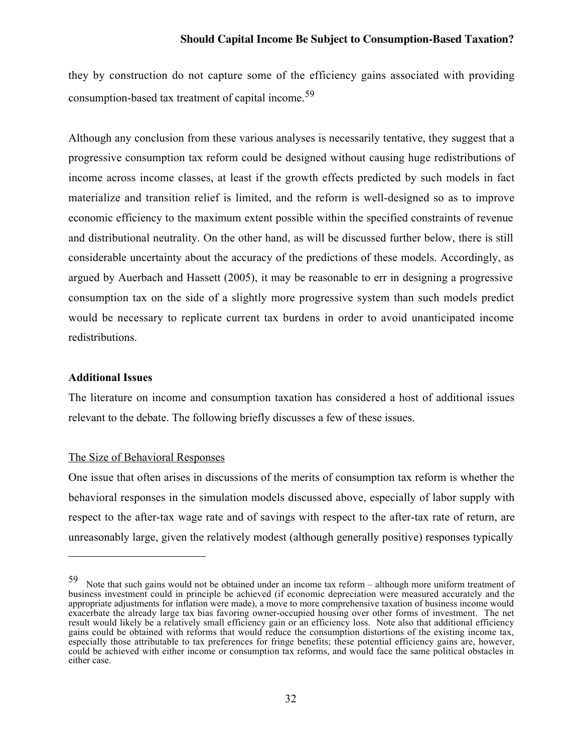they by construction do not capture some of the efficiency gains associated with providing consumption-based tax treatment of capital income.[59]

Although any conclusion from these various analyses is necessarily tentative, they suggest that a progressive consumption tax reform could be designed without causing huge redistributions of income across income classes, at least if the growth effects predicted by such models in fact materialize and transition relief is limited, and the reform is well-designed so as to improve economic efficiency to the maximum extent possible within the specified constraints of revenue and distributional neutrality. On the other hand, as will be discussed further below, there is still considerable uncertainty about the accuracy of the predictions of these models. Accordingly, as argued by Auerbach and Hassett (2005), it may be reasonable to err in designing a progressive consumption tax on the side of a slightly more progressive system than such models predict would be necessary to replicate current tax burdens in order to avoid unanticipated income redistributions.

**Additional Issues**

The literature on income and consumption taxation has considered a host of additional issues relevant to the debate. The following briefly discusses a few of these issues.

The Size of Behavioral Responses

One issue that often arises in discussions of the merits of consumption tax reform is whether the behavioral responses in the simulation models discussed above, especially of labor supply with respect to the after-tax wage rate and of savings with respect to the after-tax rate of return, are unreasonably large, given the relatively modest (although generally positive) responses typically

---

[59] Note that such gains would not be obtained under an income tax reform – although more uniform treatment of business investment could in principle be achieved (if economic depreciation were measured accurately and the appropriate adjustments for inflation were made), a move to more comprehensive taxation of business income would exacerbate the already large tax bias favoring owner-occupied housing over other forms of investment. The net result would likely be a relatively small efficiency gain or an efficiency loss. Note also that additional efficiency gains could be obtained with reforms that would reduce the consumption distortions of the existing income tax, especially those attributable to tax preferences for fringe benefits; these potential efficiency gains are, however, could be achieved with either income or consumption tax reforms, and would face the same political obstacles in either case.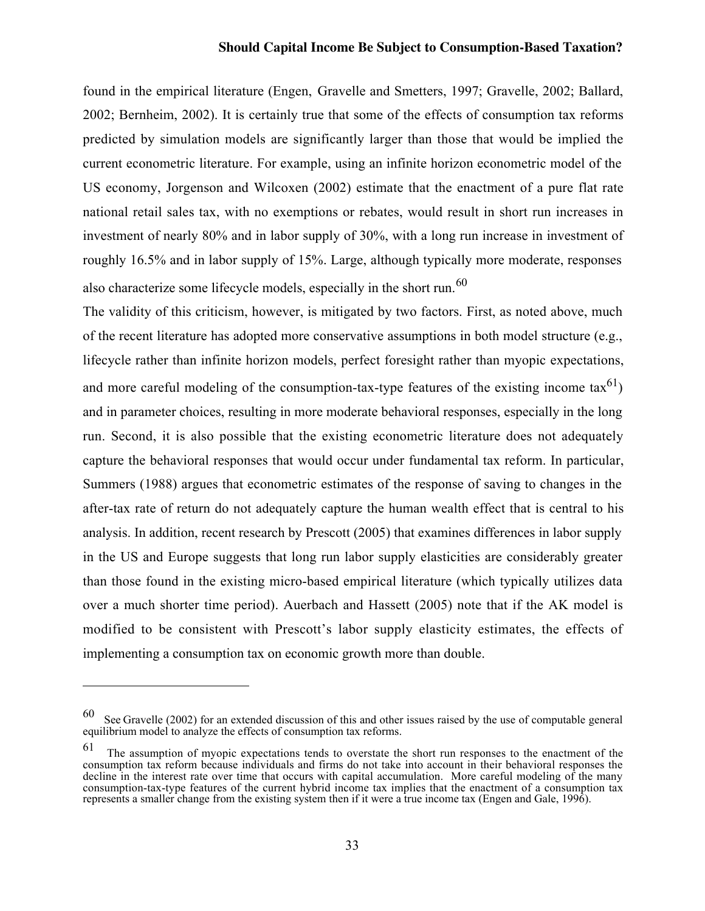found in the empirical literature (Engen, Gravelle and Smetters, 1997; Gravelle, 2002; Ballard, 2002; Bernheim, 2002). It is certainly true that some of the effects of consumption tax reforms predicted by simulation models are significantly larger than those that would be implied the current econometric literature. For example, using an infinite horizon econometric model of the US economy, Jorgenson and Wilcoxen (2002) estimate that the enactment of a pure flat rate national retail sales tax, with no exemptions or rebates, would result in short run increases in investment of nearly 80% and in labor supply of 30%, with a long run increase in investment of roughly 16.5% and in labor supply of 15%. Large, although typically more moderate, responses also characterize some lifecycle models, especially in the short run.[60]

The validity of this criticism, however, is mitigated by two factors. First, as noted above, much of the recent literature has adopted more conservative assumptions in both model structure (e.g., lifecycle rather than infinite horizon models, perfect foresight rather than myopic expectations, and more careful modeling of the consumption-tax-type features of the existing income tax[61]) and in parameter choices, resulting in more moderate behavioral responses, especially in the long run. Second, it is also possible that the existing econometric literature does not adequately capture the behavioral responses that would occur under fundamental tax reform. In particular, Summers (1988) argues that econometric estimates of the response of saving to changes in the after-tax rate of return do not adequately capture the human wealth effect that is central to his analysis. In addition, recent research by Prescott (2005) that examines differences in labor supply in the US and Europe suggests that long run labor supply elasticities are considerably greater than those found in the existing micro-based empirical literature (which typically utilizes data over a much shorter time period). Auerbach and Hassett (2005) note that if the AK model is modified to be consistent with Prescott's labor supply elasticity estimates, the effects of implementing a consumption tax on economic growth more than double.

---

[60] See Gravelle (2002) for an extended discussion of this and other issues raised by the use of computable general equilibrium model to analyze the effects of consumption tax reforms.

[61] The assumption of myopic expectations tends to overstate the short run responses to the enactment of the consumption tax reform because individuals and firms do not take into account in their behavioral responses the decline in the interest rate over time that occurs with capital accumulation. More careful modeling of the many consumption-tax-type features of the current hybrid income tax implies that the enactment of a consumption tax represents a smaller change from the existing system then if it were a true income tax (Engen and Gale, 1996).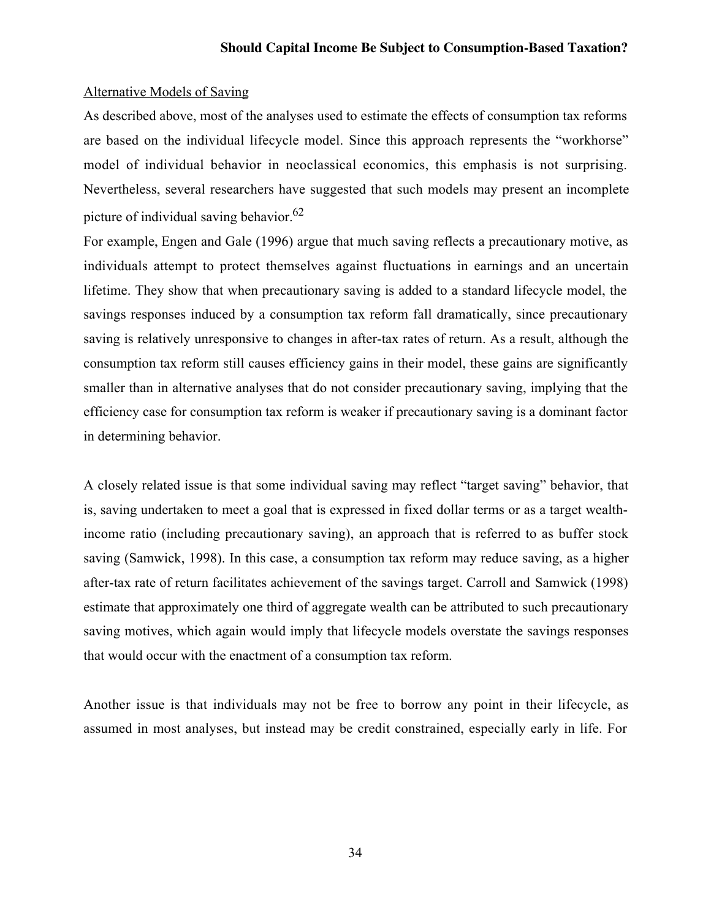Alternative Models of Saving

As described above, most of the analyses used to estimate the effects of consumption tax reforms are based on the individual lifecycle model. Since this approach represents the "workhorse" model of individual behavior in neoclassical economics, this emphasis is not surprising. Nevertheless, several researchers have suggested that such models may present an incomplete picture of individual saving behavior.[62]

For example, Engen and Gale (1996) argue that much saving reflects a precautionary motive, as individuals attempt to protect themselves against fluctuations in earnings and an uncertain lifetime. They show that when precautionary saving is added to a standard lifecycle model, the savings responses induced by a consumption tax reform fall dramatically, since precautionary saving is relatively unresponsive to changes in after-tax rates of return. As a result, although the consumption tax reform still causes efficiency gains in their model, these gains are significantly smaller than in alternative analyses that do not consider precautionary saving, implying that the efficiency case for consumption tax reform is weaker if precautionary saving is a dominant factor in determining behavior.

A closely related issue is that some individual saving may reflect "target saving" behavior, that is, saving undertaken to meet a goal that is expressed in fixed dollar terms or as a target wealth-income ratio (including precautionary saving), an approach that is referred to as buffer stock saving (Samwick, 1998). In this case, a consumption tax reform may reduce saving, as a higher after-tax rate of return facilitates achievement of the savings target. Carroll and Samwick (1998) estimate that approximately one third of aggregate wealth can be attributed to such precautionary saving motives, which again would imply that lifecycle models overstate the savings responses that would occur with the enactment of a consumption tax reform.

Another issue is that individuals may not be free to borrow any point in their lifecycle, as assumed in most analyses, but instead may be credit constrained, especially early in life. For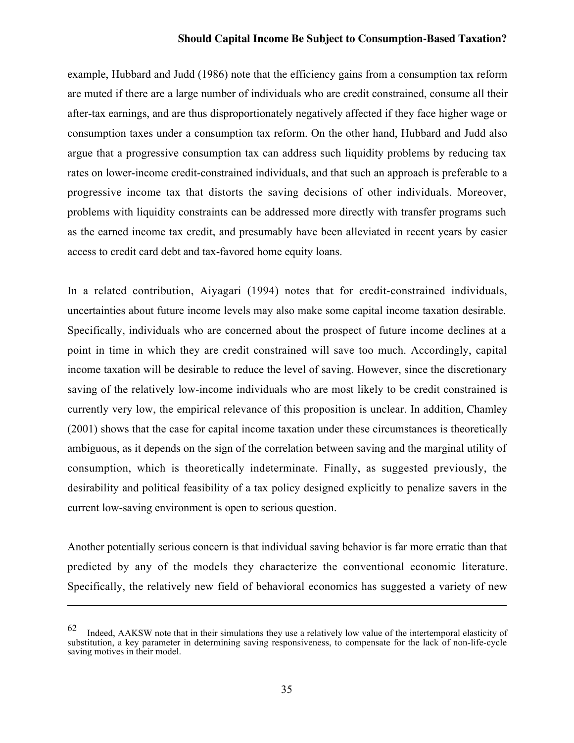example, Hubbard and Judd (1986) note that the efficiency gains from a consumption tax reform are muted if there are a large number of individuals who are credit constrained, consume all their after-tax earnings, and are thus disproportionately negatively affected if they face higher wage or consumption taxes under a consumption tax reform. On the other hand, Hubbard and Judd also argue that a progressive consumption tax can address such liquidity problems by reducing tax rates on lower-income credit-constrained individuals, and that such an approach is preferable to a progressive income tax that distorts the saving decisions of other individuals. Moreover, problems with liquidity constraints can be addressed more directly with transfer programs such as the earned income tax credit, and presumably have been alleviated in recent years by easier access to credit card debt and tax-favored home equity loans.

In a related contribution, Aiyagari (1994) notes that for credit-constrained individuals, uncertainties about future income levels may also make some capital income taxation desirable. Specifically, individuals who are concerned about the prospect of future income declines at a point in time in which they are credit constrained will save too much. Accordingly, capital income taxation will be desirable to reduce the level of saving. However, since the discretionary saving of the relatively low-income individuals who are most likely to be credit constrained is currently very low, the empirical relevance of this proposition is unclear. In addition, Chamley (2001) shows that the case for capital income taxation under these circumstances is theoretically ambiguous, as it depends on the sign of the correlation between saving and the marginal utility of consumption, which is theoretically indeterminate. Finally, as suggested previously, the desirability and political feasibility of a tax policy designed explicitly to penalize savers in the current low-saving environment is open to serious question.

Another potentially serious concern is that individual saving behavior is far more erratic than that predicted by any of the models they characterize the conventional economic literature. Specifically, the relatively new field of behavioral economics has suggested a variety of new

---

[62] Indeed, AAKSW note that in their simulations they use a relatively low value of the intertemporal elasticity of substitution, a key parameter in determining saving responsiveness, to compensate for the lack of non-life-cycle saving motives in their model.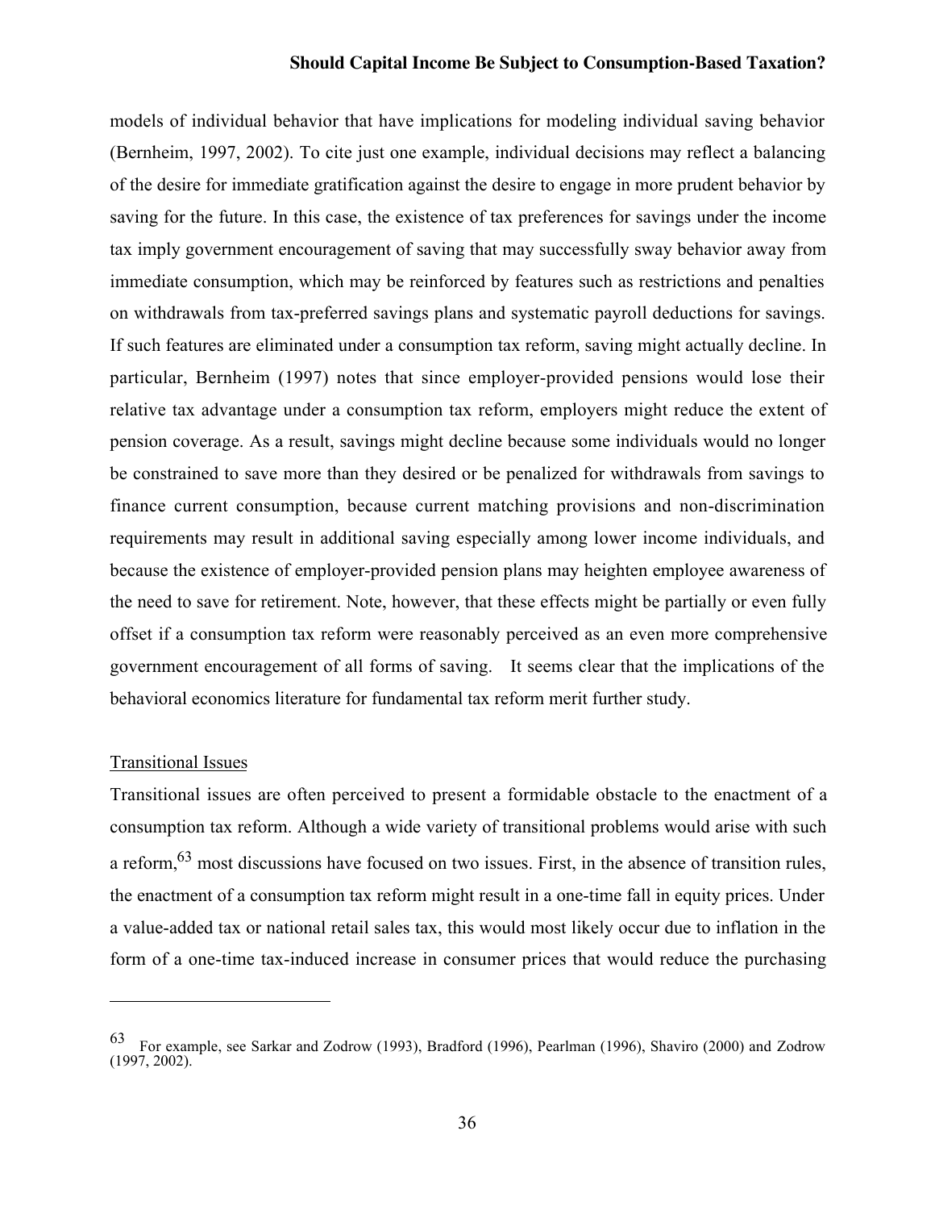models of individual behavior that have implications for modeling individual saving behavior (Bernheim, 1997, 2002). To cite just one example, individual decisions may reflect a balancing of the desire for immediate gratification against the desire to engage in more prudent behavior by saving for the future. In this case, the existence of tax preferences for savings under the income tax imply government encouragement of saving that may successfully sway behavior away from immediate consumption, which may be reinforced by features such as restrictions and penalties on withdrawals from tax-preferred savings plans and systematic payroll deductions for savings. If such features are eliminated under a consumption tax reform, saving might actually decline. In particular, Bernheim (1997) notes that since employer-provided pensions would lose their relative tax advantage under a consumption tax reform, employers might reduce the extent of pension coverage. As a result, savings might decline because some individuals would no longer be constrained to save more than they desired or be penalized for withdrawals from savings to finance current consumption, because current matching provisions and non-discrimination requirements may result in additional saving especially among lower income individuals, and because the existence of employer-provided pension plans may heighten employee awareness of the need to save for retirement. Note, however, that these effects might be partially or even fully offset if a consumption tax reform were reasonably perceived as an even more comprehensive government encouragement of all forms of saving. It seems clear that the implications of the behavioral economics literature for fundamental tax reform merit further study.

<u>Transitional Issues</u>

Transitional issues are often perceived to present a formidable obstacle to the enactment of a consumption tax reform. Although a wide variety of transitional problems would arise with such a reform,[63] most discussions have focused on two issues. First, in the absence of transition rules, the enactment of a consumption tax reform might result in a one-time fall in equity prices. Under a value-added tax or national retail sales tax, this would most likely occur due to inflation in the form of a one-time tax-induced increase in consumer prices that would reduce the purchasing

---

[63] For example, see Sarkar and Zodrow (1993), Bradford (1996), Pearlman (1996), Shaviro (2000) and Zodrow (1997, 2002).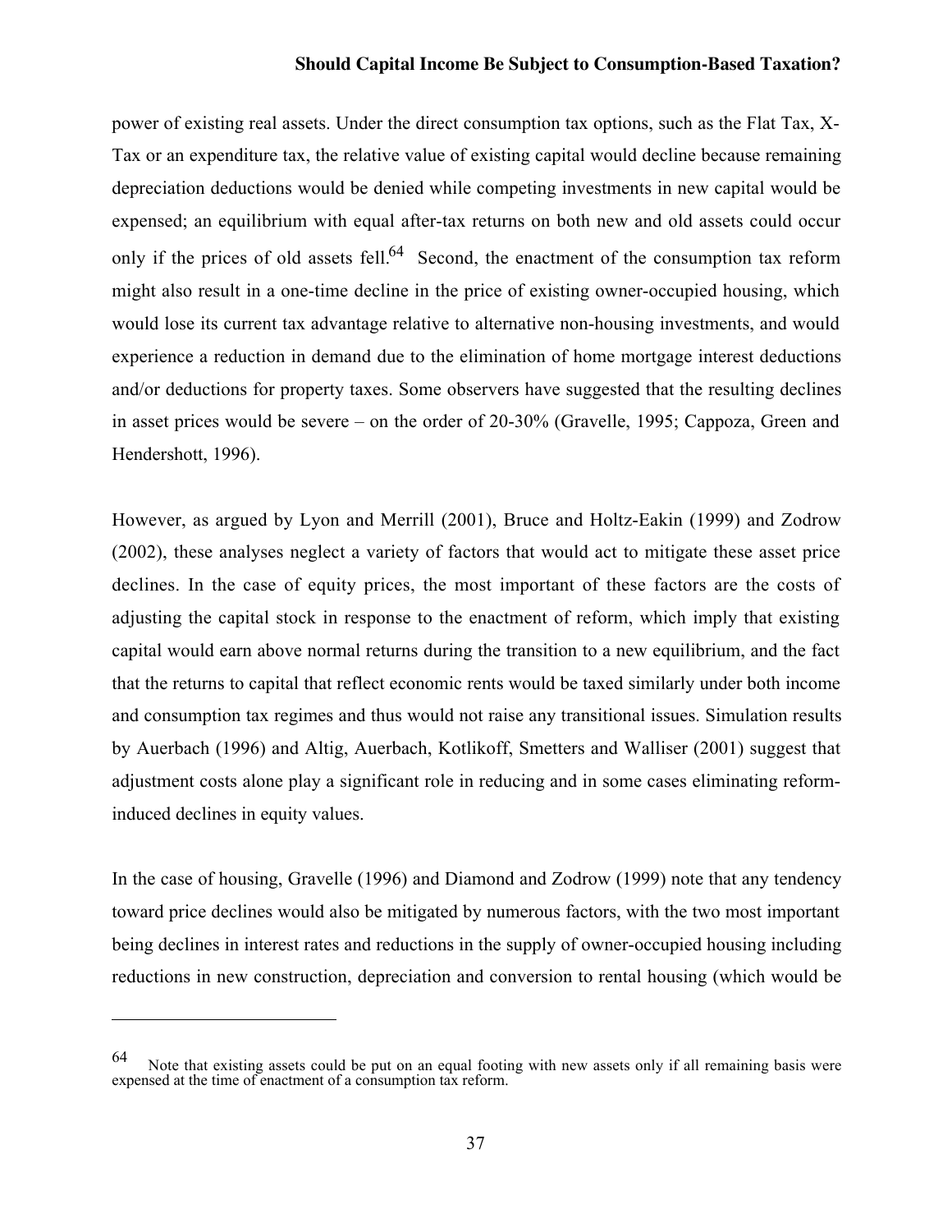power of existing real assets. Under the direct consumption tax options, such as the Flat Tax, X-Tax or an expenditure tax, the relative value of existing capital would decline because remaining depreciation deductions would be denied while competing investments in new capital would be expensed; an equilibrium with equal after-tax returns on both new and old assets could occur only if the prices of old assets fell.[64] Second, the enactment of the consumption tax reform might also result in a one-time decline in the price of existing owner-occupied housing, which would lose its current tax advantage relative to alternative non-housing investments, and would experience a reduction in demand due to the elimination of home mortgage interest deductions and/or deductions for property taxes. Some observers have suggested that the resulting declines in asset prices would be severe – on the order of 20-30% (Gravelle, 1995; Cappoza, Green and Hendershott, 1996).

However, as argued by Lyon and Merrill (2001), Bruce and Holtz-Eakin (1999) and Zodrow (2002), these analyses neglect a variety of factors that would act to mitigate these asset price declines. In the case of equity prices, the most important of these factors are the costs of adjusting the capital stock in response to the enactment of reform, which imply that existing capital would earn above normal returns during the transition to a new equilibrium, and the fact that the returns to capital that reflect economic rents would be taxed similarly under both income and consumption tax regimes and thus would not raise any transitional issues. Simulation results by Auerbach (1996) and Altig, Auerbach, Kotlikoff, Smetters and Walliser (2001) suggest that adjustment costs alone play a significant role in reducing and in some cases eliminating reform-induced declines in equity values.

In the case of housing, Gravelle (1996) and Diamond and Zodrow (1999) note that any tendency toward price declines would also be mitigated by numerous factors, with the two most important being declines in interest rates and reductions in the supply of owner-occupied housing including reductions in new construction, depreciation and conversion to rental housing (which would be

---

[64] Note that existing assets could be put on an equal footing with new assets only if all remaining basis were expensed at the time of enactment of a consumption tax reform.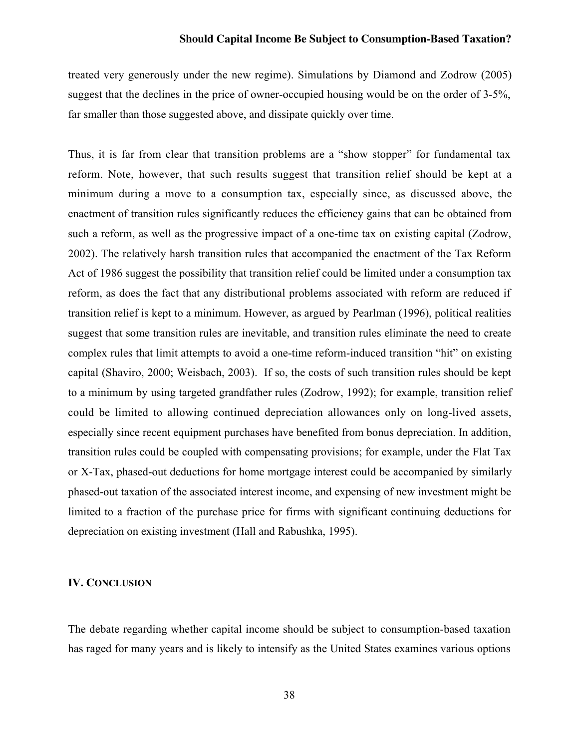treated very generously under the new regime). Simulations by Diamond and Zodrow (2005) suggest that the declines in the price of owner-occupied housing would be on the order of 3-5%, far smaller than those suggested above, and dissipate quickly over time.

Thus, it is far from clear that transition problems are a "show stopper" for fundamental tax reform. Note, however, that such results suggest that transition relief should be kept at a minimum during a move to a consumption tax, especially since, as discussed above, the enactment of transition rules significantly reduces the efficiency gains that can be obtained from such a reform, as well as the progressive impact of a one-time tax on existing capital (Zodrow, 2002). The relatively harsh transition rules that accompanied the enactment of the Tax Reform Act of 1986 suggest the possibility that transition relief could be limited under a consumption tax reform, as does the fact that any distributional problems associated with reform are reduced if transition relief is kept to a minimum. However, as argued by Pearlman (1996), political realities suggest that some transition rules are inevitable, and transition rules eliminate the need to create complex rules that limit attempts to avoid a one-time reform-induced transition "hit" on existing capital (Shaviro, 2000; Weisbach, 2003). If so, the costs of such transition rules should be kept to a minimum by using targeted grandfather rules (Zodrow, 1992); for example, transition relief could be limited to allowing continued depreciation allowances only on long-lived assets, especially since recent equipment purchases have benefited from bonus depreciation. In addition, transition rules could be coupled with compensating provisions; for example, under the Flat Tax or X-Tax, phased-out deductions for home mortgage interest could be accompanied by similarly phased-out taxation of the associated interest income, and expensing of new investment might be limited to a fraction of the purchase price for firms with significant continuing deductions for depreciation on existing investment (Hall and Rabushka, 1995).

## IV. CONCLUSION

The debate regarding whether capital income should be subject to consumption-based taxation has raged for many years and is likely to intensify as the United States examines various options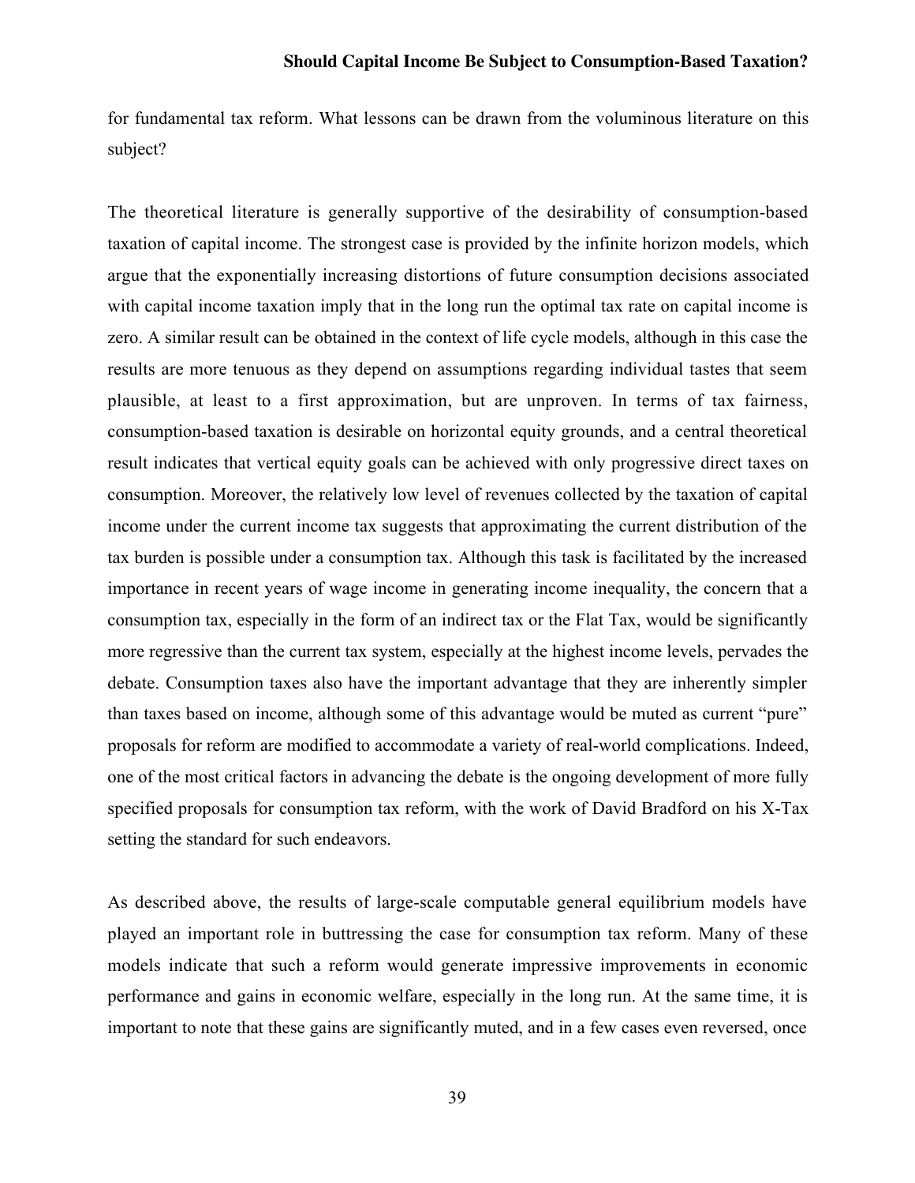for fundamental tax reform. What lessons can be drawn from the voluminous literature on this subject?

The theoretical literature is generally supportive of the desirability of consumption-based taxation of capital income. The strongest case is provided by the infinite horizon models, which argue that the exponentially increasing distortions of future consumption decisions associated with capital income taxation imply that in the long run the optimal tax rate on capital income is zero. A similar result can be obtained in the context of life cycle models, although in this case the results are more tenuous as they depend on assumptions regarding individual tastes that seem plausible, at least to a first approximation, but are unproven. In terms of tax fairness, consumption-based taxation is desirable on horizontal equity grounds, and a central theoretical result indicates that vertical equity goals can be achieved with only progressive direct taxes on consumption. Moreover, the relatively low level of revenues collected by the taxation of capital income under the current income tax suggests that approximating the current distribution of the tax burden is possible under a consumption tax. Although this task is facilitated by the increased importance in recent years of wage income in generating income inequality, the concern that a consumption tax, especially in the form of an indirect tax or the Flat Tax, would be significantly more regressive than the current tax system, especially at the highest income levels, pervades the debate. Consumption taxes also have the important advantage that they are inherently simpler than taxes based on income, although some of this advantage would be muted as current "pure" proposals for reform are modified to accommodate a variety of real-world complications. Indeed, one of the most critical factors in advancing the debate is the ongoing development of more fully specified proposals for consumption tax reform, with the work of David Bradford on his X-Tax setting the standard for such endeavors.

As described above, the results of large-scale computable general equilibrium models have played an important role in buttressing the case for consumption tax reform. Many of these models indicate that such a reform would generate impressive improvements in economic performance and gains in economic welfare, especially in the long run. At the same time, it is important to note that these gains are significantly muted, and in a few cases even reversed, once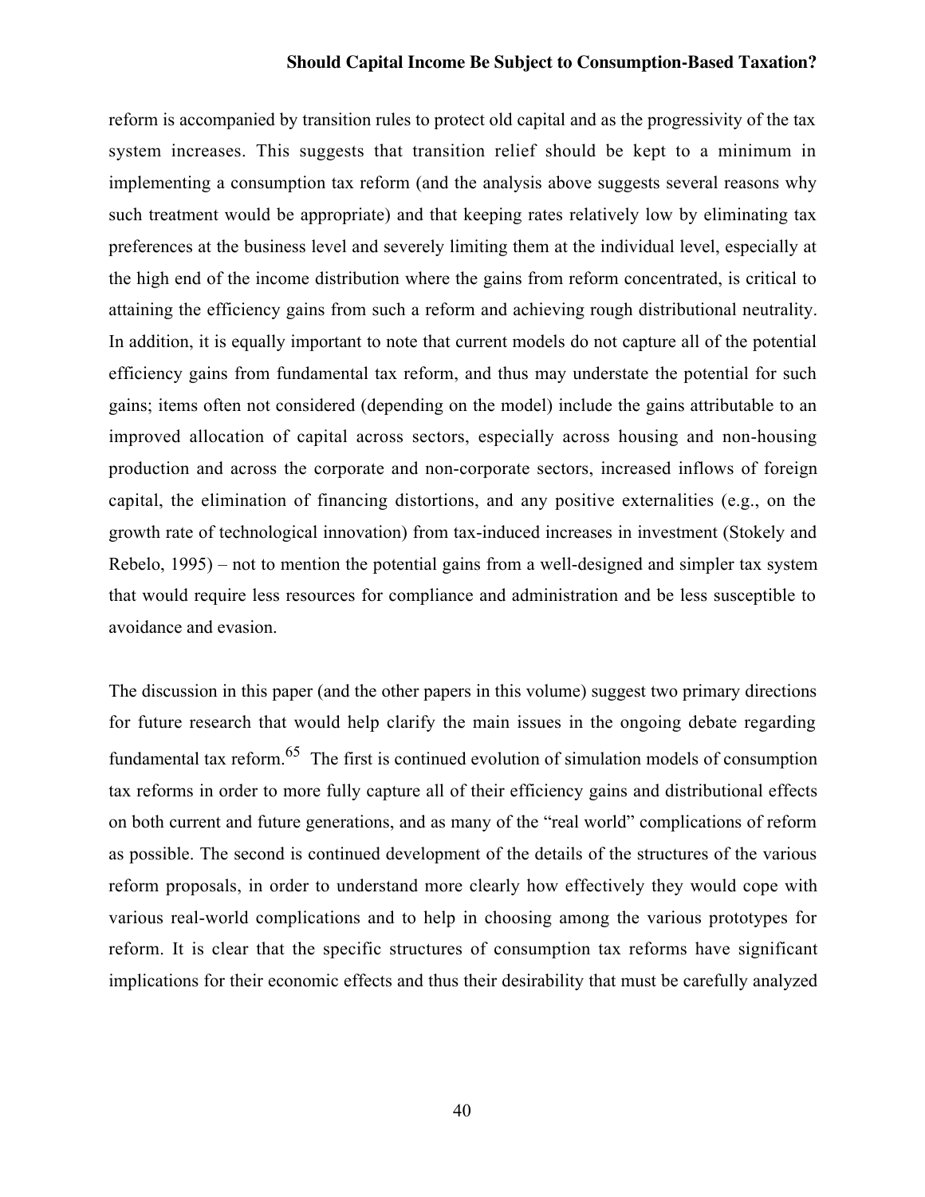reform is accompanied by transition rules to protect old capital and as the progressivity of the tax system increases. This suggests that transition relief should be kept to a minimum in implementing a consumption tax reform (and the analysis above suggests several reasons why such treatment would be appropriate) and that keeping rates relatively low by eliminating tax preferences at the business level and severely limiting them at the individual level, especially at the high end of the income distribution where the gains from reform concentrated, is critical to attaining the efficiency gains from such a reform and achieving rough distributional neutrality. In addition, it is equally important to note that current models do not capture all of the potential efficiency gains from fundamental tax reform, and thus may understate the potential for such gains; items often not considered (depending on the model) include the gains attributable to an improved allocation of capital across sectors, especially across housing and non-housing production and across the corporate and non-corporate sectors, increased inflows of foreign capital, the elimination of financing distortions, and any positive externalities (e.g., on the growth rate of technological innovation) from tax-induced increases in investment (Stokely and Rebelo, 1995) – not to mention the potential gains from a well-designed and simpler tax system that would require less resources for compliance and administration and be less susceptible to avoidance and evasion.

The discussion in this paper (and the other papers in this volume) suggest two primary directions for future research that would help clarify the main issues in the ongoing debate regarding fundamental tax reform.[65] The first is continued evolution of simulation models of consumption tax reforms in order to more fully capture all of their efficiency gains and distributional effects on both current and future generations, and as many of the "real world" complications of reform as possible. The second is continued development of the details of the structures of the various reform proposals, in order to understand more clearly how effectively they would cope with various real-world complications and to help in choosing among the various prototypes for reform. It is clear that the specific structures of consumption tax reforms have significant implications for their economic effects and thus their desirability that must be carefully analyzed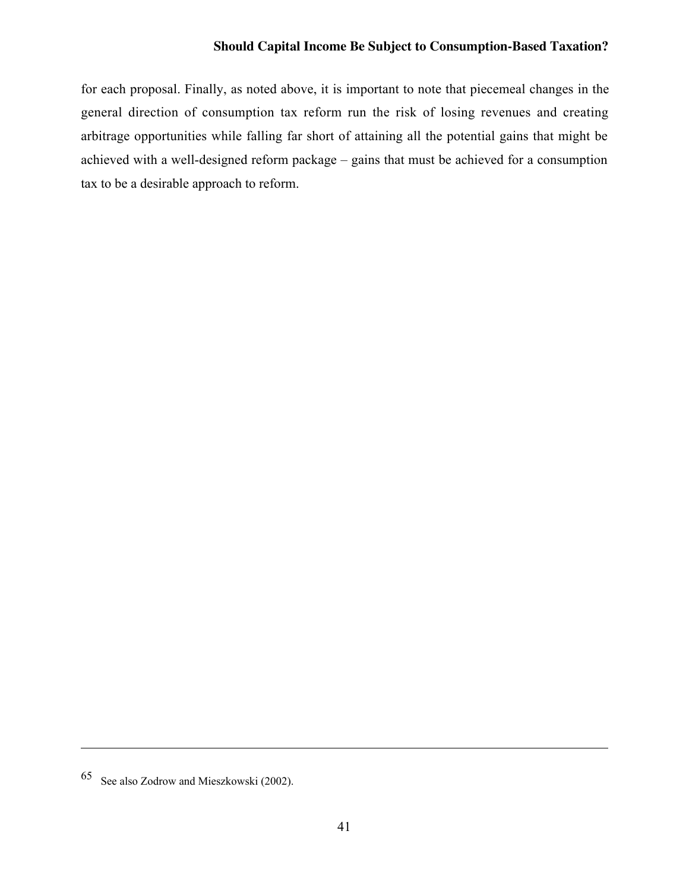for each proposal. Finally, as noted above, it is important to note that piecemeal changes in the general direction of consumption tax reform run the risk of losing revenues and creating arbitrage opportunities while falling far short of attaining all the potential gains that might be achieved with a well-designed reform package – gains that must be achieved for a consumption tax to be a desirable approach to reform.

---

[65] See also Zodrow and Mieszkowski (2002).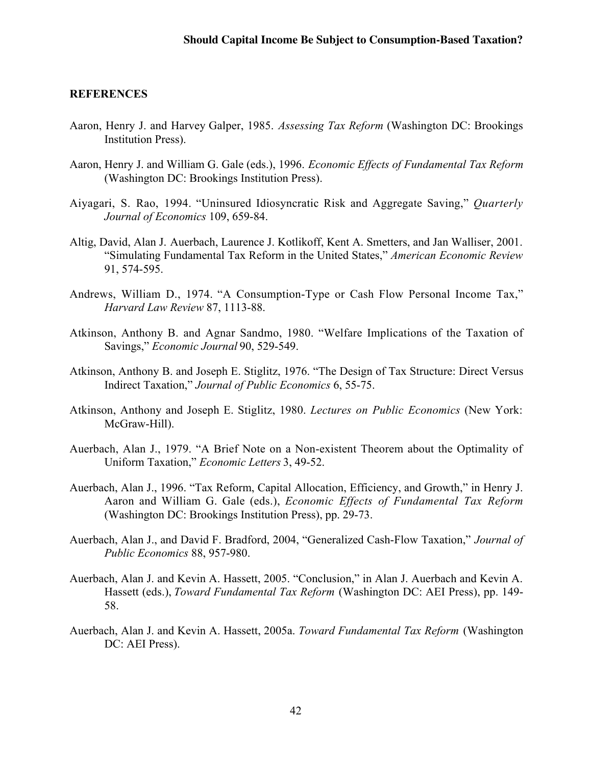## REFERENCES

Aaron, Henry J. and Harvey Galper, 1985. *Assessing Tax Reform* (Washington DC: Brookings Institution Press).

Aaron, Henry J. and William G. Gale (eds.), 1996. *Economic Effects of Fundamental Tax Reform* (Washington DC: Brookings Institution Press).

Aiyagari, S. Rao, 1994. "Uninsured Idiosyncratic Risk and Aggregate Saving," *Quarterly Journal of Economics* 109, 659-84.

Altig, David, Alan J. Auerbach, Laurence J. Kotlikoff, Kent A. Smetters, and Jan Walliser, 2001. "Simulating Fundamental Tax Reform in the United States," *American Economic Review* 91, 574-595.

Andrews, William D., 1974. "A Consumption-Type or Cash Flow Personal Income Tax," *Harvard Law Review* 87, 1113-88.

Atkinson, Anthony B. and Agnar Sandmo, 1980. "Welfare Implications of the Taxation of Savings," *Economic Journal* 90, 529-549.

Atkinson, Anthony B. and Joseph E. Stiglitz, 1976. "The Design of Tax Structure: Direct Versus Indirect Taxation," *Journal of Public Economics* 6, 55-75.

Atkinson, Anthony and Joseph E. Stiglitz, 1980. *Lectures on Public Economics* (New York: McGraw-Hill).

Auerbach, Alan J., 1979. "A Brief Note on a Non-existent Theorem about the Optimality of Uniform Taxation," *Economic Letters* 3, 49-52.

Auerbach, Alan J., 1996. "Tax Reform, Capital Allocation, Efficiency, and Growth," in Henry J. Aaron and William G. Gale (eds.), *Economic Effects of Fundamental Tax Reform* (Washington DC: Brookings Institution Press), pp. 29-73.

Auerbach, Alan J., and David F. Bradford, 2004, "Generalized Cash-Flow Taxation," *Journal of Public Economics* 88, 957-980.

Auerbach, Alan J. and Kevin A. Hassett, 2005. "Conclusion," in Alan J. Auerbach and Kevin A. Hassett (eds.), *Toward Fundamental Tax Reform* (Washington DC: AEI Press), pp. 149-58.

Auerbach, Alan J. and Kevin A. Hassett, 2005a. *Toward Fundamental Tax Reform* (Washington DC: AEI Press).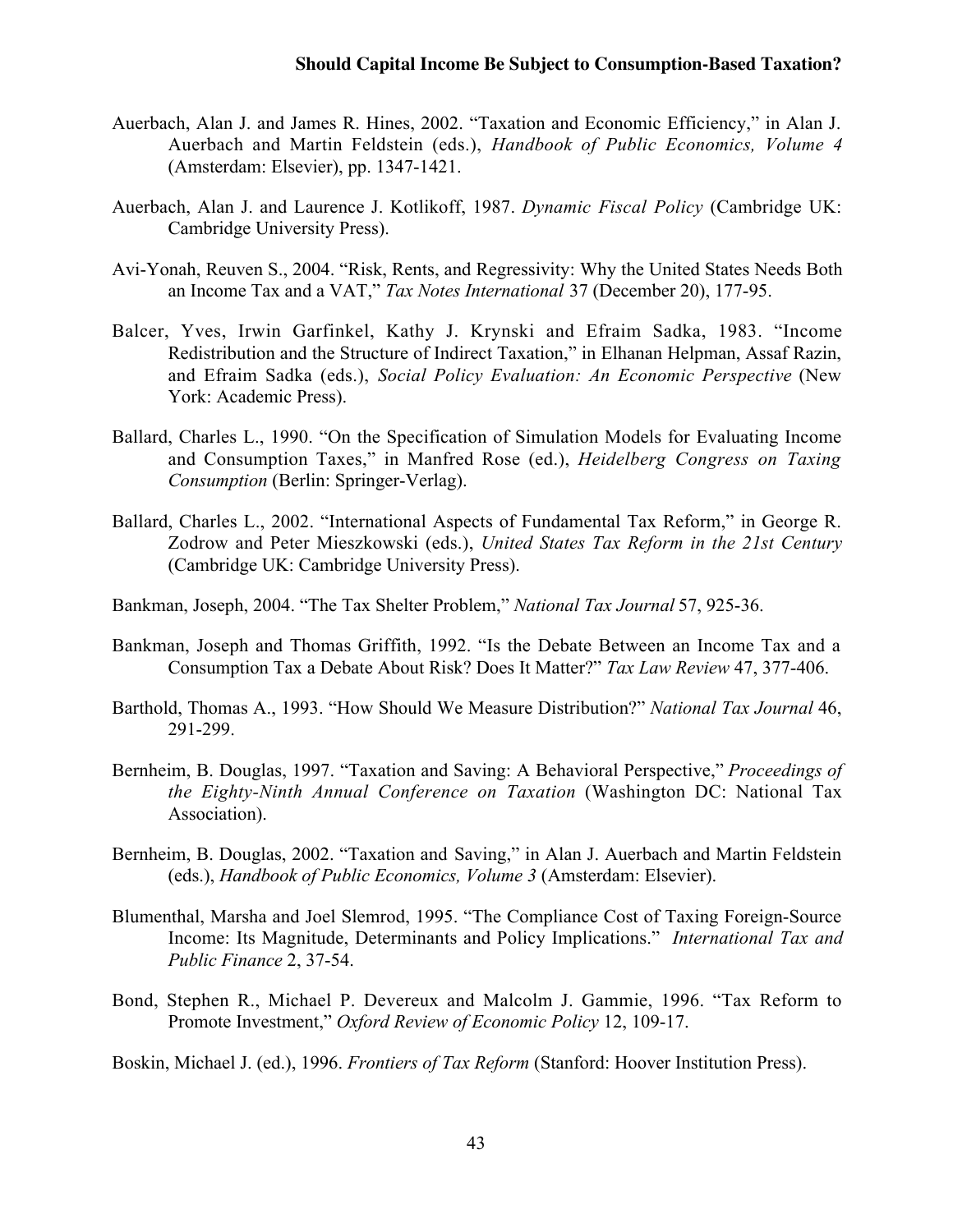Auerbach, Alan J. and James R. Hines, 2002. "Taxation and Economic Efficiency," in Alan J. Auerbach and Martin Feldstein (eds.), *Handbook of Public Economics, Volume 4* (Amsterdam: Elsevier), pp. 1347-1421.

Auerbach, Alan J. and Laurence J. Kotlikoff, 1987. *Dynamic Fiscal Policy* (Cambridge UK: Cambridge University Press).

Avi-Yonah, Reuven S., 2004. "Risk, Rents, and Regressivity: Why the United States Needs Both an Income Tax and a VAT," *Tax Notes International* 37 (December 20), 177-95.

Balcer, Yves, Irwin Garfinkel, Kathy J. Krynski and Efraim Sadka, 1983. "Income Redistribution and the Structure of Indirect Taxation," in Elhanan Helpman, Assaf Razin, and Efraim Sadka (eds.), *Social Policy Evaluation: An Economic Perspective* (New York: Academic Press).

Ballard, Charles L., 1990. "On the Specification of Simulation Models for Evaluating Income and Consumption Taxes," in Manfred Rose (ed.), *Heidelberg Congress on Taxing Consumption* (Berlin: Springer-Verlag).

Ballard, Charles L., 2002. "International Aspects of Fundamental Tax Reform," in George R. Zodrow and Peter Mieszkowski (eds.), *United States Tax Reform in the 21st Century* (Cambridge UK: Cambridge University Press).

Bankman, Joseph, 2004. "The Tax Shelter Problem," *National Tax Journal* 57, 925-36.

Bankman, Joseph and Thomas Griffith, 1992. "Is the Debate Between an Income Tax and a Consumption Tax a Debate About Risk? Does It Matter?" *Tax Law Review* 47, 377-406.

Barthold, Thomas A., 1993. "How Should We Measure Distribution?" *National Tax Journal* 46, 291-299.

Bernheim, B. Douglas, 1997. "Taxation and Saving: A Behavioral Perspective," *Proceedings of the Eighty-Ninth Annual Conference on Taxation* (Washington DC: National Tax Association).

Bernheim, B. Douglas, 2002. "Taxation and Saving," in Alan J. Auerbach and Martin Feldstein (eds.), *Handbook of Public Economics, Volume 3* (Amsterdam: Elsevier).

Blumenthal, Marsha and Joel Slemrod, 1995. "The Compliance Cost of Taxing Foreign-Source Income: Its Magnitude, Determinants and Policy Implications." *International Tax and Public Finance* 2, 37-54.

Bond, Stephen R., Michael P. Devereux and Malcolm J. Gammie, 1996. "Tax Reform to Promote Investment," *Oxford Review of Economic Policy* 12, 109-17.

Boskin, Michael J. (ed.), 1996. *Frontiers of Tax Reform* (Stanford: Hoover Institution Press).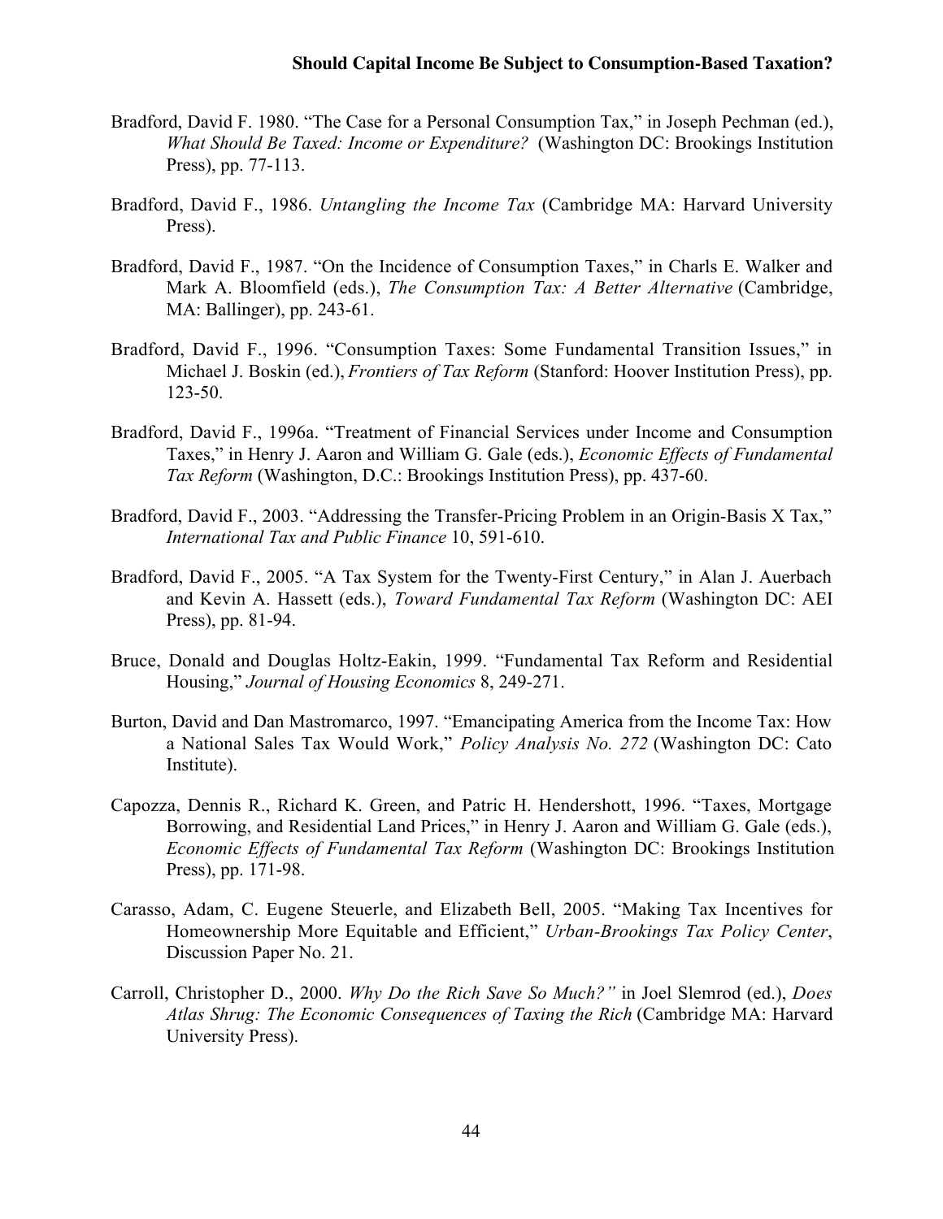Bradford, David F. 1980. "The Case for a Personal Consumption Tax," in Joseph Pechman (ed.), *What Should Be Taxed: Income or Expenditure?* (Washington DC: Brookings Institution Press), pp. 77-113.

Bradford, David F., 1986. *Untangling the Income Tax* (Cambridge MA: Harvard University Press).

Bradford, David F., 1987. "On the Incidence of Consumption Taxes," in Charls E. Walker and Mark A. Bloomfield (eds.), *The Consumption Tax: A Better Alternative* (Cambridge, MA: Ballinger), pp. 243-61.

Bradford, David F., 1996. "Consumption Taxes: Some Fundamental Transition Issues," in Michael J. Boskin (ed.), *Frontiers of Tax Reform* (Stanford: Hoover Institution Press), pp. 123-50.

Bradford, David F., 1996a. "Treatment of Financial Services under Income and Consumption Taxes," in Henry J. Aaron and William G. Gale (eds.), *Economic Effects of Fundamental Tax Reform* (Washington, D.C.: Brookings Institution Press), pp. 437-60.

Bradford, David F., 2003. "Addressing the Transfer-Pricing Problem in an Origin-Basis X Tax," *International Tax and Public Finance* 10, 591-610.

Bradford, David F., 2005. "A Tax System for the Twenty-First Century," in Alan J. Auerbach and Kevin A. Hassett (eds.), *Toward Fundamental Tax Reform* (Washington DC: AEI Press), pp. 81-94.

Bruce, Donald and Douglas Holtz-Eakin, 1999. "Fundamental Tax Reform and Residential Housing," *Journal of Housing Economics* 8, 249-271.

Burton, David and Dan Mastromarco, 1997. "Emancipating America from the Income Tax: How a National Sales Tax Would Work," *Policy Analysis No. 272* (Washington DC: Cato Institute).

Capozza, Dennis R., Richard K. Green, and Patric H. Hendershott, 1996. "Taxes, Mortgage Borrowing, and Residential Land Prices," in Henry J. Aaron and William G. Gale (eds.), *Economic Effects of Fundamental Tax Reform* (Washington DC: Brookings Institution Press), pp. 171-98.

Carasso, Adam, C. Eugene Steuerle, and Elizabeth Bell, 2005. "Making Tax Incentives for Homeownership More Equitable and Efficient," *Urban-Brookings Tax Policy Center*, Discussion Paper No. 21.

Carroll, Christopher D., 2000. *Why Do the Rich Save So Much?"* in Joel Slemrod (ed.), *Does Atlas Shrug: The Economic Consequences of Taxing the Rich* (Cambridge MA: Harvard University Press).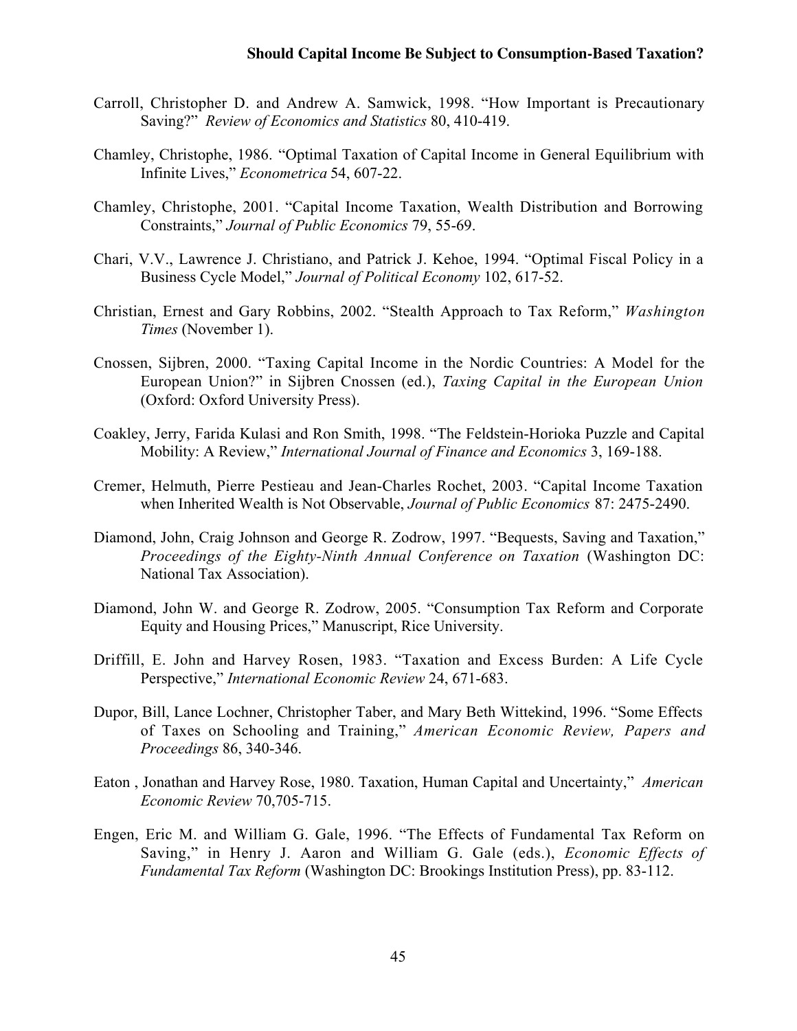Carroll, Christopher D. and Andrew A. Samwick, 1998. "How Important is Precautionary Saving?" *Review of Economics and Statistics* 80, 410-419.

Chamley, Christophe, 1986. "Optimal Taxation of Capital Income in General Equilibrium with Infinite Lives," *Econometrica* 54, 607-22.

Chamley, Christophe, 2001. "Capital Income Taxation, Wealth Distribution and Borrowing Constraints," *Journal of Public Economics* 79, 55-69.

Chari, V.V., Lawrence J. Christiano, and Patrick J. Kehoe, 1994. "Optimal Fiscal Policy in a Business Cycle Model," *Journal of Political Economy* 102, 617-52.

Christian, Ernest and Gary Robbins, 2002. "Stealth Approach to Tax Reform," *Washington Times* (November 1).

Cnossen, Sijbren, 2000. "Taxing Capital Income in the Nordic Countries: A Model for the European Union?" in Sijbren Cnossen (ed.), *Taxing Capital in the European Union* (Oxford: Oxford University Press).

Coakley, Jerry, Farida Kulasi and Ron Smith, 1998. "The Feldstein-Horioka Puzzle and Capital Mobility: A Review," *International Journal of Finance and Economics* 3, 169-188.

Cremer, Helmuth, Pierre Pestieau and Jean-Charles Rochet, 2003. "Capital Income Taxation when Inherited Wealth is Not Observable, *Journal of Public Economics* 87: 2475-2490.

Diamond, John, Craig Johnson and George R. Zodrow, 1997. "Bequests, Saving and Taxation," *Proceedings of the Eighty-Ninth Annual Conference on Taxation* (Washington DC: National Tax Association).

Diamond, John W. and George R. Zodrow, 2005. "Consumption Tax Reform and Corporate Equity and Housing Prices," Manuscript, Rice University.

Driffill, E. John and Harvey Rosen, 1983. "Taxation and Excess Burden: A Life Cycle Perspective," *International Economic Review* 24, 671-683.

Dupor, Bill, Lance Lochner, Christopher Taber, and Mary Beth Wittekind, 1996. "Some Effects of Taxes on Schooling and Training," *American Economic Review, Papers and Proceedings* 86, 340-346.

Eaton , Jonathan and Harvey Rose, 1980. Taxation, Human Capital and Uncertainty," *American Economic Review* 70,705-715.

Engen, Eric M. and William G. Gale, 1996. "The Effects of Fundamental Tax Reform on Saving," in Henry J. Aaron and William G. Gale (eds.), *Economic Effects of Fundamental Tax Reform* (Washington DC: Brookings Institution Press), pp. 83-112.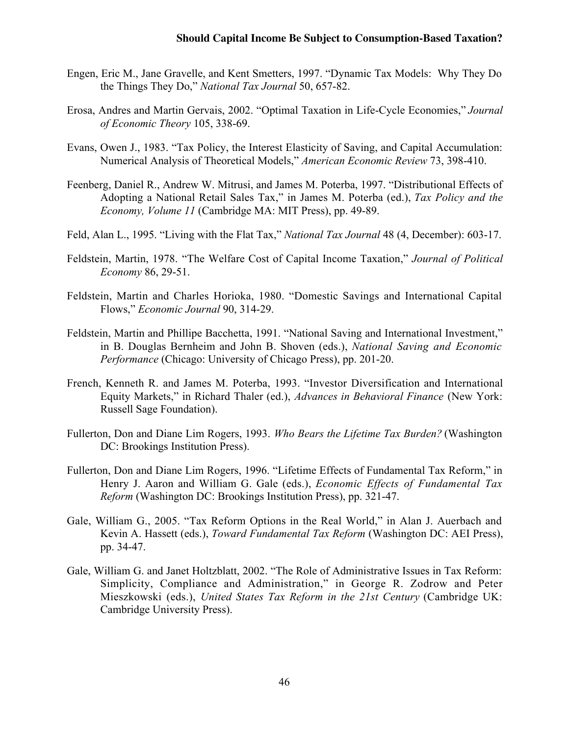Engen, Eric M., Jane Gravelle, and Kent Smetters, 1997. "Dynamic Tax Models: Why They Do the Things They Do," *National Tax Journal* 50, 657-82.

Erosa, Andres and Martin Gervais, 2002. "Optimal Taxation in Life-Cycle Economies," *Journal of Economic Theory* 105, 338-69.

Evans, Owen J., 1983. "Tax Policy, the Interest Elasticity of Saving, and Capital Accumulation: Numerical Analysis of Theoretical Models," *American Economic Review* 73, 398-410.

Feenberg, Daniel R., Andrew W. Mitrusi, and James M. Poterba, 1997. "Distributional Effects of Adopting a National Retail Sales Tax," in James M. Poterba (ed.), *Tax Policy and the Economy, Volume 11* (Cambridge MA: MIT Press), pp. 49-89.

Feld, Alan L., 1995. "Living with the Flat Tax," *National Tax Journal* 48 (4, December): 603-17.

Feldstein, Martin, 1978. "The Welfare Cost of Capital Income Taxation," *Journal of Political Economy* 86, 29-51.

Feldstein, Martin and Charles Horioka, 1980. "Domestic Savings and International Capital Flows," *Economic Journal* 90, 314-29.

Feldstein, Martin and Phillipe Bacchetta, 1991. "National Saving and International Investment," in B. Douglas Bernheim and John B. Shoven (eds.), *National Saving and Economic Performance* (Chicago: University of Chicago Press), pp. 201-20.

French, Kenneth R. and James M. Poterba, 1993. "Investor Diversification and International Equity Markets," in Richard Thaler (ed.), *Advances in Behavioral Finance* (New York: Russell Sage Foundation).

Fullerton, Don and Diane Lim Rogers, 1993. *Who Bears the Lifetime Tax Burden?* (Washington DC: Brookings Institution Press).

Fullerton, Don and Diane Lim Rogers, 1996. "Lifetime Effects of Fundamental Tax Reform," in Henry J. Aaron and William G. Gale (eds.), *Economic Effects of Fundamental Tax Reform* (Washington DC: Brookings Institution Press), pp. 321-47.

Gale, William G., 2005. "Tax Reform Options in the Real World," in Alan J. Auerbach and Kevin A. Hassett (eds.), *Toward Fundamental Tax Reform* (Washington DC: AEI Press), pp. 34-47.

Gale, William G. and Janet Holtzblatt, 2002. "The Role of Administrative Issues in Tax Reform: Simplicity, Compliance and Administration," in George R. Zodrow and Peter Mieszkowski (eds.), *United States Tax Reform in the 21st Century* (Cambridge UK: Cambridge University Press).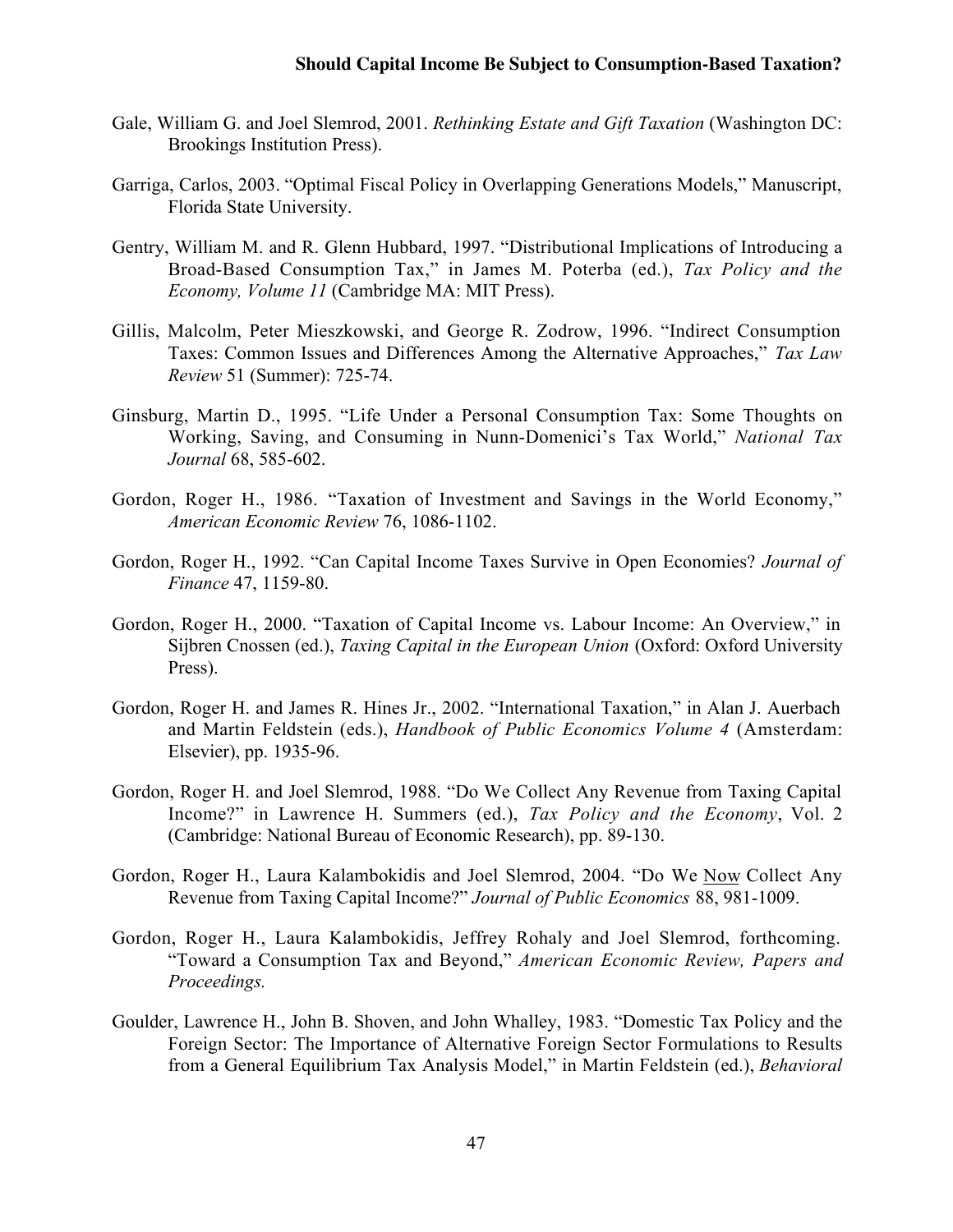Gale, William G. and Joel Slemrod, 2001. *Rethinking Estate and Gift Taxation* (Washington DC: Brookings Institution Press).

Garriga, Carlos, 2003. "Optimal Fiscal Policy in Overlapping Generations Models," Manuscript, Florida State University.

Gentry, William M. and R. Glenn Hubbard, 1997. "Distributional Implications of Introducing a Broad-Based Consumption Tax," in James M. Poterba (ed.), *Tax Policy and the Economy, Volume 11* (Cambridge MA: MIT Press).

Gillis, Malcolm, Peter Mieszkowski, and George R. Zodrow, 1996. "Indirect Consumption Taxes: Common Issues and Differences Among the Alternative Approaches," *Tax Law Review* 51 (Summer): 725-74.

Ginsburg, Martin D., 1995. "Life Under a Personal Consumption Tax: Some Thoughts on Working, Saving, and Consuming in Nunn-Domenici's Tax World," *National Tax Journal* 68, 585-602.

Gordon, Roger H., 1986. "Taxation of Investment and Savings in the World Economy," *American Economic Review* 76, 1086-1102.

Gordon, Roger H., 1992. "Can Capital Income Taxes Survive in Open Economies? *Journal of Finance* 47, 1159-80.

Gordon, Roger H., 2000. "Taxation of Capital Income vs. Labour Income: An Overview," in Sijbren Cnossen (ed.), *Taxing Capital in the European Union* (Oxford: Oxford University Press).

Gordon, Roger H. and James R. Hines Jr., 2002. "International Taxation," in Alan J. Auerbach and Martin Feldstein (eds.), *Handbook of Public Economics Volume 4* (Amsterdam: Elsevier), pp. 1935-96.

Gordon, Roger H. and Joel Slemrod, 1988. "Do We Collect Any Revenue from Taxing Capital Income?" in Lawrence H. Summers (ed.), *Tax Policy and the Economy*, Vol. 2 (Cambridge: National Bureau of Economic Research), pp. 89-130.

Gordon, Roger H., Laura Kalambokidis and Joel Slemrod, 2004. "Do We Now Collect Any Revenue from Taxing Capital Income?" *Journal of Public Economics* 88, 981-1009.

Gordon, Roger H., Laura Kalambokidis, Jeffrey Rohaly and Joel Slemrod, forthcoming. "Toward a Consumption Tax and Beyond," *American Economic Review, Papers and Proceedings.*

Goulder, Lawrence H., John B. Shoven, and John Whalley, 1983. "Domestic Tax Policy and the Foreign Sector: The Importance of Alternative Foreign Sector Formulations to Results from a General Equilibrium Tax Analysis Model," in Martin Feldstein (ed.), *Behavioral*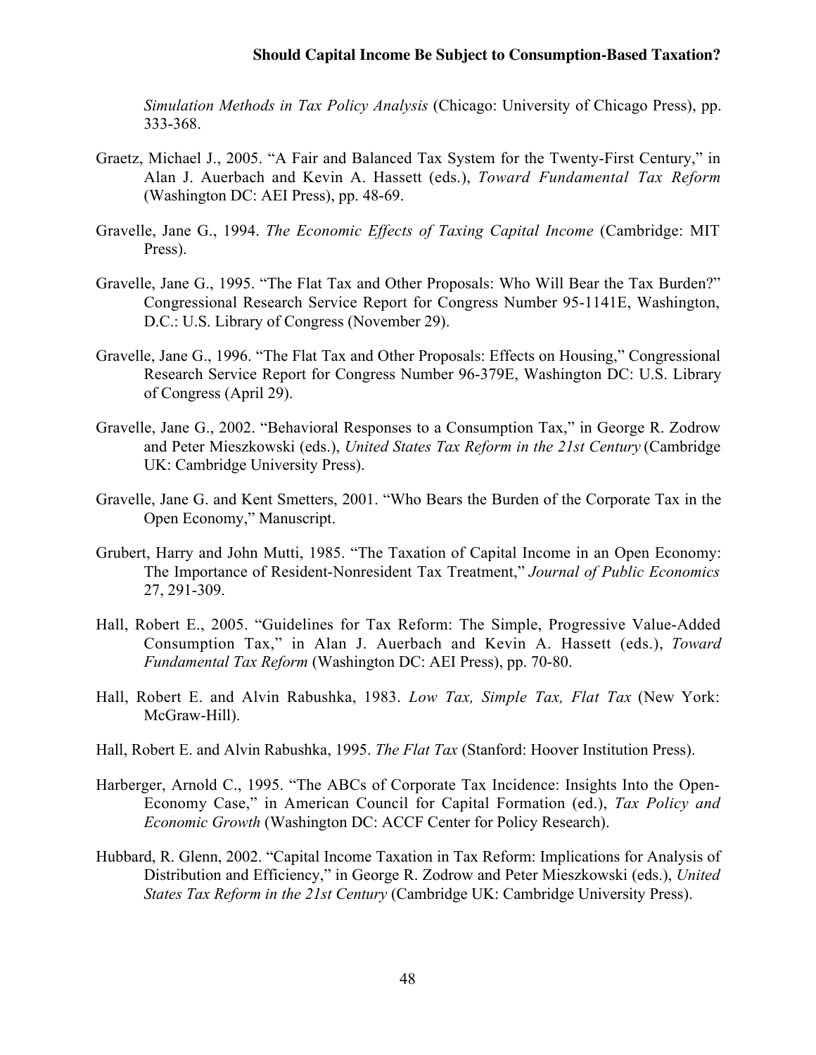*Simulation Methods in Tax Policy Analysis* (Chicago: University of Chicago Press), pp. 333-368.

Graetz, Michael J., 2005. "A Fair and Balanced Tax System for the Twenty-First Century," in Alan J. Auerbach and Kevin A. Hassett (eds.), *Toward Fundamental Tax Reform* (Washington DC: AEI Press), pp. 48-69.

Gravelle, Jane G., 1994. *The Economic Effects of Taxing Capital Income* (Cambridge: MIT Press).

Gravelle, Jane G., 1995. "The Flat Tax and Other Proposals: Who Will Bear the Tax Burden?" Congressional Research Service Report for Congress Number 95-1141E, Washington, D.C.: U.S. Library of Congress (November 29).

Gravelle, Jane G., 1996. "The Flat Tax and Other Proposals: Effects on Housing," Congressional Research Service Report for Congress Number 96-379E, Washington DC: U.S. Library of Congress (April 29).

Gravelle, Jane G., 2002. "Behavioral Responses to a Consumption Tax," in George R. Zodrow and Peter Mieszkowski (eds.), *United States Tax Reform in the 21st Century* (Cambridge UK: Cambridge University Press).

Gravelle, Jane G. and Kent Smetters, 2001. "Who Bears the Burden of the Corporate Tax in the Open Economy," Manuscript.

Grubert, Harry and John Mutti, 1985. "The Taxation of Capital Income in an Open Economy: The Importance of Resident-Nonresident Tax Treatment," *Journal of Public Economics* 27, 291-309.

Hall, Robert E., 2005. "Guidelines for Tax Reform: The Simple, Progressive Value-Added Consumption Tax," in Alan J. Auerbach and Kevin A. Hassett (eds.), *Toward Fundamental Tax Reform* (Washington DC: AEI Press), pp. 70-80.

Hall, Robert E. and Alvin Rabushka, 1983. *Low Tax, Simple Tax, Flat Tax* (New York: McGraw-Hill).

Hall, Robert E. and Alvin Rabushka, 1995. *The Flat Tax* (Stanford: Hoover Institution Press).

Harberger, Arnold C., 1995. "The ABCs of Corporate Tax Incidence: Insights Into the Open-Economy Case," in American Council for Capital Formation (ed.), *Tax Policy and Economic Growth* (Washington DC: ACCF Center for Policy Research).

Hubbard, R. Glenn, 2002. "Capital Income Taxation in Tax Reform: Implications for Analysis of Distribution and Efficiency," in George R. Zodrow and Peter Mieszkowski (eds.), *United States Tax Reform in the 21st Century* (Cambridge UK: Cambridge University Press).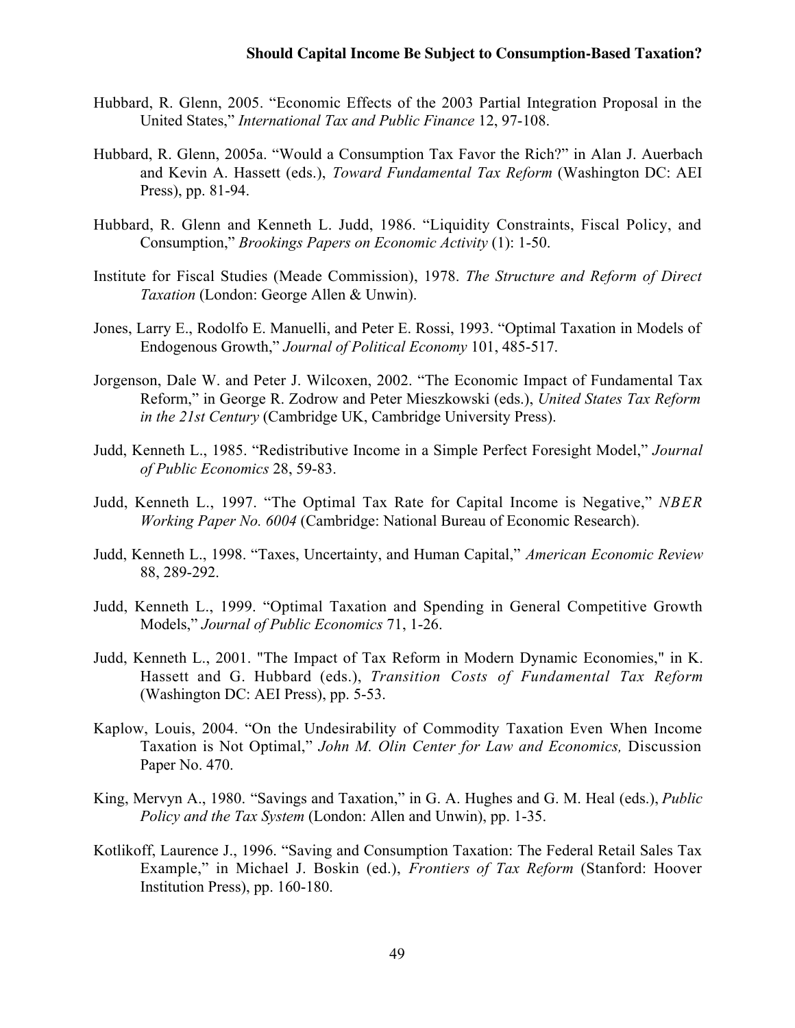Hubbard, R. Glenn, 2005. "Economic Effects of the 2003 Partial Integration Proposal in the United States," *International Tax and Public Finance* 12, 97-108.

Hubbard, R. Glenn, 2005a. "Would a Consumption Tax Favor the Rich?" in Alan J. Auerbach and Kevin A. Hassett (eds.), *Toward Fundamental Tax Reform* (Washington DC: AEI Press), pp. 81-94.

Hubbard, R. Glenn and Kenneth L. Judd, 1986. "Liquidity Constraints, Fiscal Policy, and Consumption," *Brookings Papers on Economic Activity* (1): 1-50.

Institute for Fiscal Studies (Meade Commission), 1978. *The Structure and Reform of Direct Taxation* (London: George Allen & Unwin).

Jones, Larry E., Rodolfo E. Manuelli, and Peter E. Rossi, 1993. "Optimal Taxation in Models of Endogenous Growth," *Journal of Political Economy* 101, 485-517.

Jorgenson, Dale W. and Peter J. Wilcoxen, 2002. "The Economic Impact of Fundamental Tax Reform," in George R. Zodrow and Peter Mieszkowski (eds.), *United States Tax Reform in the 21st Century* (Cambridge UK, Cambridge University Press).

Judd, Kenneth L., 1985. "Redistributive Income in a Simple Perfect Foresight Model," *Journal of Public Economics* 28, 59-83.

Judd, Kenneth L., 1997. "The Optimal Tax Rate for Capital Income is Negative," *NBER Working Paper No. 6004* (Cambridge: National Bureau of Economic Research).

Judd, Kenneth L., 1998. "Taxes, Uncertainty, and Human Capital," *American Economic Review* 88, 289-292.

Judd, Kenneth L., 1999. "Optimal Taxation and Spending in General Competitive Growth Models," *Journal of Public Economics* 71, 1-26.

Judd, Kenneth L., 2001. "The Impact of Tax Reform in Modern Dynamic Economies," in K. Hassett and G. Hubbard (eds.), *Transition Costs of Fundamental Tax Reform* (Washington DC: AEI Press), pp. 5-53.

Kaplow, Louis, 2004. "On the Undesirability of Commodity Taxation Even When Income Taxation is Not Optimal," *John M. Olin Center for Law and Economics,* Discussion Paper No. 470.

King, Mervyn A., 1980. "Savings and Taxation," in G. A. Hughes and G. M. Heal (eds.), *Public Policy and the Tax System* (London: Allen and Unwin), pp. 1-35.

Kotlikoff, Laurence J., 1996. "Saving and Consumption Taxation: The Federal Retail Sales Tax Example," in Michael J. Boskin (ed.), *Frontiers of Tax Reform* (Stanford: Hoover Institution Press), pp. 160-180.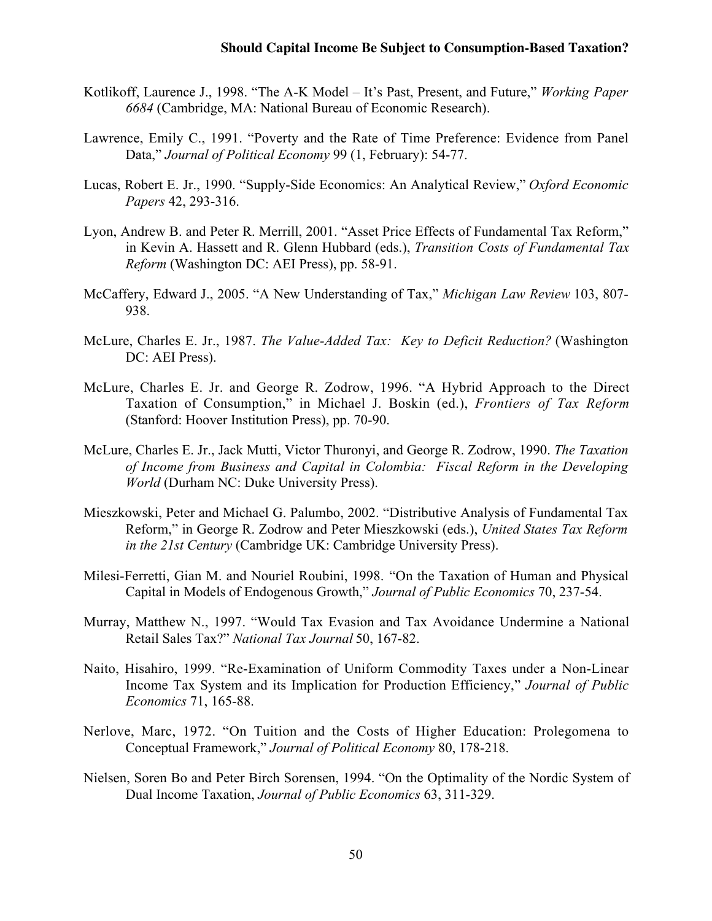Kotlikoff, Laurence J., 1998. "The A-K Model – It's Past, Present, and Future," *Working Paper 6684* (Cambridge, MA: National Bureau of Economic Research).

Lawrence, Emily C., 1991. "Poverty and the Rate of Time Preference: Evidence from Panel Data," *Journal of Political Economy* 99 (1, February): 54-77.

Lucas, Robert E. Jr., 1990. "Supply-Side Economics: An Analytical Review," *Oxford Economic Papers* 42, 293-316.

Lyon, Andrew B. and Peter R. Merrill, 2001. "Asset Price Effects of Fundamental Tax Reform," in Kevin A. Hassett and R. Glenn Hubbard (eds.), *Transition Costs of Fundamental Tax Reform* (Washington DC: AEI Press), pp. 58-91.

McCaffery, Edward J., 2005. "A New Understanding of Tax," *Michigan Law Review* 103, 807-938.

McLure, Charles E. Jr., 1987. *The Value-Added Tax: Key to Deficit Reduction?* (Washington DC: AEI Press).

McLure, Charles E. Jr. and George R. Zodrow, 1996. "A Hybrid Approach to the Direct Taxation of Consumption," in Michael J. Boskin (ed.), *Frontiers of Tax Reform* (Stanford: Hoover Institution Press), pp. 70-90.

McLure, Charles E. Jr., Jack Mutti, Victor Thuronyi, and George R. Zodrow, 1990. *The Taxation of Income from Business and Capital in Colombia: Fiscal Reform in the Developing World* (Durham NC: Duke University Press).

Mieszkowski, Peter and Michael G. Palumbo, 2002. "Distributive Analysis of Fundamental Tax Reform," in George R. Zodrow and Peter Mieszkowski (eds.), *United States Tax Reform in the 21st Century* (Cambridge UK: Cambridge University Press).

Milesi-Ferretti, Gian M. and Nouriel Roubini, 1998. "On the Taxation of Human and Physical Capital in Models of Endogenous Growth," *Journal of Public Economics* 70, 237-54.

Murray, Matthew N., 1997. "Would Tax Evasion and Tax Avoidance Undermine a National Retail Sales Tax?" *National Tax Journal* 50, 167-82.

Naito, Hisahiro, 1999. "Re-Examination of Uniform Commodity Taxes under a Non-Linear Income Tax System and its Implication for Production Efficiency," *Journal of Public Economics* 71, 165-88.

Nerlove, Marc, 1972. "On Tuition and the Costs of Higher Education: Prolegomena to Conceptual Framework," *Journal of Political Economy* 80, 178-218.

Nielsen, Soren Bo and Peter Birch Sorensen, 1994. "On the Optimality of the Nordic System of Dual Income Taxation, *Journal of Public Economics* 63, 311-329.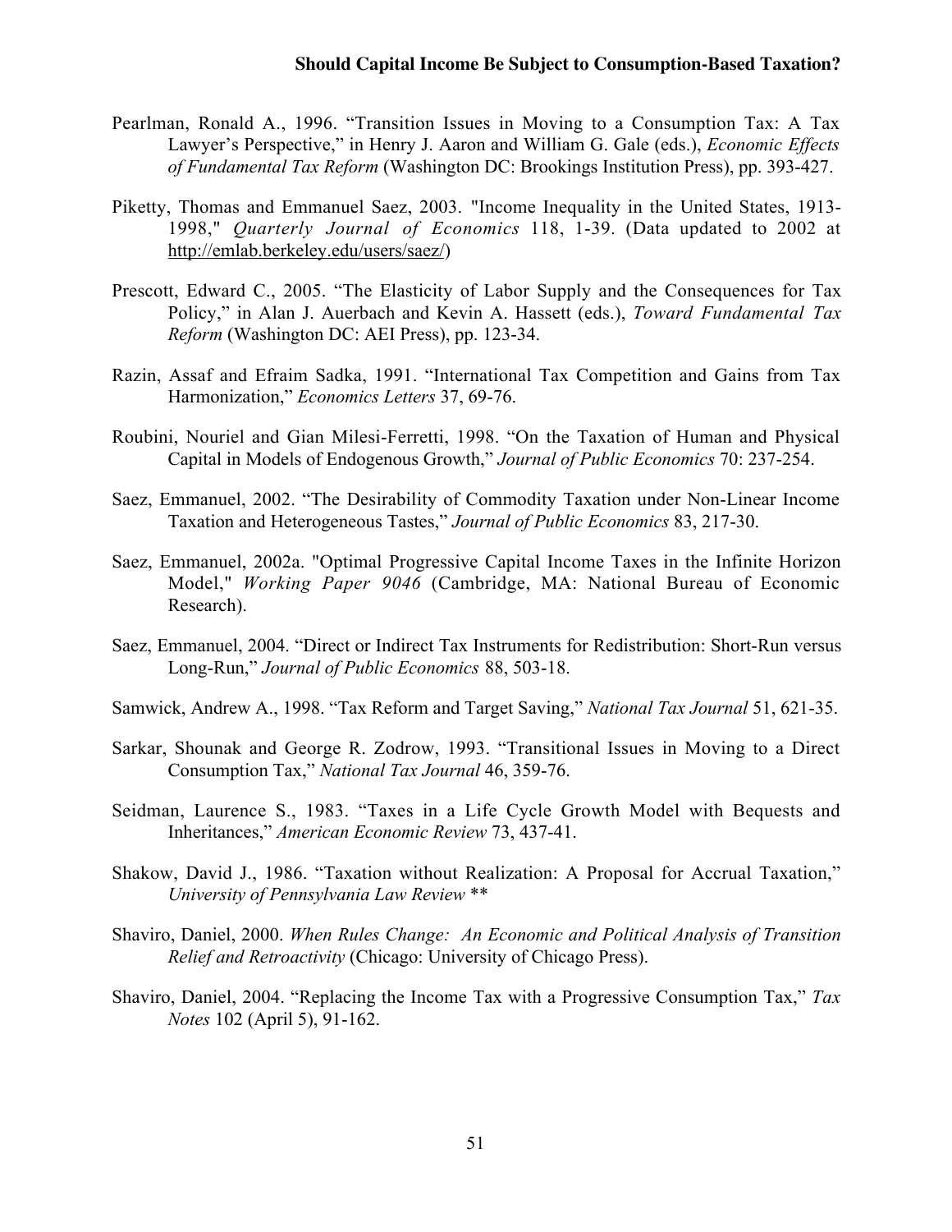Pearlman, Ronald A., 1996. “Transition Issues in Moving to a Consumption Tax: A Tax Lawyer’s Perspective,” in Henry J. Aaron and William G. Gale (eds.), *Economic Effects of Fundamental Tax Reform* (Washington DC: Brookings Institution Press), pp. 393-427.

Piketty, Thomas and Emmanuel Saez, 2003. "Income Inequality in the United States, 1913-1998," *Quarterly Journal of Economics* 118, 1-39. (Data updated to 2002 at http://emlab.berkeley.edu/users/saez/)

Prescott, Edward C., 2005. “The Elasticity of Labor Supply and the Consequences for Tax Policy,” in Alan J. Auerbach and Kevin A. Hassett (eds.), *Toward Fundamental Tax Reform* (Washington DC: AEI Press), pp. 123-34.

Razin, Assaf and Efraim Sadka, 1991. “International Tax Competition and Gains from Tax Harmonization,” *Economics Letters* 37, 69-76.

Roubini, Nouriel and Gian Milesi-Ferretti, 1998. “On the Taxation of Human and Physical Capital in Models of Endogenous Growth,” *Journal of Public Economics* 70: 237-254.

Saez, Emmanuel, 2002. “The Desirability of Commodity Taxation under Non-Linear Income Taxation and Heterogeneous Tastes,” *Journal of Public Economics* 83, 217-30.

Saez, Emmanuel, 2002a. "Optimal Progressive Capital Income Taxes in the Infinite Horizon Model," *Working Paper 9046* (Cambridge, MA: National Bureau of Economic Research).

Saez, Emmanuel, 2004. “Direct or Indirect Tax Instruments for Redistribution: Short-Run versus Long-Run,” *Journal of Public Economics* 88, 503-18.

Samwick, Andrew A., 1998. “Tax Reform and Target Saving,” *National Tax Journal* 51, 621-35.

Sarkar, Shounak and George R. Zodrow, 1993. “Transitional Issues in Moving to a Direct Consumption Tax,” *National Tax Journal* 46, 359-76.

Seidman, Laurence S., 1983. “Taxes in a Life Cycle Growth Model with Bequests and Inheritances,” *American Economic Review* 73, 437-41.

Shakow, David J., 1986. “Taxation without Realization: A Proposal for Accrual Taxation,” *University of Pennsylvania Law Review* **

Shaviro, Daniel, 2000. *When Rules Change: An Economic and Political Analysis of Transition Relief and Retroactivity* (Chicago: University of Chicago Press).

Shaviro, Daniel, 2004. “Replacing the Income Tax with a Progressive Consumption Tax,” *Tax Notes* 102 (April 5), 91-162.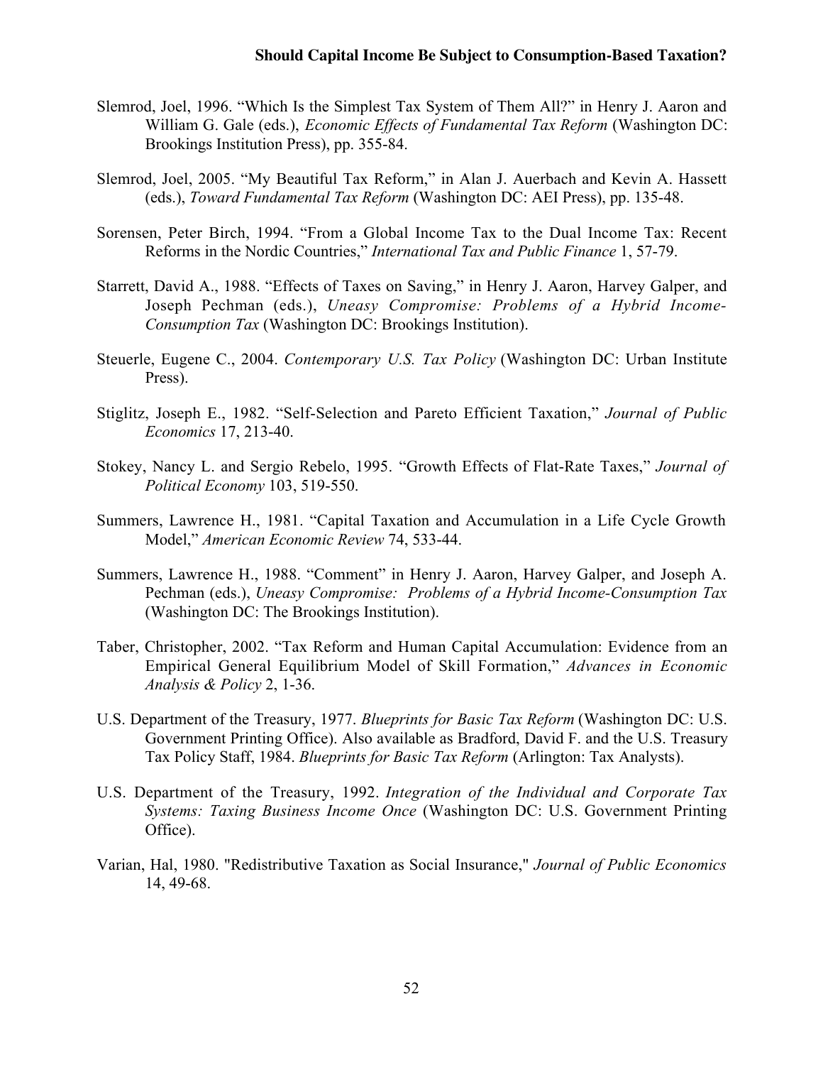Slemrod, Joel, 1996. "Which Is the Simplest Tax System of Them All?" in Henry J. Aaron and William G. Gale (eds.), *Economic Effects of Fundamental Tax Reform* (Washington DC: Brookings Institution Press), pp. 355-84.

Slemrod, Joel, 2005. "My Beautiful Tax Reform," in Alan J. Auerbach and Kevin A. Hassett (eds.), *Toward Fundamental Tax Reform* (Washington DC: AEI Press), pp. 135-48.

Sorensen, Peter Birch, 1994. "From a Global Income Tax to the Dual Income Tax: Recent Reforms in the Nordic Countries," *International Tax and Public Finance* 1, 57-79.

Starrett, David A., 1988. "Effects of Taxes on Saving," in Henry J. Aaron, Harvey Galper, and Joseph Pechman (eds.), *Uneasy Compromise: Problems of a Hybrid Income-Consumption Tax* (Washington DC: Brookings Institution).

Steuerle, Eugene C., 2004. *Contemporary U.S. Tax Policy* (Washington DC: Urban Institute Press).

Stiglitz, Joseph E., 1982. "Self-Selection and Pareto Efficient Taxation," *Journal of Public Economics* 17, 213-40.

Stokey, Nancy L. and Sergio Rebelo, 1995. "Growth Effects of Flat-Rate Taxes," *Journal of Political Economy* 103, 519-550.

Summers, Lawrence H., 1981. "Capital Taxation and Accumulation in a Life Cycle Growth Model," *American Economic Review* 74, 533-44.

Summers, Lawrence H., 1988. "Comment" in Henry J. Aaron, Harvey Galper, and Joseph A. Pechman (eds.), *Uneasy Compromise: Problems of a Hybrid Income-Consumption Tax* (Washington DC: The Brookings Institution).

Taber, Christopher, 2002. "Tax Reform and Human Capital Accumulation: Evidence from an Empirical General Equilibrium Model of Skill Formation," *Advances in Economic Analysis & Policy* 2, 1-36.

U.S. Department of the Treasury, 1977. *Blueprints for Basic Tax Reform* (Washington DC: U.S. Government Printing Office). Also available as Bradford, David F. and the U.S. Treasury Tax Policy Staff, 1984. *Blueprints for Basic Tax Reform* (Arlington: Tax Analysts).

U.S. Department of the Treasury, 1992. *Integration of the Individual and Corporate Tax Systems: Taxing Business Income Once* (Washington DC: U.S. Government Printing Office).

Varian, Hal, 1980. "Redistributive Taxation as Social Insurance," *Journal of Public Economics* 14, 49-68.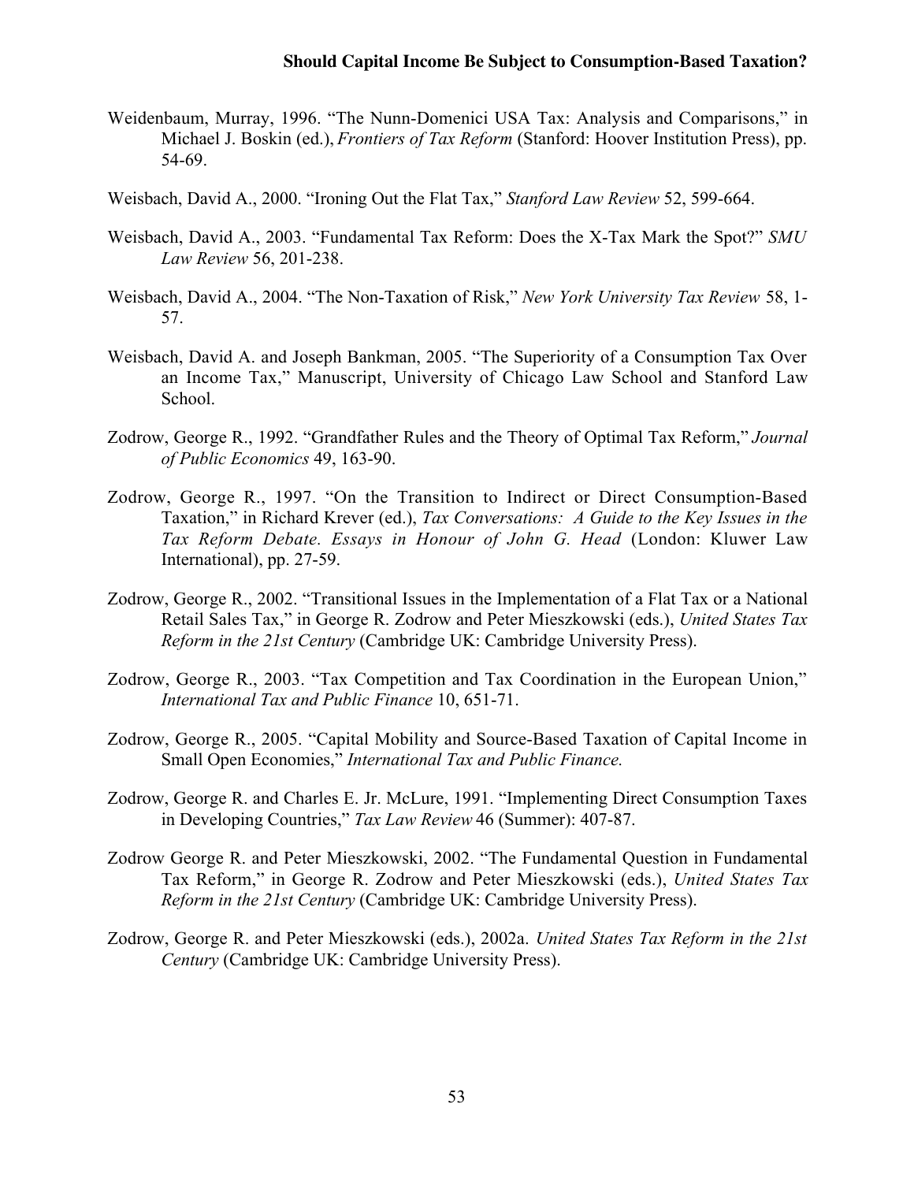Weidenbaum, Murray, 1996. “The Nunn-Domenici USA Tax: Analysis and Comparisons,” in Michael J. Boskin (ed.), *Frontiers of Tax Reform* (Stanford: Hoover Institution Press), pp. 54-69.

Weisbach, David A., 2000. “Ironing Out the Flat Tax,” *Stanford Law Review* 52, 599-664.

Weisbach, David A., 2003. “Fundamental Tax Reform: Does the X-Tax Mark the Spot?” *SMU Law Review* 56, 201-238.

Weisbach, David A., 2004. “The Non-Taxation of Risk,” *New York University Tax Review* 58, 1-57.

Weisbach, David A. and Joseph Bankman, 2005. “The Superiority of a Consumption Tax Over an Income Tax,” Manuscript, University of Chicago Law School and Stanford Law School.

Zodrow, George R., 1992. “Grandfather Rules and the Theory of Optimal Tax Reform,” *Journal of Public Economics* 49, 163-90.

Zodrow, George R., 1997. “On the Transition to Indirect or Direct Consumption-Based Taxation,” in Richard Krever (ed.), *Tax Conversations: A Guide to the Key Issues in the Tax Reform Debate. Essays in Honour of John G. Head* (London: Kluwer Law International), pp. 27-59.

Zodrow, George R., 2002. “Transitional Issues in the Implementation of a Flat Tax or a National Retail Sales Tax,” in George R. Zodrow and Peter Mieszkowski (eds.), *United States Tax Reform in the 21st Century* (Cambridge UK: Cambridge University Press).

Zodrow, George R., 2003. “Tax Competition and Tax Coordination in the European Union,” *International Tax and Public Finance* 10, 651-71.

Zodrow, George R., 2005. “Capital Mobility and Source-Based Taxation of Capital Income in Small Open Economies,” *International Tax and Public Finance.*

Zodrow, George R. and Charles E. Jr. McLure, 1991. “Implementing Direct Consumption Taxes in Developing Countries,” *Tax Law Review* 46 (Summer): 407-87.

Zodrow George R. and Peter Mieszkowski, 2002. “The Fundamental Question in Fundamental Tax Reform,” in George R. Zodrow and Peter Mieszkowski (eds.), *United States Tax Reform in the 21st Century* (Cambridge UK: Cambridge University Press).

Zodrow, George R. and Peter Mieszkowski (eds.), 2002a. *United States Tax Reform in the 21st Century* (Cambridge UK: Cambridge University Press).